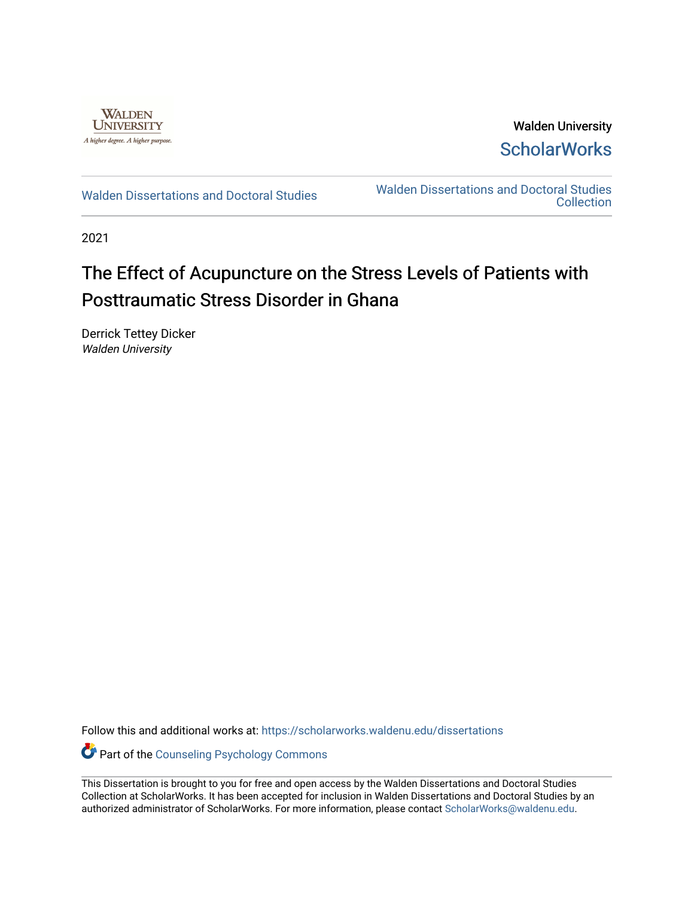Walden University

ScholarWorks

Walden Dissertations and Doctoral Studies

Walden Dissertations and Doctoral Studies Collection

2021

# The Effect of Acupuncture on the Stress Levels of Patients with Posttraumatic Stress Disorder in Ghana

Derrick Tettey Dicker
*Walden University*

Follow this and additional works at: https://scholarworks.waldenu.edu/dissertations

Part of the Counseling Psychology Commons

This Dissertation is brought to you for free and open access by the Walden Dissertations and Doctoral Studies Collection at ScholarWorks. It has been accepted for inclusion in Walden Dissertations and Doctoral Studies by an authorized administrator of ScholarWorks. For more information, please contact ScholarWorks@waldenu.edu.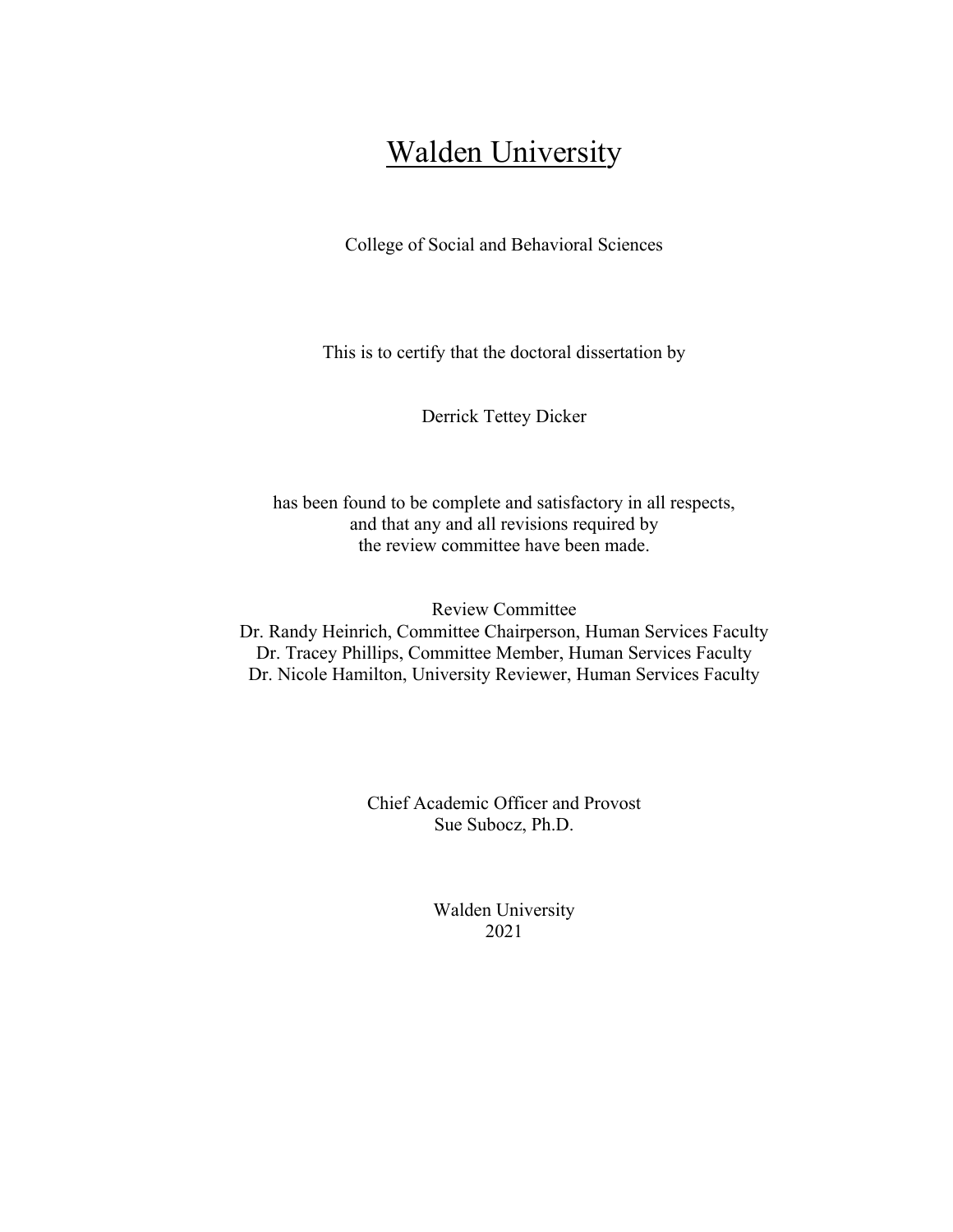# Walden University

College of Social and Behavioral Sciences

This is to certify that the doctoral dissertation by

Derrick Tettey Dicker

has been found to be complete and satisfactory in all respects,
and that any and all revisions required by
the review committee have been made.

Review Committee
Dr. Randy Heinrich, Committee Chairperson, Human Services Faculty
Dr. Tracey Phillips, Committee Member, Human Services Faculty
Dr. Nicole Hamilton, University Reviewer, Human Services Faculty

Chief Academic Officer and Provost
Sue Subocz, Ph.D.

Walden University
2021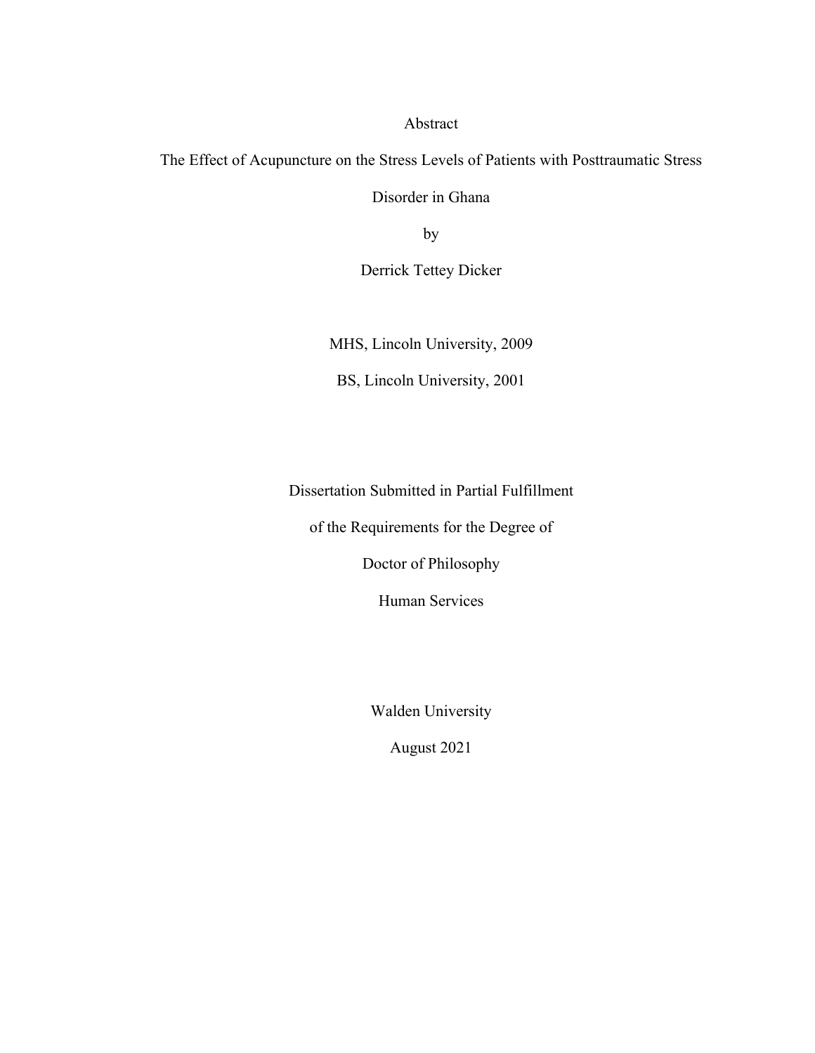Abstract

The Effect of Acupuncture on the Stress Levels of Patients with Posttraumatic Stress Disorder in Ghana

by

Derrick Tettey Dicker

MHS, Lincoln University, 2009

BS, Lincoln University, 2001

Dissertation Submitted in Partial Fulfillment

of the Requirements for the Degree of

Doctor of Philosophy

Human Services

Walden University

August 2021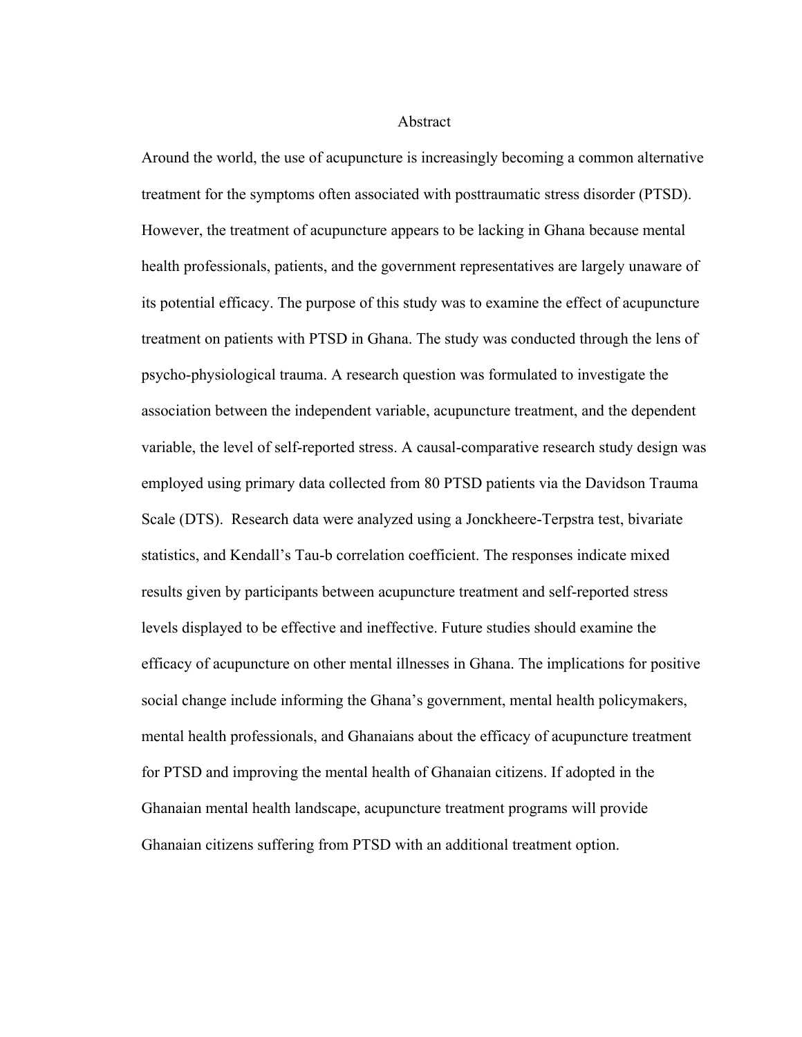# Abstract

Around the world, the use of acupuncture is increasingly becoming a common alternative treatment for the symptoms often associated with posttraumatic stress disorder (PTSD). However, the treatment of acupuncture appears to be lacking in Ghana because mental health professionals, patients, and the government representatives are largely unaware of its potential efficacy. The purpose of this study was to examine the effect of acupuncture treatment on patients with PTSD in Ghana. The study was conducted through the lens of psycho-physiological trauma. A research question was formulated to investigate the association between the independent variable, acupuncture treatment, and the dependent variable, the level of self-reported stress. A causal-comparative research study design was employed using primary data collected from 80 PTSD patients via the Davidson Trauma Scale (DTS). Research data were analyzed using a Jonckheere-Terpstra test, bivariate statistics, and Kendall's Tau-b correlation coefficient. The responses indicate mixed results given by participants between acupuncture treatment and self-reported stress levels displayed to be effective and ineffective. Future studies should examine the efficacy of acupuncture on other mental illnesses in Ghana. The implications for positive social change include informing the Ghana's government, mental health policymakers, mental health professionals, and Ghanaians about the efficacy of acupuncture treatment for PTSD and improving the mental health of Ghanaian citizens. If adopted in the Ghanaian mental health landscape, acupuncture treatment programs will provide Ghanaian citizens suffering from PTSD with an additional treatment option.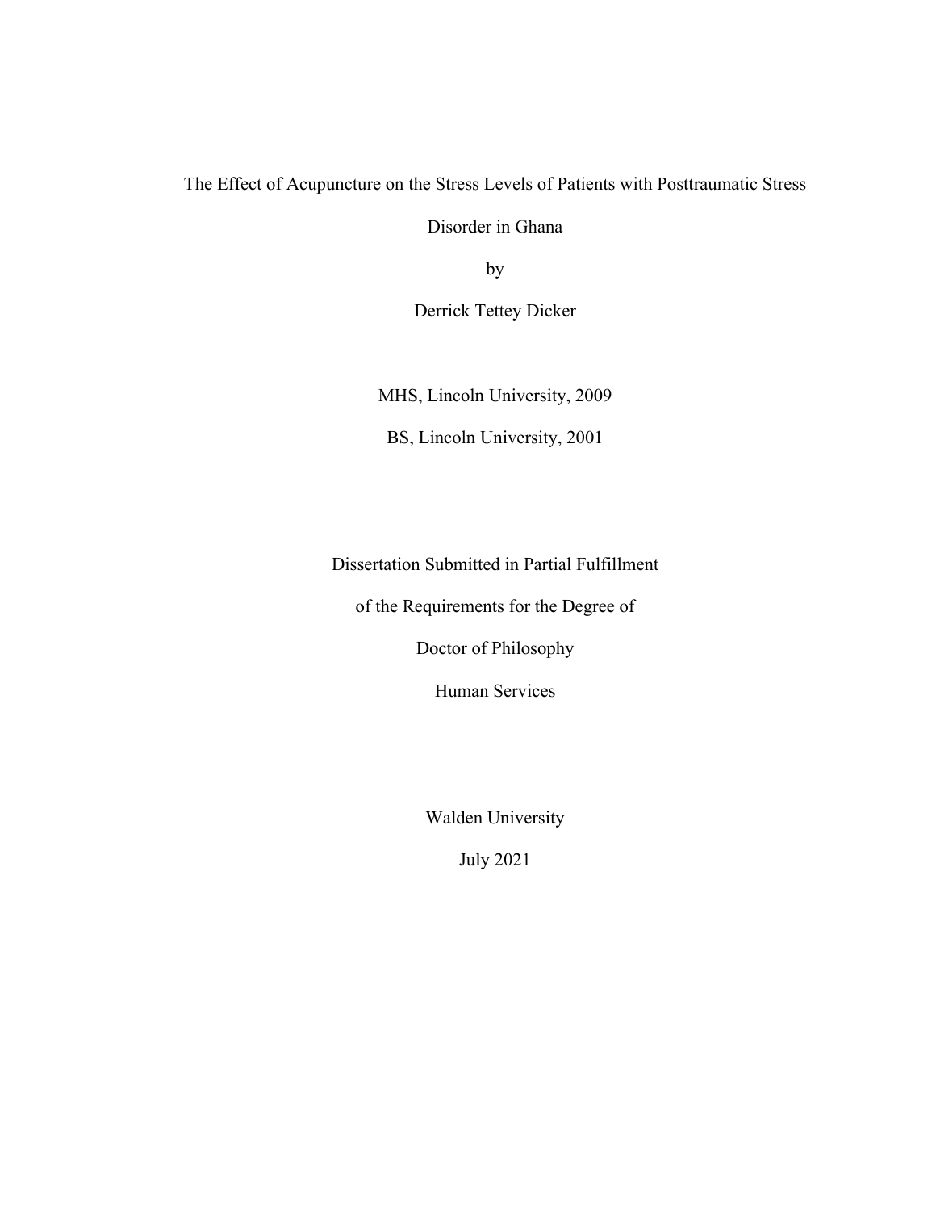The Effect of Acupuncture on the Stress Levels of Patients with Posttraumatic Stress Disorder in Ghana

by

Derrick Tettey Dicker

MHS, Lincoln University, 2009

BS, Lincoln University, 2001

Dissertation Submitted in Partial Fulfillment

of the Requirements for the Degree of

Doctor of Philosophy

Human Services

Walden University

July 2021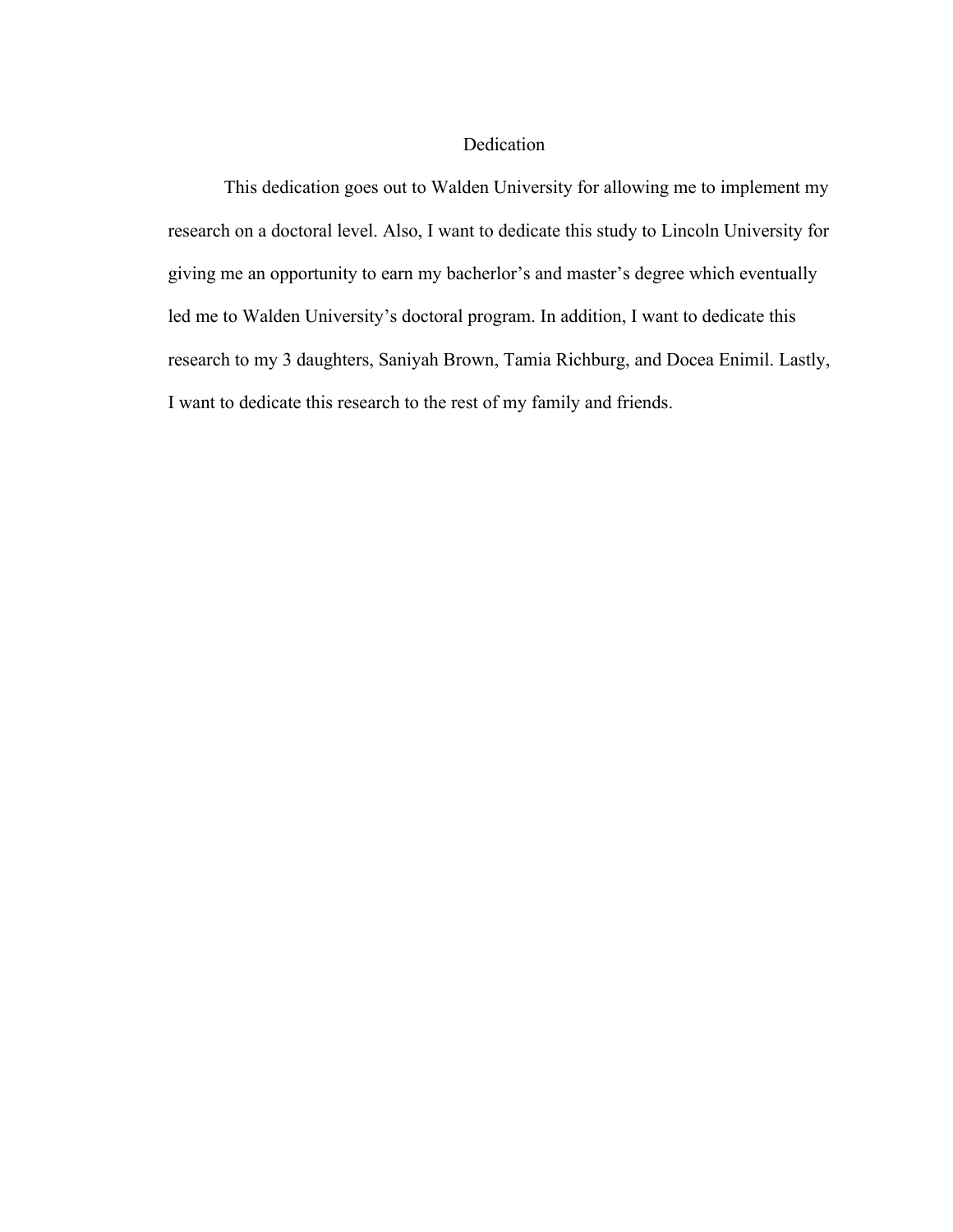# Dedication

This dedication goes out to Walden University for allowing me to implement my research on a doctoral level. Also, I want to dedicate this study to Lincoln University for giving me an opportunity to earn my bacherlor's and master's degree which eventually led me to Walden University's doctoral program. In addition, I want to dedicate this research to my 3 daughters, Saniyah Brown, Tamia Richburg, and Docea Enimil. Lastly, I want to dedicate this research to the rest of my family and friends.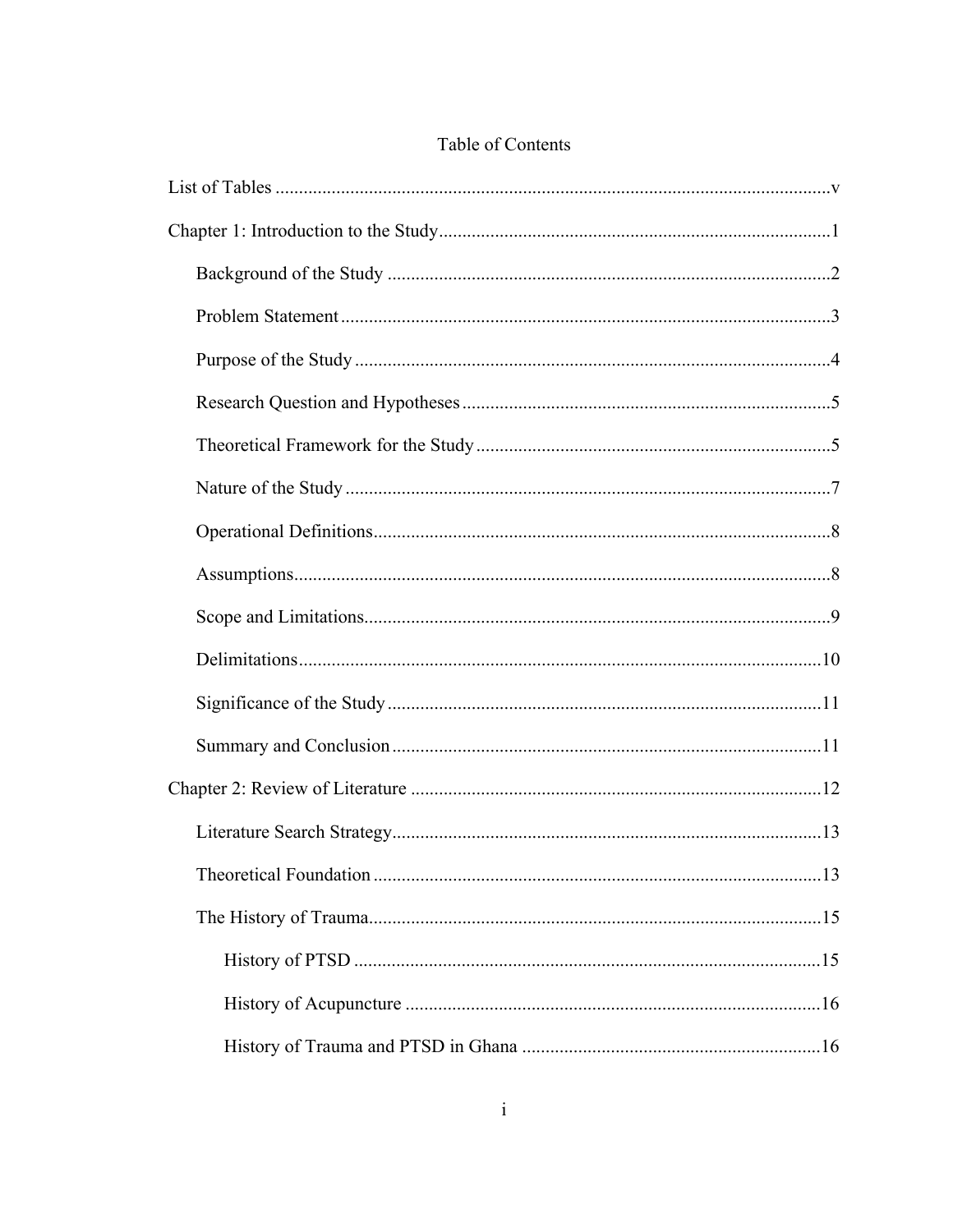Table of Contents

List of Tables ....................................................................................................................v

Chapter 1: Introduction to the Study...................................................................................1

Background of the Study ..............................................................................................2

Problem Statement .........................................................................................................3

Purpose of the Study .....................................................................................................4

Research Question and Hypotheses ..............................................................................5

Theoretical Framework for the Study ...........................................................................5

Nature of the Study .......................................................................................................7

Operational Definitions.................................................................................................8

Assumptions..................................................................................................................8

Scope and Limitations...................................................................................................9

Delimitations...............................................................................................................10

Significance of the Study ............................................................................................11

Summary and Conclusion ...........................................................................................11

Chapter 2: Review of Literature .......................................................................................12

Literature Search Strategy...........................................................................................13

Theoretical Foundation ...............................................................................................13

The History of Trauma................................................................................................15

History of PTSD ...................................................................................................15

History of Acupuncture ........................................................................................16

History of Trauma and PTSD in Ghana ...............................................................16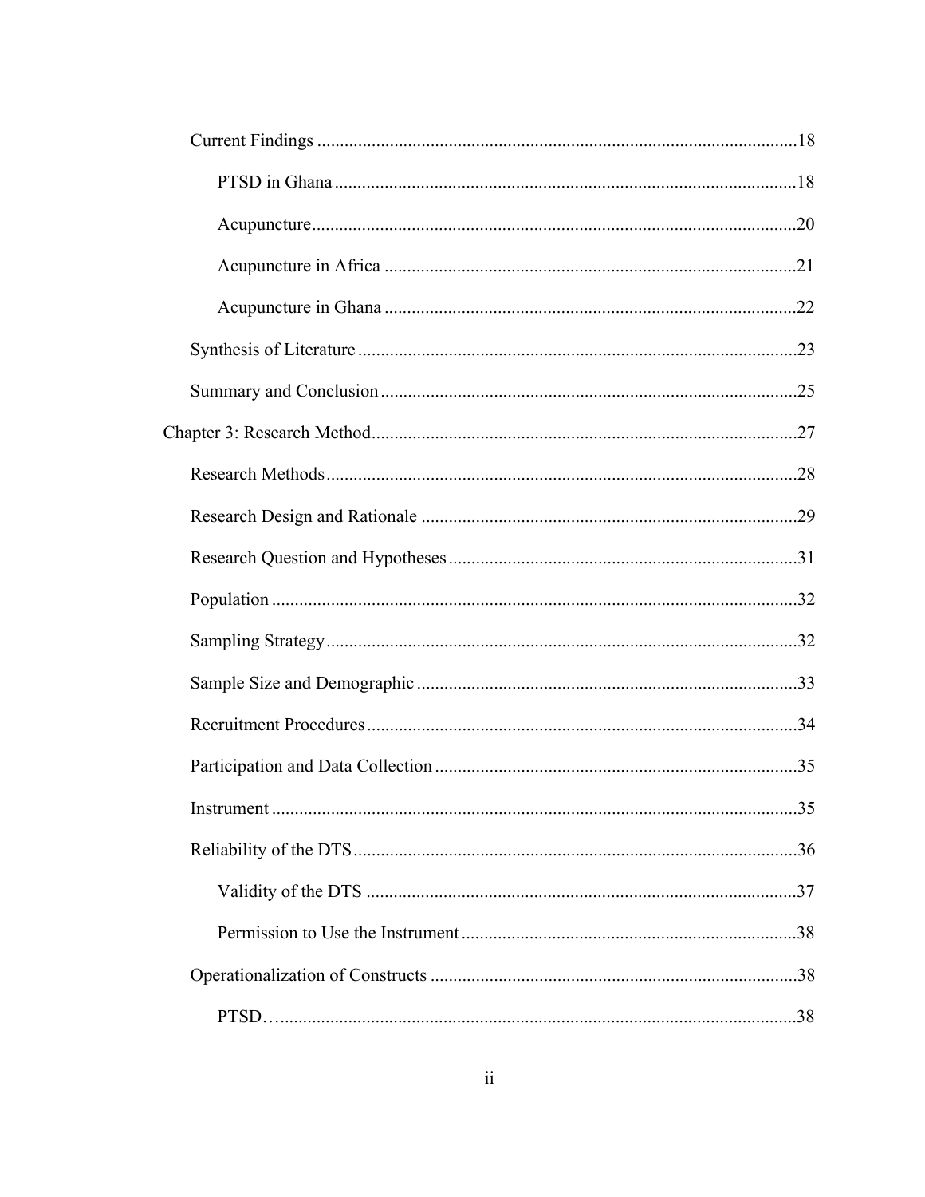Current Findings ....................................................................................................18

PTSD in Ghana ...................................................................................................18

Acupuncture.........................................................................................................20

Acupuncture in Africa ........................................................................................21

Acupuncture in Ghana ........................................................................................22

Synthesis of Literature ...............................................................................................23

Summary and Conclusion ..........................................................................................25

Chapter 3: Research Method.............................................................................................27

Research Methods.......................................................................................................28

Research Design and Rationale ..................................................................................29

Research Question and Hypotheses ............................................................................31

Population ...................................................................................................................32

Sampling Strategy.......................................................................................................32

Sample Size and Demographic ...................................................................................33

Recruitment Procedures..............................................................................................34

Participation and Data Collection ...............................................................................35

Instrument ...................................................................................................................35

Reliability of the DTS ................................................................................................36

Validity of the DTS .............................................................................................37

Permission to Use the Instrument ........................................................................38

Operationalization of Constructs ................................................................................38

PTSD…...............................................................................................................38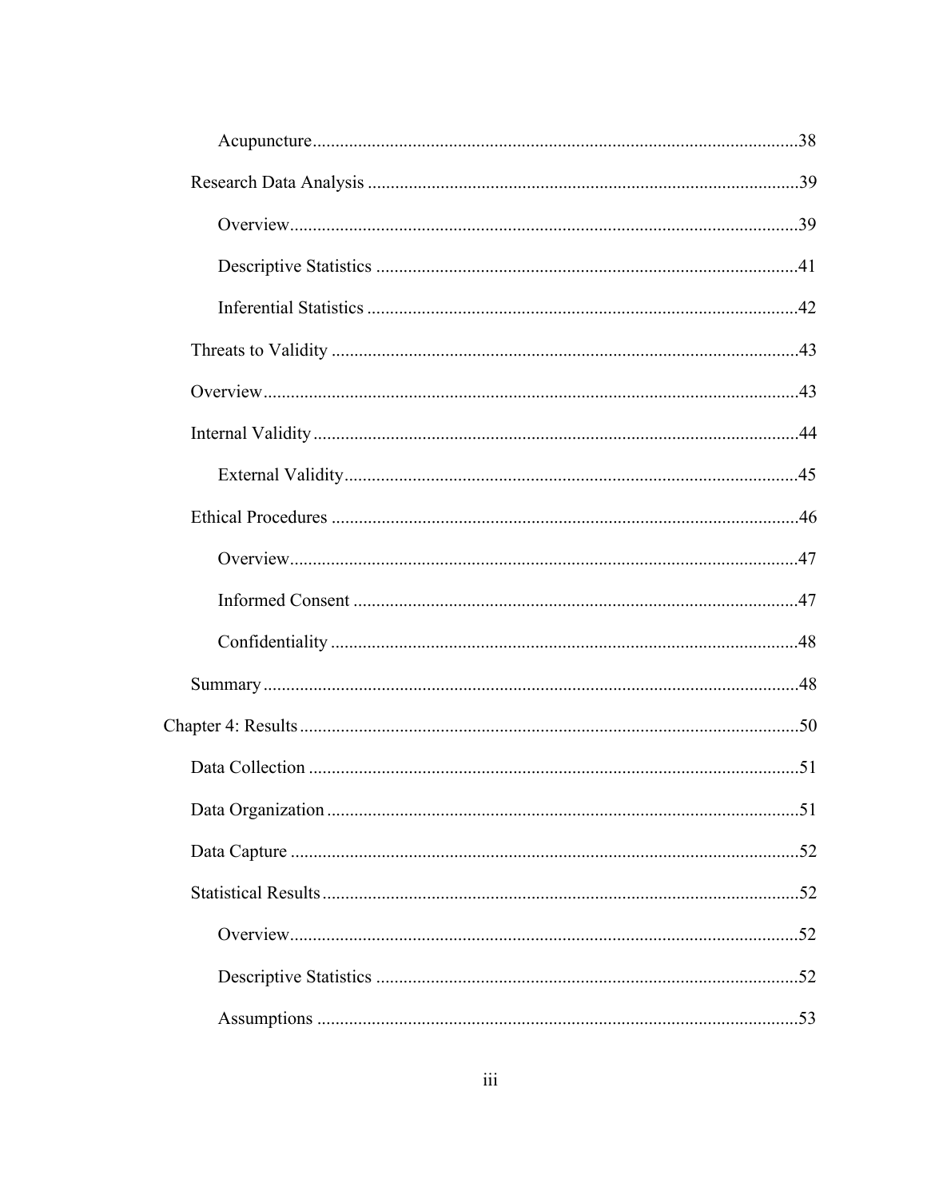Acupuncture ..........................................................................................................38

Research Data Analysis ..............................................................................................39

Overview...............................................................................................................39

Descriptive Statistics ............................................................................................41

Inferential Statistics ..............................................................................................42

Threats to Validity ......................................................................................................43

Overview....................................................................................................................43

Internal Validity ..........................................................................................................44

External Validity...................................................................................................45

Ethical Procedures ......................................................................................................46

Overview...............................................................................................................47

Informed Consent .................................................................................................47

Confidentiality ......................................................................................................48

Summary .....................................................................................................................48

Chapter 4: Results .............................................................................................................50

Data Collection ...........................................................................................................51

Data Organization .......................................................................................................51

Data Capture ...............................................................................................................52

Statistical Results ........................................................................................................52

Overview...............................................................................................................52

Descriptive Statistics ............................................................................................52

Assumptions .........................................................................................................53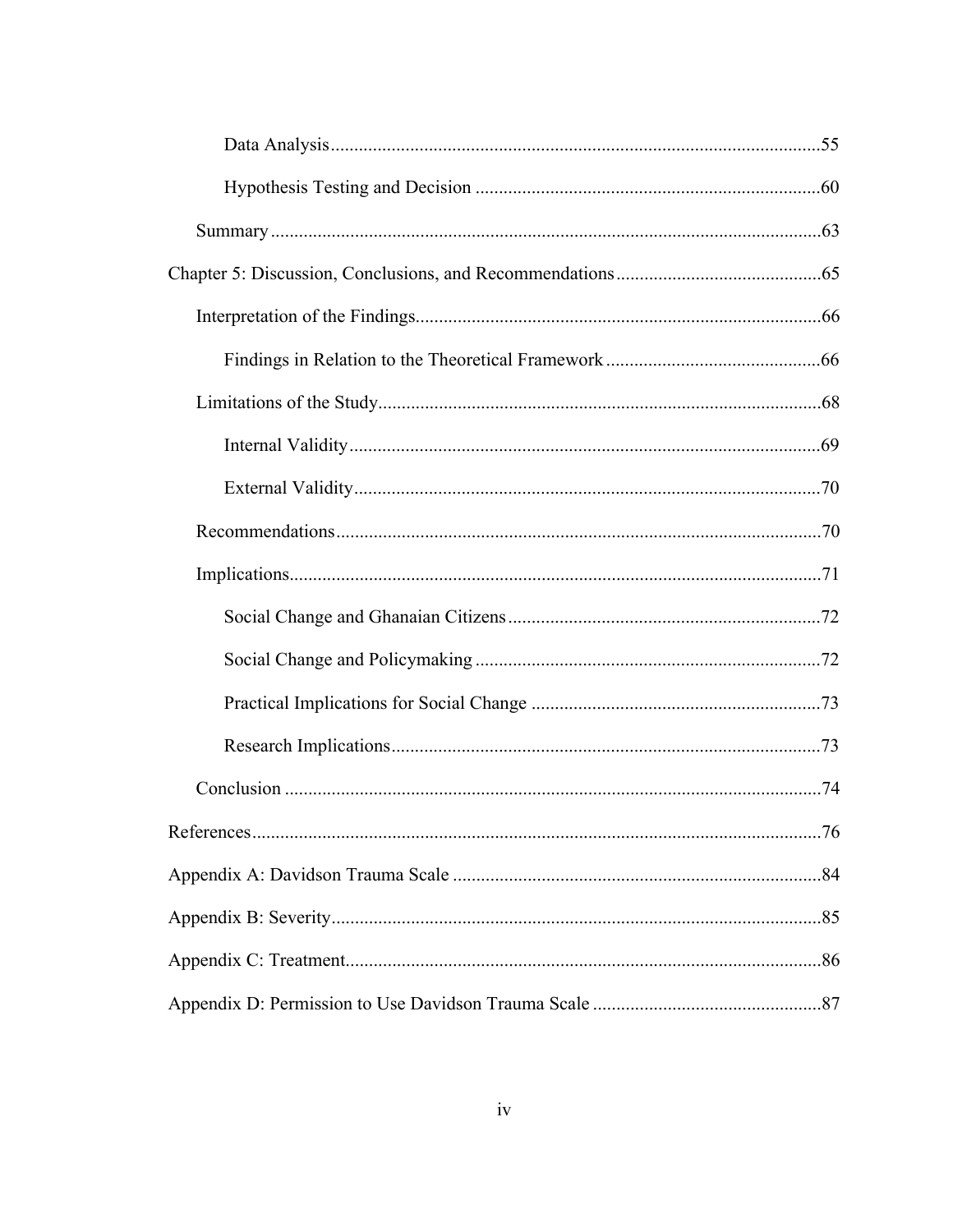Data Analysis ........................................................................................................55

Hypothesis Testing and Decision .........................................................................60

Summary ....................................................................................................................63

Chapter 5: Discussion, Conclusions, and Recommendations ...........................................65

Interpretation of the Findings.....................................................................................66

Findings in Relation to the Theoretical Framework .............................................66

Limitations of the Study.............................................................................................68

Internal Validity ....................................................................................................69

External Validity ...................................................................................................70

Recommendations......................................................................................................70

Implications................................................................................................................71

Social Change and Ghanaian Citizens ..................................................................72

Social Change and Policymaking .........................................................................72

Practical Implications for Social Change .............................................................73

Research Implications...........................................................................................73

Conclusion .................................................................................................................74

References........................................................................................................................76

Appendix A: Davidson Trauma Scale .............................................................................84

Appendix B: Severity.......................................................................................................85

Appendix C: Treatment....................................................................................................86

Appendix D: Permission to Use Davidson Trauma Scale ................................................87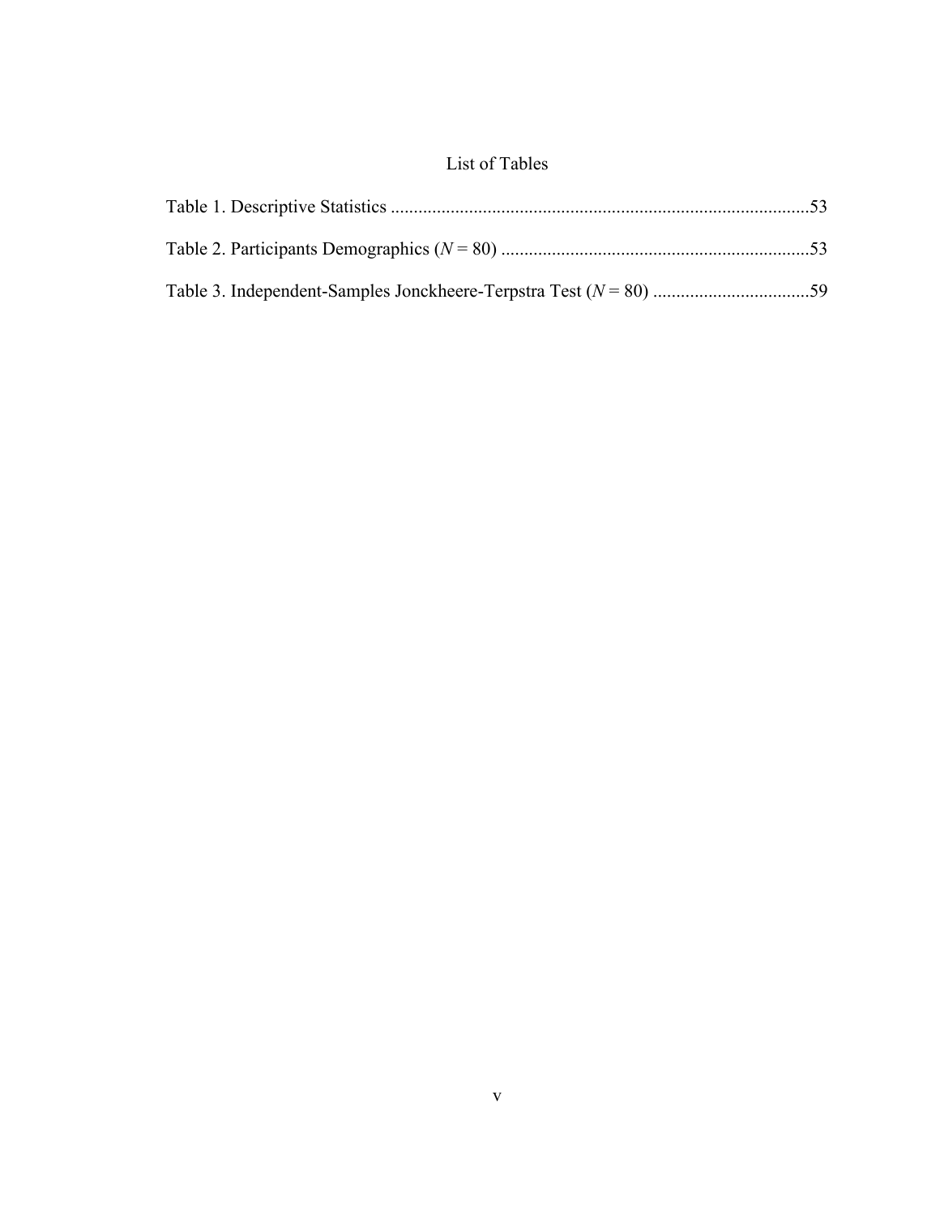# List of Tables

Table 1. Descriptive Statistics ..........................................................................................53

Table 2. Participants Demographics (*N* = 80) ..................................................................53

Table 3. Independent-Samples Jonckheere-Terpstra Test (*N* = 80) ..................................59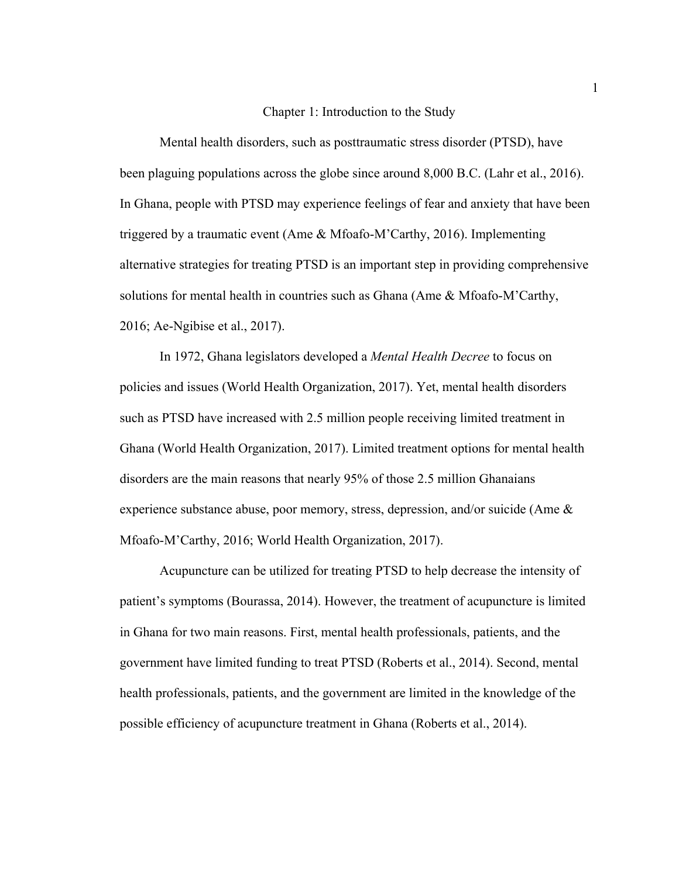# Chapter 1: Introduction to the Study

Mental health disorders, such as posttraumatic stress disorder (PTSD), have been plaguing populations across the globe since around 8,000 B.C. (Lahr et al., 2016). In Ghana, people with PTSD may experience feelings of fear and anxiety that have been triggered by a traumatic event (Ame & Mfoafo-M'Carthy, 2016). Implementing alternative strategies for treating PTSD is an important step in providing comprehensive solutions for mental health in countries such as Ghana (Ame & Mfoafo-M'Carthy, 2016; Ae-Ngibise et al., 2017).

In 1972, Ghana legislators developed a *Mental Health Decree* to focus on policies and issues (World Health Organization, 2017). Yet, mental health disorders such as PTSD have increased with 2.5 million people receiving limited treatment in Ghana (World Health Organization, 2017). Limited treatment options for mental health disorders are the main reasons that nearly 95% of those 2.5 million Ghanaians experience substance abuse, poor memory, stress, depression, and/or suicide (Ame & Mfoafo-M'Carthy, 2016; World Health Organization, 2017).

Acupuncture can be utilized for treating PTSD to help decrease the intensity of patient's symptoms (Bourassa, 2014). However, the treatment of acupuncture is limited in Ghana for two main reasons. First, mental health professionals, patients, and the government have limited funding to treat PTSD (Roberts et al., 2014). Second, mental health professionals, patients, and the government are limited in the knowledge of the possible efficiency of acupuncture treatment in Ghana (Roberts et al., 2014).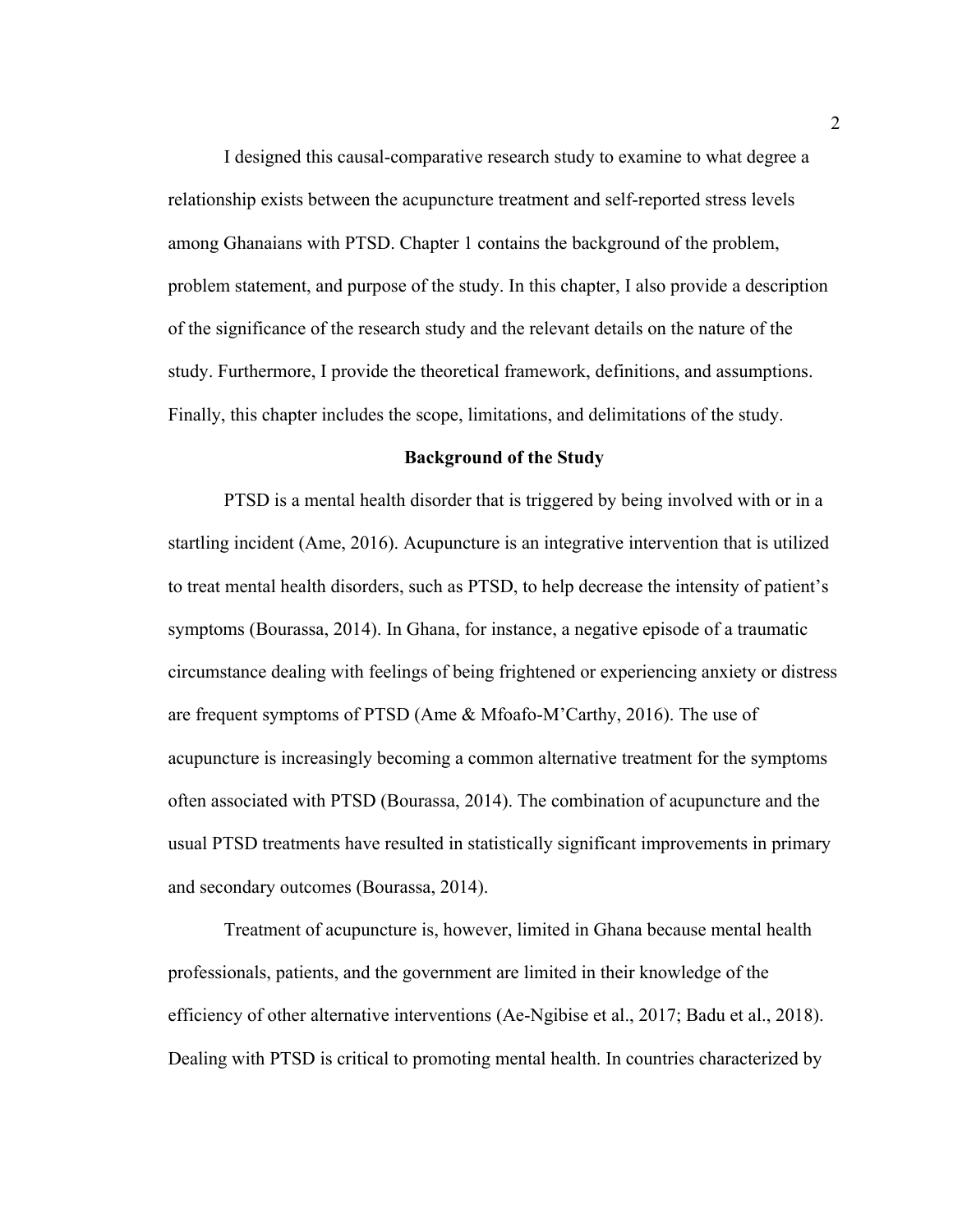I designed this causal-comparative research study to examine to what degree a relationship exists between the acupuncture treatment and self-reported stress levels among Ghanaians with PTSD. Chapter 1 contains the background of the problem, problem statement, and purpose of the study. In this chapter, I also provide a description of the significance of the research study and the relevant details on the nature of the study. Furthermore, I provide the theoretical framework, definitions, and assumptions. Finally, this chapter includes the scope, limitations, and delimitations of the study.

## Background of the Study

PTSD is a mental health disorder that is triggered by being involved with or in a startling incident (Ame, 2016). Acupuncture is an integrative intervention that is utilized to treat mental health disorders, such as PTSD, to help decrease the intensity of patient's symptoms (Bourassa, 2014). In Ghana, for instance, a negative episode of a traumatic circumstance dealing with feelings of being frightened or experiencing anxiety or distress are frequent symptoms of PTSD (Ame & Mfoafo-M'Carthy, 2016). The use of acupuncture is increasingly becoming a common alternative treatment for the symptoms often associated with PTSD (Bourassa, 2014). The combination of acupuncture and the usual PTSD treatments have resulted in statistically significant improvements in primary and secondary outcomes (Bourassa, 2014).

Treatment of acupuncture is, however, limited in Ghana because mental health professionals, patients, and the government are limited in their knowledge of the efficiency of other alternative interventions (Ae-Ngibise et al., 2017; Badu et al., 2018). Dealing with PTSD is critical to promoting mental health. In countries characterized by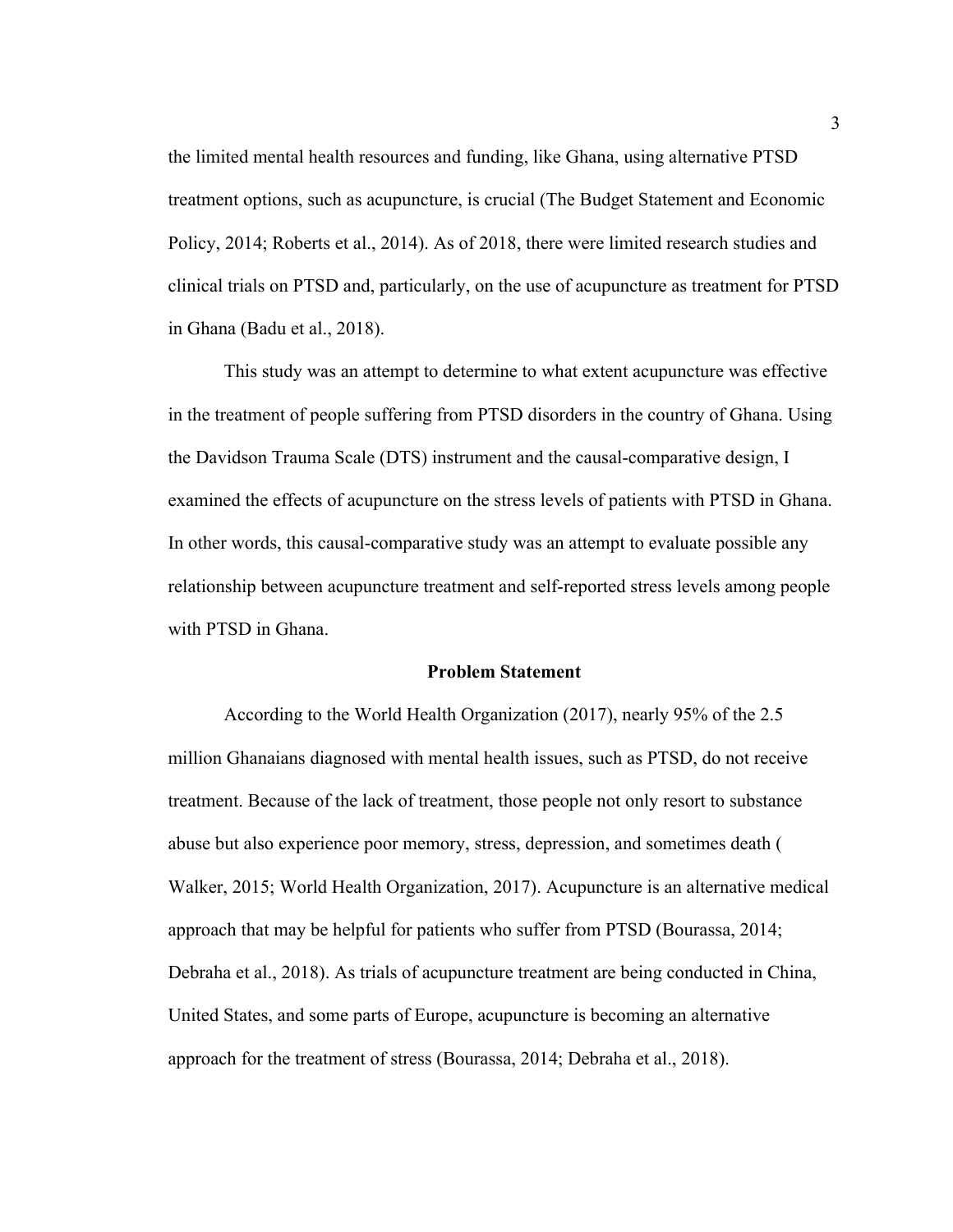the limited mental health resources and funding, like Ghana, using alternative PTSD treatment options, such as acupuncture, is crucial (The Budget Statement and Economic Policy, 2014; Roberts et al., 2014). As of 2018, there were limited research studies and clinical trials on PTSD and, particularly, on the use of acupuncture as treatment for PTSD in Ghana (Badu et al., 2018).

This study was an attempt to determine to what extent acupuncture was effective in the treatment of people suffering from PTSD disorders in the country of Ghana. Using the Davidson Trauma Scale (DTS) instrument and the causal-comparative design, I examined the effects of acupuncture on the stress levels of patients with PTSD in Ghana. In other words, this causal-comparative study was an attempt to evaluate possible any relationship between acupuncture treatment and self-reported stress levels among people with PTSD in Ghana.

## Problem Statement

According to the World Health Organization (2017), nearly 95% of the 2.5 million Ghanaians diagnosed with mental health issues, such as PTSD, do not receive treatment. Because of the lack of treatment, those people not only resort to substance abuse but also experience poor memory, stress, depression, and sometimes death ( Walker, 2015; World Health Organization, 2017). Acupuncture is an alternative medical approach that may be helpful for patients who suffer from PTSD (Bourassa, 2014; Debraha et al., 2018). As trials of acupuncture treatment are being conducted in China, United States, and some parts of Europe, acupuncture is becoming an alternative approach for the treatment of stress (Bourassa, 2014; Debraha et al., 2018).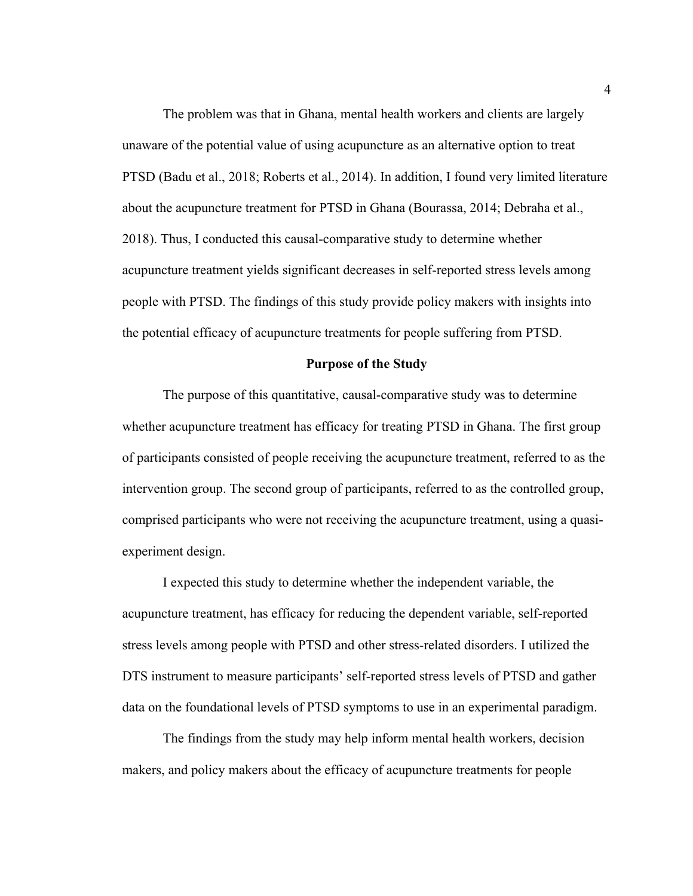The problem was that in Ghana, mental health workers and clients are largely unaware of the potential value of using acupuncture as an alternative option to treat PTSD (Badu et al., 2018; Roberts et al., 2014). In addition, I found very limited literature about the acupuncture treatment for PTSD in Ghana (Bourassa, 2014; Debraha et al., 2018). Thus, I conducted this causal-comparative study to determine whether acupuncture treatment yields significant decreases in self-reported stress levels among people with PTSD. The findings of this study provide policy makers with insights into the potential efficacy of acupuncture treatments for people suffering from PTSD.

## Purpose of the Study

The purpose of this quantitative, causal-comparative study was to determine whether acupuncture treatment has efficacy for treating PTSD in Ghana. The first group of participants consisted of people receiving the acupuncture treatment, referred to as the intervention group. The second group of participants, referred to as the controlled group, comprised participants who were not receiving the acupuncture treatment, using a quasi-experiment design.

I expected this study to determine whether the independent variable, the acupuncture treatment, has efficacy for reducing the dependent variable, self-reported stress levels among people with PTSD and other stress-related disorders. I utilized the DTS instrument to measure participants' self-reported stress levels of PTSD and gather data on the foundational levels of PTSD symptoms to use in an experimental paradigm.

The findings from the study may help inform mental health workers, decision makers, and policy makers about the efficacy of acupuncture treatments for people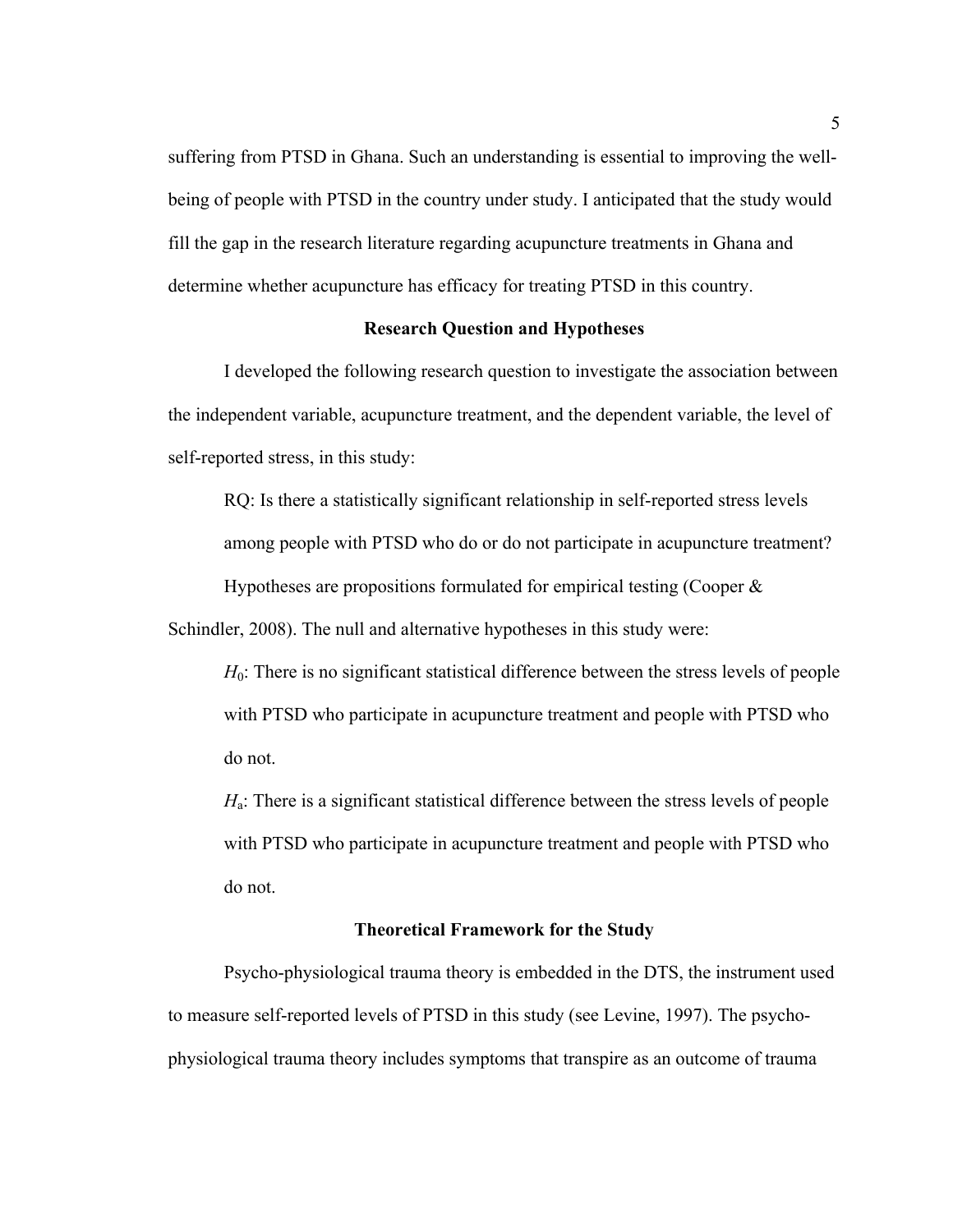suffering from PTSD in Ghana. Such an understanding is essential to improving the well-being of people with PTSD in the country under study. I anticipated that the study would fill the gap in the research literature regarding acupuncture treatments in Ghana and determine whether acupuncture has efficacy for treating PTSD in this country.

## Research Question and Hypotheses

I developed the following research question to investigate the association between the independent variable, acupuncture treatment, and the dependent variable, the level of self-reported stress, in this study:

> RQ: Is there a statistically significant relationship in self-reported stress levels among people with PTSD who do or do not participate in acupuncture treatment?

Hypotheses are propositions formulated for empirical testing (Cooper & Schindler, 2008). The null and alternative hypotheses in this study were:

> $H_0$: There is no significant statistical difference between the stress levels of people with PTSD who participate in acupuncture treatment and people with PTSD who do not.
>
> $H_a$: There is a significant statistical difference between the stress levels of people with PTSD who participate in acupuncture treatment and people with PTSD who do not.

## Theoretical Framework for the Study

Psycho-physiological trauma theory is embedded in the DTS, the instrument used to measure self-reported levels of PTSD in this study (see Levine, 1997). The psycho-physiological trauma theory includes symptoms that transpire as an outcome of trauma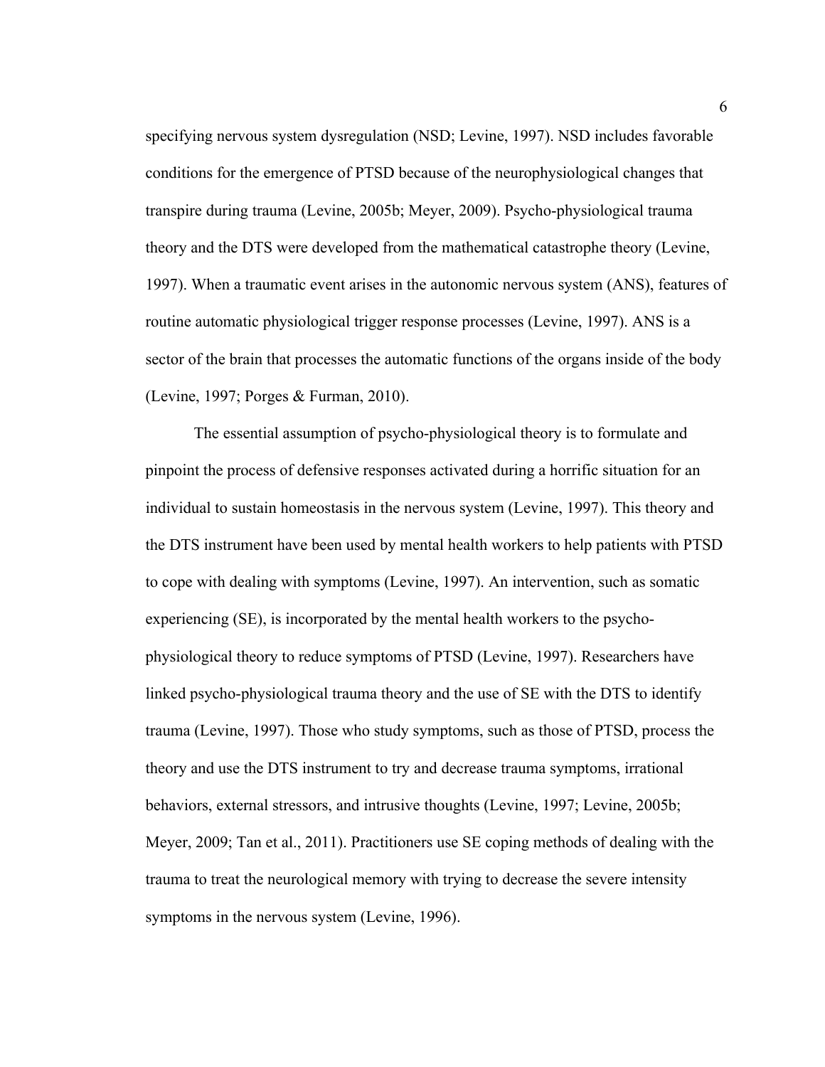specifying nervous system dysregulation (NSD; Levine, 1997). NSD includes favorable conditions for the emergence of PTSD because of the neurophysiological changes that transpire during trauma (Levine, 2005b; Meyer, 2009). Psycho-physiological trauma theory and the DTS were developed from the mathematical catastrophe theory (Levine, 1997). When a traumatic event arises in the autonomic nervous system (ANS), features of routine automatic physiological trigger response processes (Levine, 1997). ANS is a sector of the brain that processes the automatic functions of the organs inside of the body (Levine, 1997; Porges & Furman, 2010).

The essential assumption of psycho-physiological theory is to formulate and pinpoint the process of defensive responses activated during a horrific situation for an individual to sustain homeostasis in the nervous system (Levine, 1997). This theory and the DTS instrument have been used by mental health workers to help patients with PTSD to cope with dealing with symptoms (Levine, 1997). An intervention, such as somatic experiencing (SE), is incorporated by the mental health workers to the psycho-physiological theory to reduce symptoms of PTSD (Levine, 1997). Researchers have linked psycho-physiological trauma theory and the use of SE with the DTS to identify trauma (Levine, 1997). Those who study symptoms, such as those of PTSD, process the theory and use the DTS instrument to try and decrease trauma symptoms, irrational behaviors, external stressors, and intrusive thoughts (Levine, 1997; Levine, 2005b; Meyer, 2009; Tan et al., 2011). Practitioners use SE coping methods of dealing with the trauma to treat the neurological memory with trying to decrease the severe intensity symptoms in the nervous system (Levine, 1996).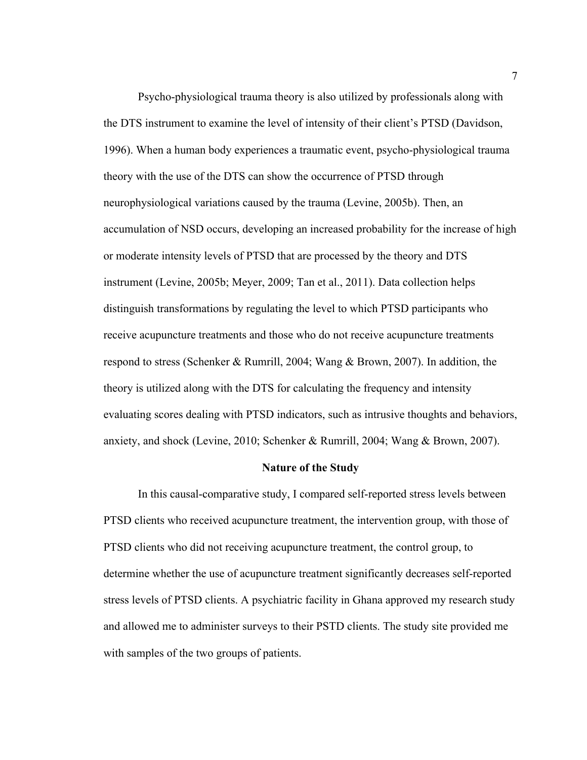Psycho-physiological trauma theory is also utilized by professionals along with the DTS instrument to examine the level of intensity of their client's PTSD (Davidson, 1996). When a human body experiences a traumatic event, psycho-physiological trauma theory with the use of the DTS can show the occurrence of PTSD through neurophysiological variations caused by the trauma (Levine, 2005b). Then, an accumulation of NSD occurs, developing an increased probability for the increase of high or moderate intensity levels of PTSD that are processed by the theory and DTS instrument (Levine, 2005b; Meyer, 2009; Tan et al., 2011). Data collection helps distinguish transformations by regulating the level to which PTSD participants who receive acupuncture treatments and those who do not receive acupuncture treatments respond to stress (Schenker & Rumrill, 2004; Wang & Brown, 2007). In addition, the theory is utilized along with the DTS for calculating the frequency and intensity evaluating scores dealing with PTSD indicators, such as intrusive thoughts and behaviors, anxiety, and shock (Levine, 2010; Schenker & Rumrill, 2004; Wang & Brown, 2007).

## Nature of the Study

In this causal-comparative study, I compared self-reported stress levels between PTSD clients who received acupuncture treatment, the intervention group, with those of PTSD clients who did not receiving acupuncture treatment, the control group, to determine whether the use of acupuncture treatment significantly decreases self-reported stress levels of PTSD clients. A psychiatric facility in Ghana approved my research study and allowed me to administer surveys to their PSTD clients. The study site provided me with samples of the two groups of patients.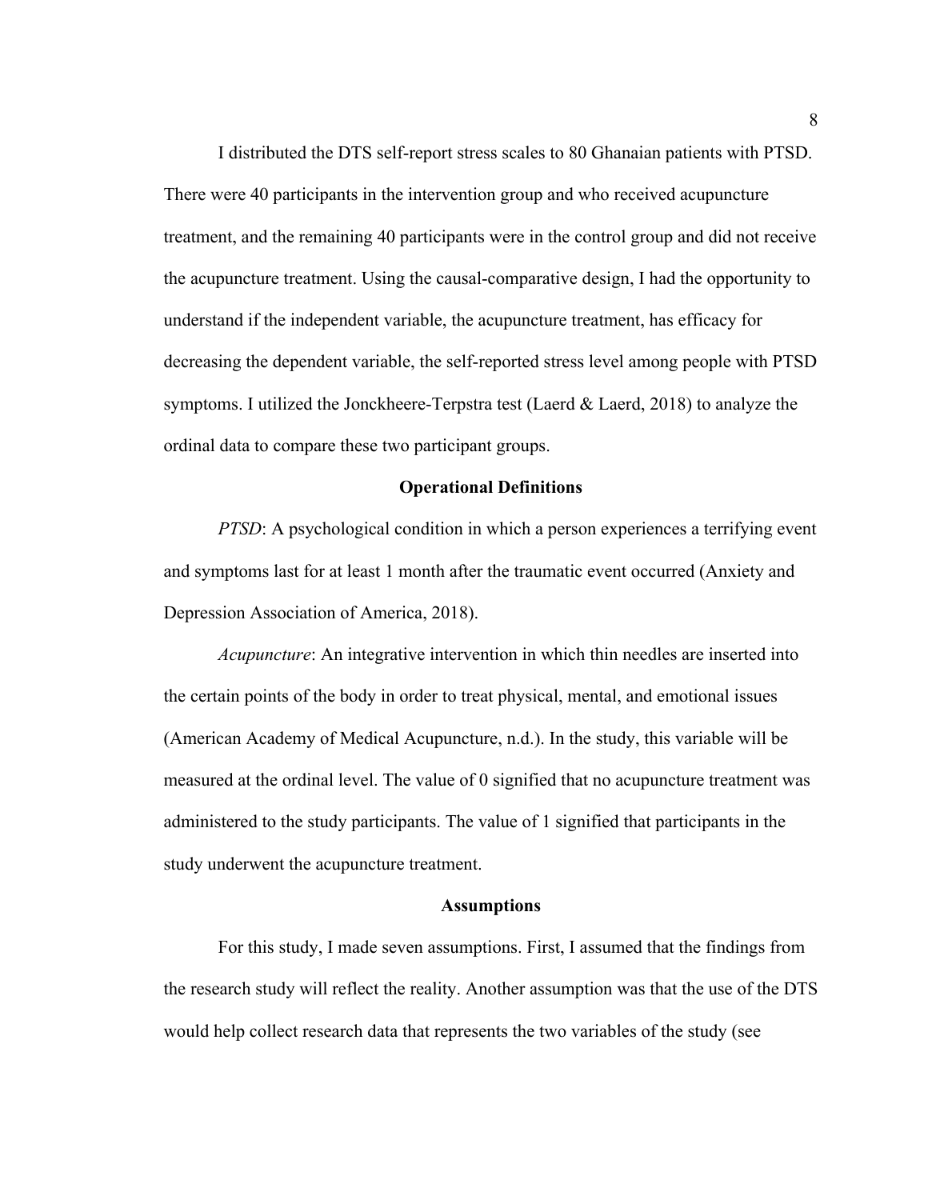I distributed the DTS self-report stress scales to 80 Ghanaian patients with PTSD. There were 40 participants in the intervention group and who received acupuncture treatment, and the remaining 40 participants were in the control group and did not receive the acupuncture treatment. Using the causal-comparative design, I had the opportunity to understand if the independent variable, the acupuncture treatment, has efficacy for decreasing the dependent variable, the self-reported stress level among people with PTSD symptoms. I utilized the Jonckheere-Terpstra test (Laerd & Laerd, 2018) to analyze the ordinal data to compare these two participant groups.

## Operational Definitions

*PTSD*: A psychological condition in which a person experiences a terrifying event and symptoms last for at least 1 month after the traumatic event occurred (Anxiety and Depression Association of America, 2018).

*Acupuncture*: An integrative intervention in which thin needles are inserted into the certain points of the body in order to treat physical, mental, and emotional issues (American Academy of Medical Acupuncture, n.d.). In the study, this variable will be measured at the ordinal level. The value of 0 signified that no acupuncture treatment was administered to the study participants. The value of 1 signified that participants in the study underwent the acupuncture treatment.

## Assumptions

For this study, I made seven assumptions. First, I assumed that the findings from the research study will reflect the reality. Another assumption was that the use of the DTS would help collect research data that represents the two variables of the study (see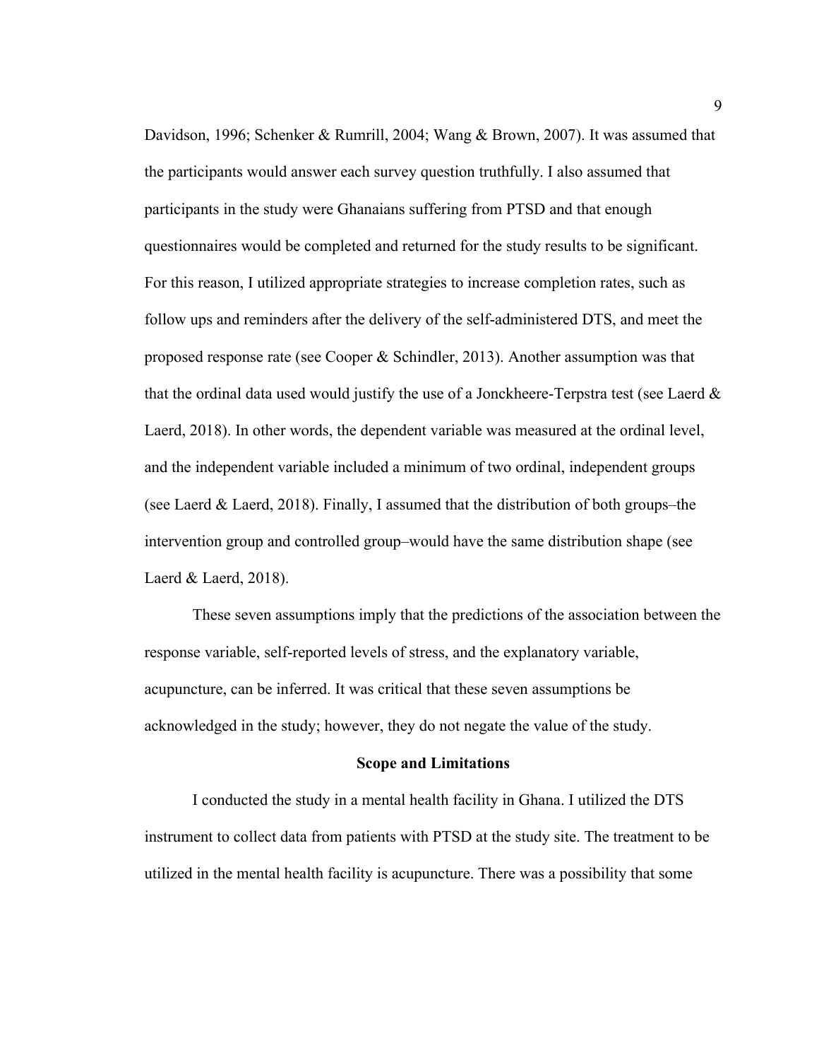Davidson, 1996; Schenker & Rumrill, 2004; Wang & Brown, 2007). It was assumed that the participants would answer each survey question truthfully. I also assumed that participants in the study were Ghanaians suffering from PTSD and that enough questionnaires would be completed and returned for the study results to be significant. For this reason, I utilized appropriate strategies to increase completion rates, such as follow ups and reminders after the delivery of the self-administered DTS, and meet the proposed response rate (see Cooper & Schindler, 2013). Another assumption was that that the ordinal data used would justify the use of a Jonckheere-Terpstra test (see Laerd & Laerd, 2018). In other words, the dependent variable was measured at the ordinal level, and the independent variable included a minimum of two ordinal, independent groups (see Laerd & Laerd, 2018). Finally, I assumed that the distribution of both groups–the intervention group and controlled group–would have the same distribution shape (see Laerd & Laerd, 2018).

These seven assumptions imply that the predictions of the association between the response variable, self-reported levels of stress, and the explanatory variable, acupuncture, can be inferred. It was critical that these seven assumptions be acknowledged in the study; however, they do not negate the value of the study.

## Scope and Limitations

I conducted the study in a mental health facility in Ghana. I utilized the DTS instrument to collect data from patients with PTSD at the study site. The treatment to be utilized in the mental health facility is acupuncture. There was a possibility that some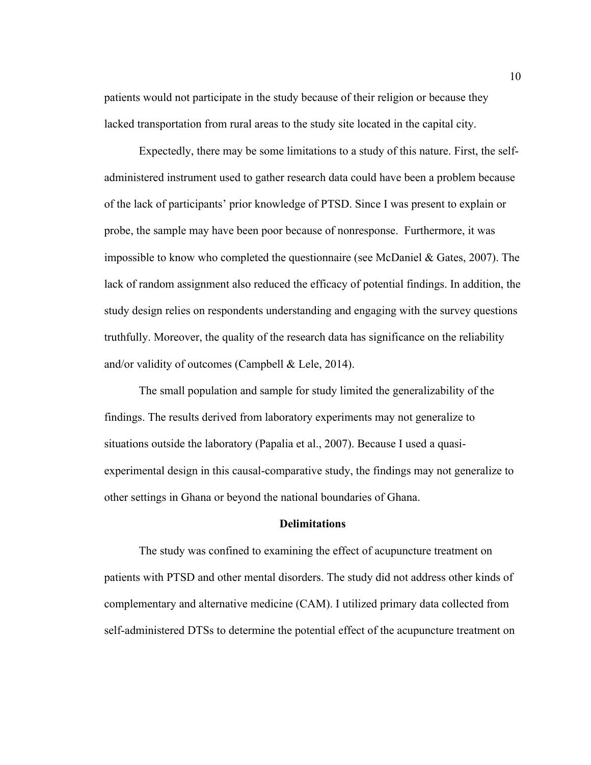patients would not participate in the study because of their religion or because they lacked transportation from rural areas to the study site located in the capital city.

Expectedly, there may be some limitations to a study of this nature. First, the self-administered instrument used to gather research data could have been a problem because of the lack of participants' prior knowledge of PTSD. Since I was present to explain or probe, the sample may have been poor because of nonresponse. Furthermore, it was impossible to know who completed the questionnaire (see McDaniel & Gates, 2007). The lack of random assignment also reduced the efficacy of potential findings. In addition, the study design relies on respondents understanding and engaging with the survey questions truthfully. Moreover, the quality of the research data has significance on the reliability and/or validity of outcomes (Campbell & Lele, 2014).

The small population and sample for study limited the generalizability of the findings. The results derived from laboratory experiments may not generalize to situations outside the laboratory (Papalia et al., 2007). Because I used a quasi-experimental design in this causal-comparative study, the findings may not generalize to other settings in Ghana or beyond the national boundaries of Ghana.

## Delimitations

The study was confined to examining the effect of acupuncture treatment on patients with PTSD and other mental disorders. The study did not address other kinds of complementary and alternative medicine (CAM). I utilized primary data collected from self-administered DTSs to determine the potential effect of the acupuncture treatment on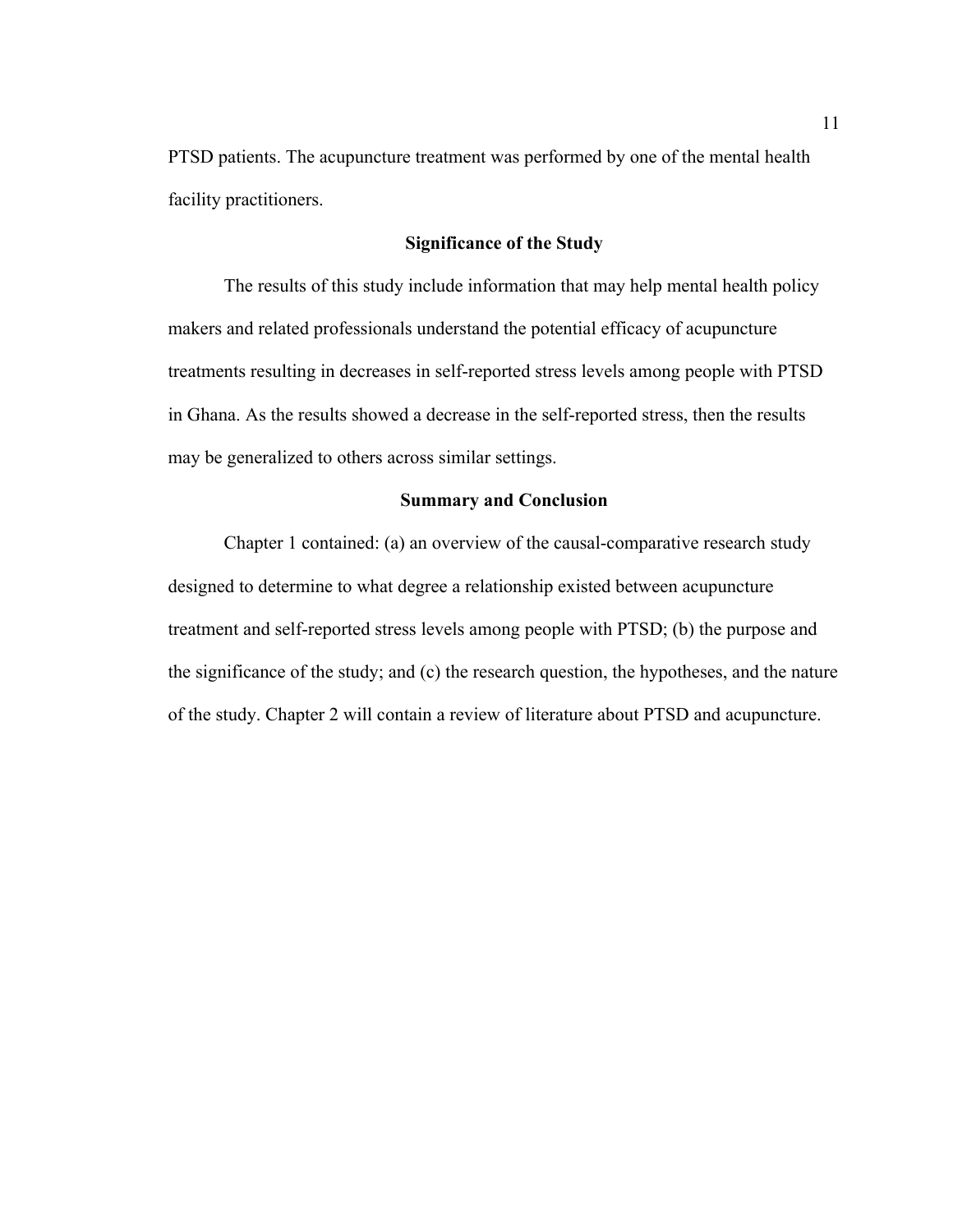PTSD patients. The acupuncture treatment was performed by one of the mental health facility practitioners.

## Significance of the Study

The results of this study include information that may help mental health policy makers and related professionals understand the potential efficacy of acupuncture treatments resulting in decreases in self-reported stress levels among people with PTSD in Ghana. As the results showed a decrease in the self-reported stress, then the results may be generalized to others across similar settings.

## Summary and Conclusion

Chapter 1 contained: (a) an overview of the causal-comparative research study designed to determine to what degree a relationship existed between acupuncture treatment and self-reported stress levels among people with PTSD; (b) the purpose and the significance of the study; and (c) the research question, the hypotheses, and the nature of the study. Chapter 2 will contain a review of literature about PTSD and acupuncture.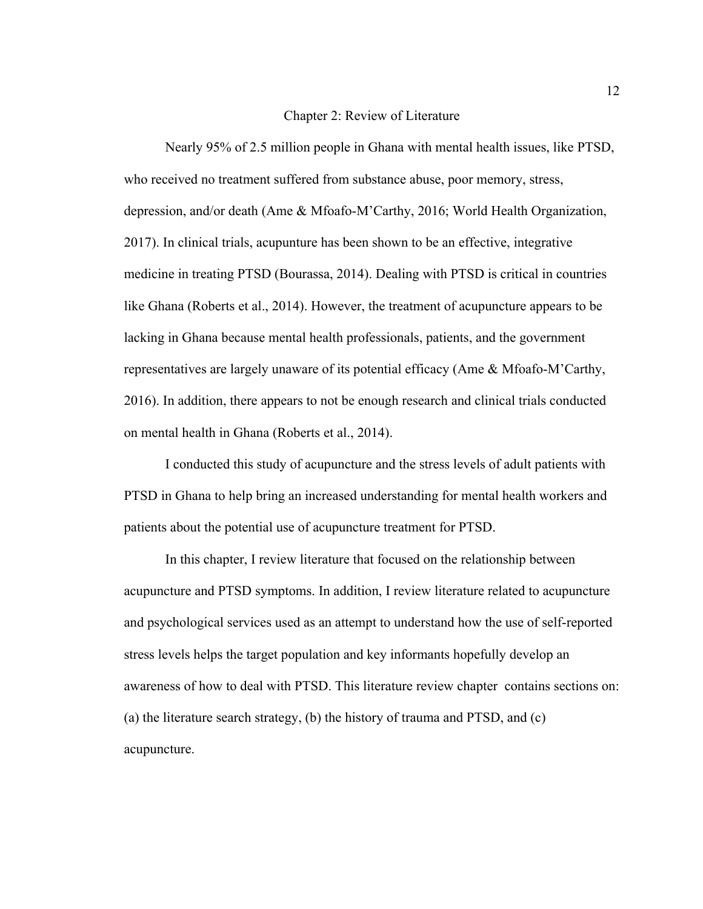# Chapter 2: Review of Literature

Nearly 95% of 2.5 million people in Ghana with mental health issues, like PTSD, who received no treatment suffered from substance abuse, poor memory, stress, depression, and/or death (Ame & Mfoafo-M'Carthy, 2016; World Health Organization, 2017). In clinical trials, acupunture has been shown to be an effective, integrative medicine in treating PTSD (Bourassa, 2014). Dealing with PTSD is critical in countries like Ghana (Roberts et al., 2014). However, the treatment of acupuncture appears to be lacking in Ghana because mental health professionals, patients, and the government representatives are largely unaware of its potential efficacy (Ame & Mfoafo-M'Carthy, 2016). In addition, there appears to not be enough research and clinical trials conducted on mental health in Ghana (Roberts et al., 2014).

I conducted this study of acupuncture and the stress levels of adult patients with PTSD in Ghana to help bring an increased understanding for mental health workers and patients about the potential use of acupuncture treatment for PTSD.

In this chapter, I review literature that focused on the relationship between acupuncture and PTSD symptoms. In addition, I review literature related to acupuncture and psychological services used as an attempt to understand how the use of self-reported stress levels helps the target population and key informants hopefully develop an awareness of how to deal with PTSD. This literature review chapter contains sections on: (a) the literature search strategy, (b) the history of trauma and PTSD, and (c) acupuncture.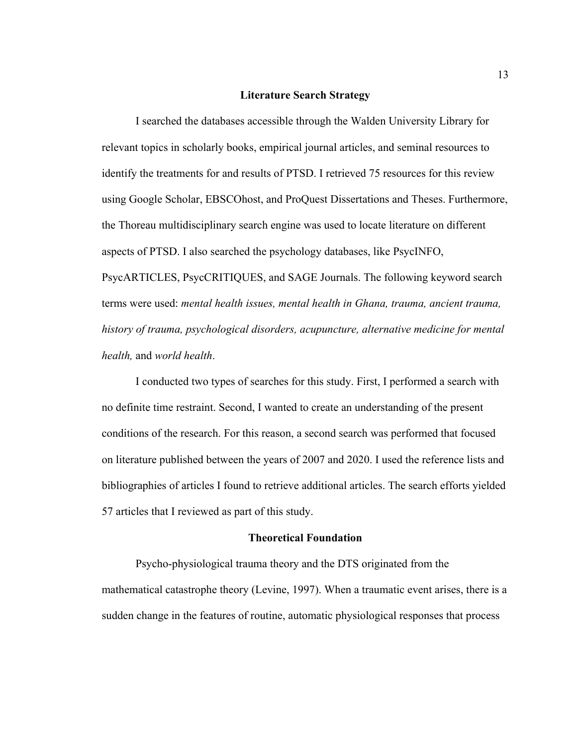## Literature Search Strategy

I searched the databases accessible through the Walden University Library for relevant topics in scholarly books, empirical journal articles, and seminal resources to identify the treatments for and results of PTSD. I retrieved 75 resources for this review using Google Scholar, EBSCOhost, and ProQuest Dissertations and Theses. Furthermore, the Thoreau multidisciplinary search engine was used to locate literature on different aspects of PTSD. I also searched the psychology databases, like PsycINFO, PsycARTICLES, PsycCRITIQUES, and SAGE Journals. The following keyword search terms were used: *mental health issues, mental health in Ghana, trauma, ancient trauma, history of trauma, psychological disorders, acupuncture, alternative medicine for mental health,* and *world health*.

I conducted two types of searches for this study. First, I performed a search with no definite time restraint. Second, I wanted to create an understanding of the present conditions of the research. For this reason, a second search was performed that focused on literature published between the years of 2007 and 2020. I used the reference lists and bibliographies of articles I found to retrieve additional articles. The search efforts yielded 57 articles that I reviewed as part of this study.

## Theoretical Foundation

Psycho-physiological trauma theory and the DTS originated from the mathematical catastrophe theory (Levine, 1997). When a traumatic event arises, there is a sudden change in the features of routine, automatic physiological responses that process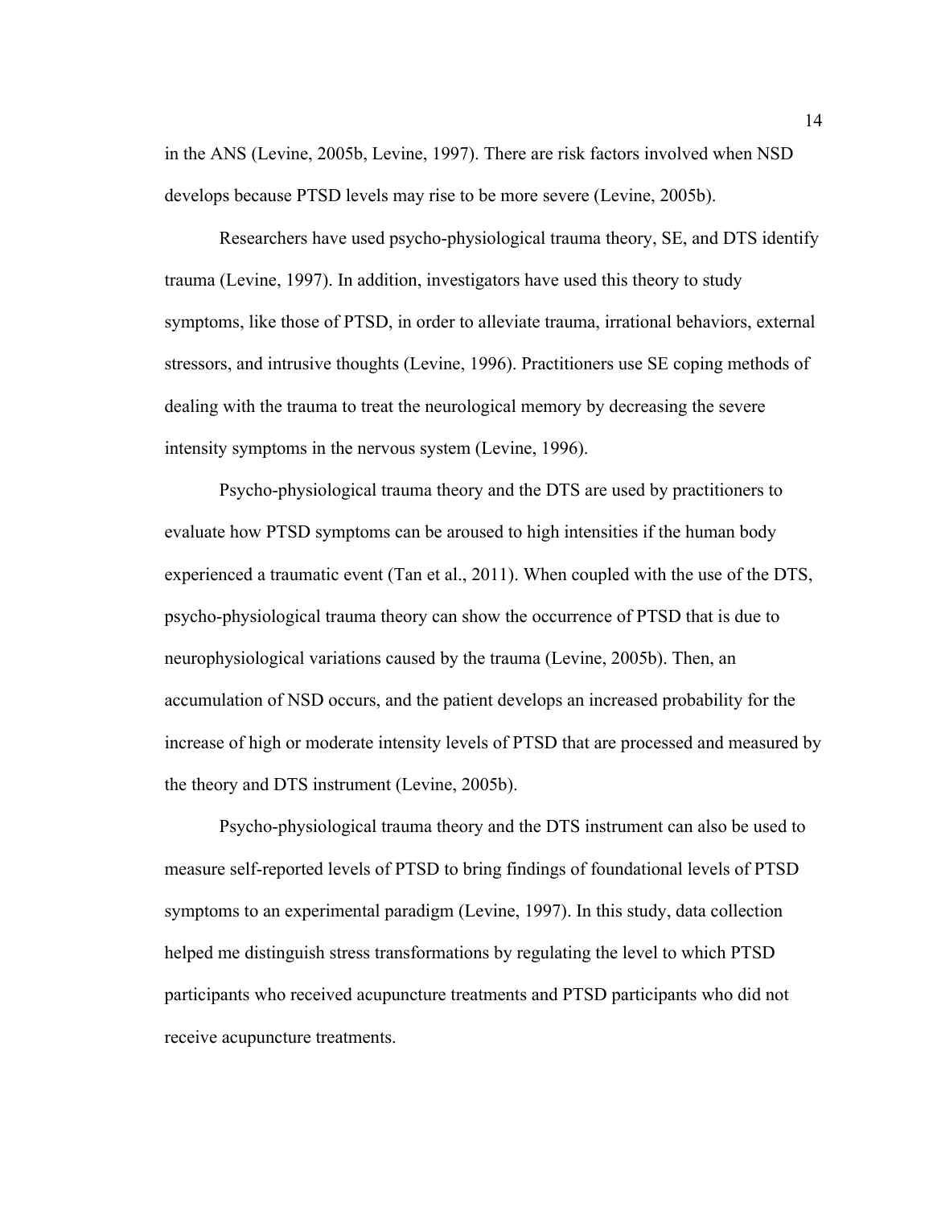in the ANS (Levine, 2005b, Levine, 1997). There are risk factors involved when NSD develops because PTSD levels may rise to be more severe (Levine, 2005b).

Researchers have used psycho-physiological trauma theory, SE, and DTS identify trauma (Levine, 1997). In addition, investigators have used this theory to study symptoms, like those of PTSD, in order to alleviate trauma, irrational behaviors, external stressors, and intrusive thoughts (Levine, 1996). Practitioners use SE coping methods of dealing with the trauma to treat the neurological memory by decreasing the severe intensity symptoms in the nervous system (Levine, 1996).

Psycho-physiological trauma theory and the DTS are used by practitioners to evaluate how PTSD symptoms can be aroused to high intensities if the human body experienced a traumatic event (Tan et al., 2011). When coupled with the use of the DTS, psycho-physiological trauma theory can show the occurrence of PTSD that is due to neurophysiological variations caused by the trauma (Levine, 2005b). Then, an accumulation of NSD occurs, and the patient develops an increased probability for the increase of high or moderate intensity levels of PTSD that are processed and measured by the theory and DTS instrument (Levine, 2005b).

Psycho-physiological trauma theory and the DTS instrument can also be used to measure self-reported levels of PTSD to bring findings of foundational levels of PTSD symptoms to an experimental paradigm (Levine, 1997). In this study, data collection helped me distinguish stress transformations by regulating the level to which PTSD participants who received acupuncture treatments and PTSD participants who did not receive acupuncture treatments.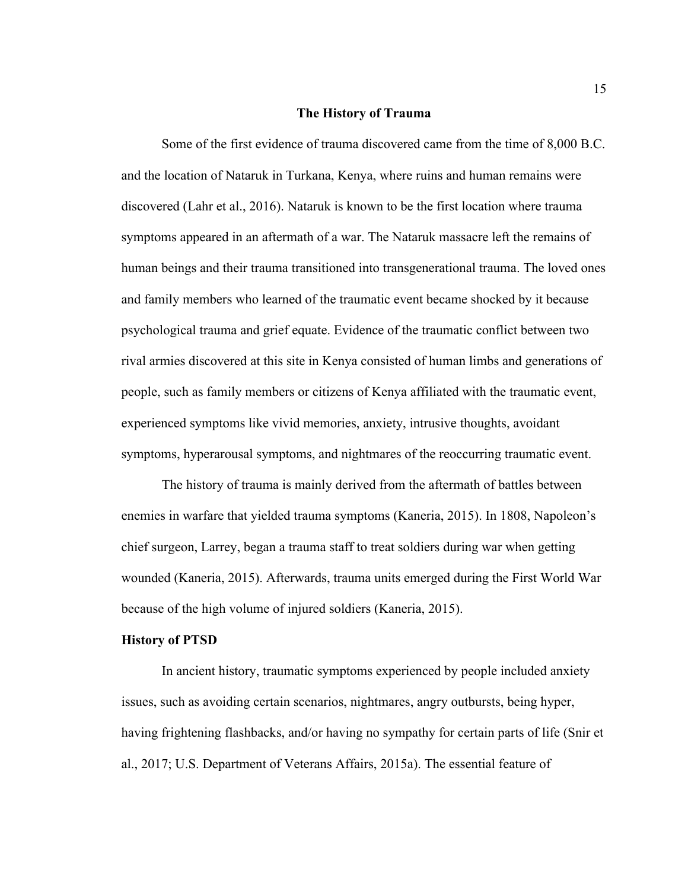## The History of Trauma

Some of the first evidence of trauma discovered came from the time of 8,000 B.C. and the location of Nataruk in Turkana, Kenya, where ruins and human remains were discovered (Lahr et al., 2016). Nataruk is known to be the first location where trauma symptoms appeared in an aftermath of a war. The Nataruk massacre left the remains of human beings and their trauma transitioned into transgenerational trauma. The loved ones and family members who learned of the traumatic event became shocked by it because psychological trauma and grief equate. Evidence of the traumatic conflict between two rival armies discovered at this site in Kenya consisted of human limbs and generations of people, such as family members or citizens of Kenya affiliated with the traumatic event, experienced symptoms like vivid memories, anxiety, intrusive thoughts, avoidant symptoms, hyperarousal symptoms, and nightmares of the reoccurring traumatic event.

The history of trauma is mainly derived from the aftermath of battles between enemies in warfare that yielded trauma symptoms (Kaneria, 2015). In 1808, Napoleon's chief surgeon, Larrey, began a trauma staff to treat soldiers during war when getting wounded (Kaneria, 2015). Afterwards, trauma units emerged during the First World War because of the high volume of injured soldiers (Kaneria, 2015).

### History of PTSD

In ancient history, traumatic symptoms experienced by people included anxiety issues, such as avoiding certain scenarios, nightmares, angry outbursts, being hyper, having frightening flashbacks, and/or having no sympathy for certain parts of life (Snir et al., 2017; U.S. Department of Veterans Affairs, 2015a). The essential feature of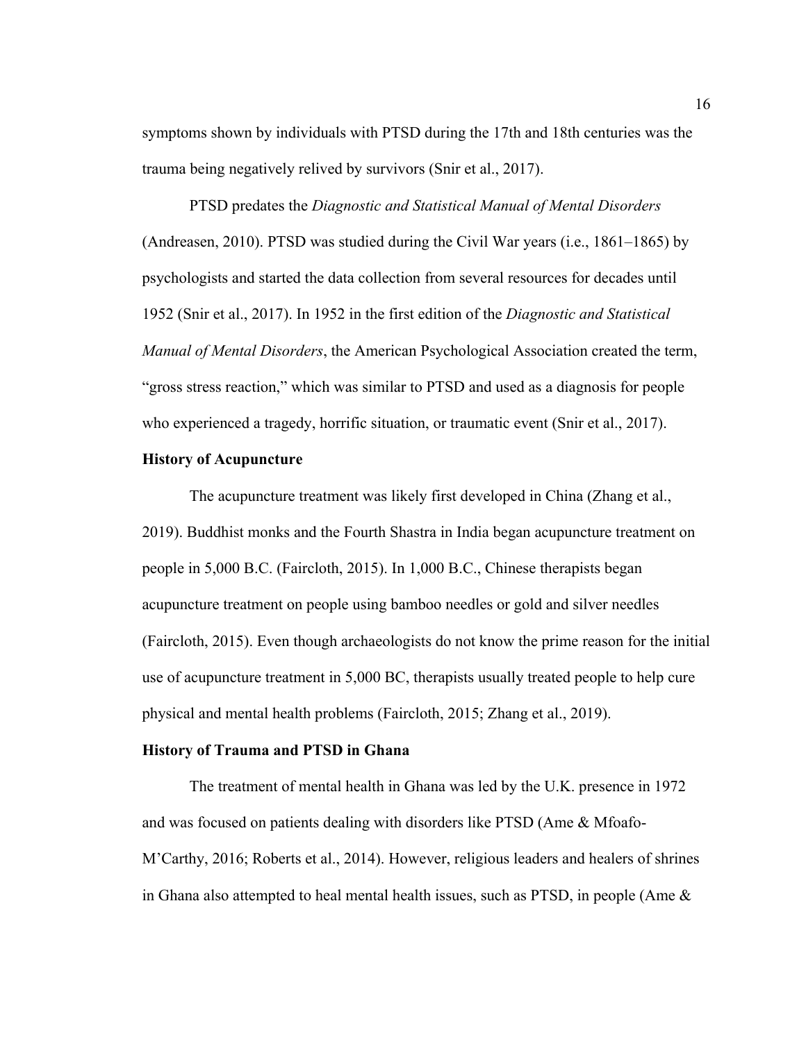symptoms shown by individuals with PTSD during the 17th and 18th centuries was the trauma being negatively relived by survivors (Snir et al., 2017).

PTSD predates the *Diagnostic and Statistical Manual of Mental Disorders* (Andreasen, 2010). PTSD was studied during the Civil War years (i.e., 1861–1865) by psychologists and started the data collection from several resources for decades until 1952 (Snir et al., 2017). In 1952 in the first edition of the *Diagnostic and Statistical Manual of Mental Disorders*, the American Psychological Association created the term, "gross stress reaction," which was similar to PTSD and used as a diagnosis for people who experienced a tragedy, horrific situation, or traumatic event (Snir et al., 2017).

**History of Acupuncture**

The acupuncture treatment was likely first developed in China (Zhang et al., 2019). Buddhist monks and the Fourth Shastra in India began acupuncture treatment on people in 5,000 B.C. (Faircloth, 2015). In 1,000 B.C., Chinese therapists began acupuncture treatment on people using bamboo needles or gold and silver needles (Faircloth, 2015). Even though archaeologists do not know the prime reason for the initial use of acupuncture treatment in 5,000 BC, therapists usually treated people to help cure physical and mental health problems (Faircloth, 2015; Zhang et al., 2019).

**History of Trauma and PTSD in Ghana**

The treatment of mental health in Ghana was led by the U.K. presence in 1972 and was focused on patients dealing with disorders like PTSD (Ame & Mfoafo-M'Carthy, 2016; Roberts et al., 2014). However, religious leaders and healers of shrines in Ghana also attempted to heal mental health issues, such as PTSD, in people (Ame &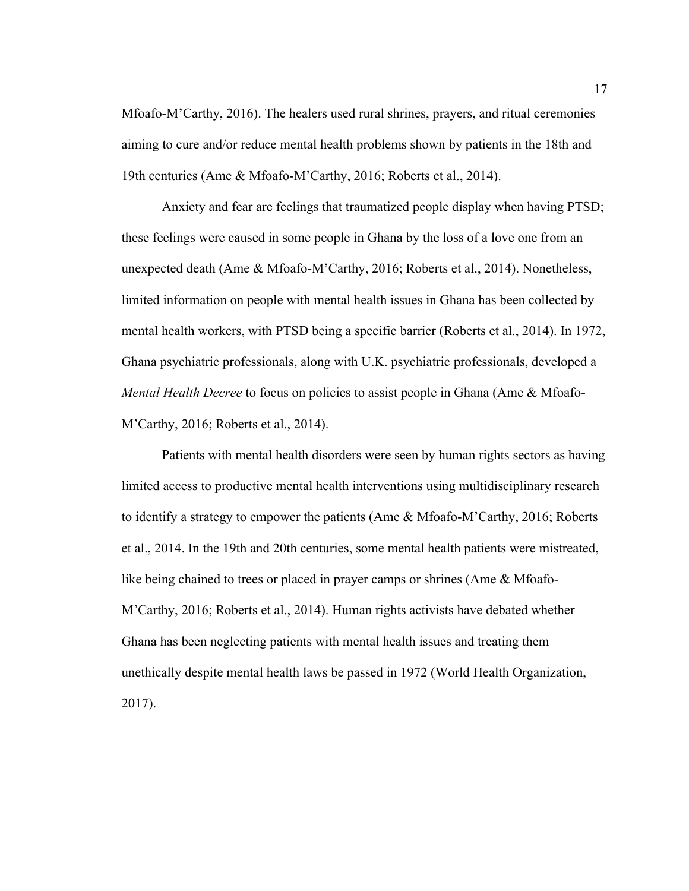Mfoafo-M'Carthy, 2016). The healers used rural shrines, prayers, and ritual ceremonies aiming to cure and/or reduce mental health problems shown by patients in the 18th and 19th centuries (Ame & Mfoafo-M'Carthy, 2016; Roberts et al., 2014).

Anxiety and fear are feelings that traumatized people display when having PTSD; these feelings were caused in some people in Ghana by the loss of a love one from an unexpected death (Ame & Mfoafo-M'Carthy, 2016; Roberts et al., 2014). Nonetheless, limited information on people with mental health issues in Ghana has been collected by mental health workers, with PTSD being a specific barrier (Roberts et al., 2014). In 1972, Ghana psychiatric professionals, along with U.K. psychiatric professionals, developed a *Mental Health Decree* to focus on policies to assist people in Ghana (Ame & Mfoafo-M'Carthy, 2016; Roberts et al., 2014).

Patients with mental health disorders were seen by human rights sectors as having limited access to productive mental health interventions using multidisciplinary research to identify a strategy to empower the patients (Ame & Mfoafo-M'Carthy, 2016; Roberts et al., 2014. In the 19th and 20th centuries, some mental health patients were mistreated, like being chained to trees or placed in prayer camps or shrines (Ame & Mfoafo-M'Carthy, 2016; Roberts et al., 2014). Human rights activists have debated whether Ghana has been neglecting patients with mental health issues and treating them unethically despite mental health laws be passed in 1972 (World Health Organization, 2017).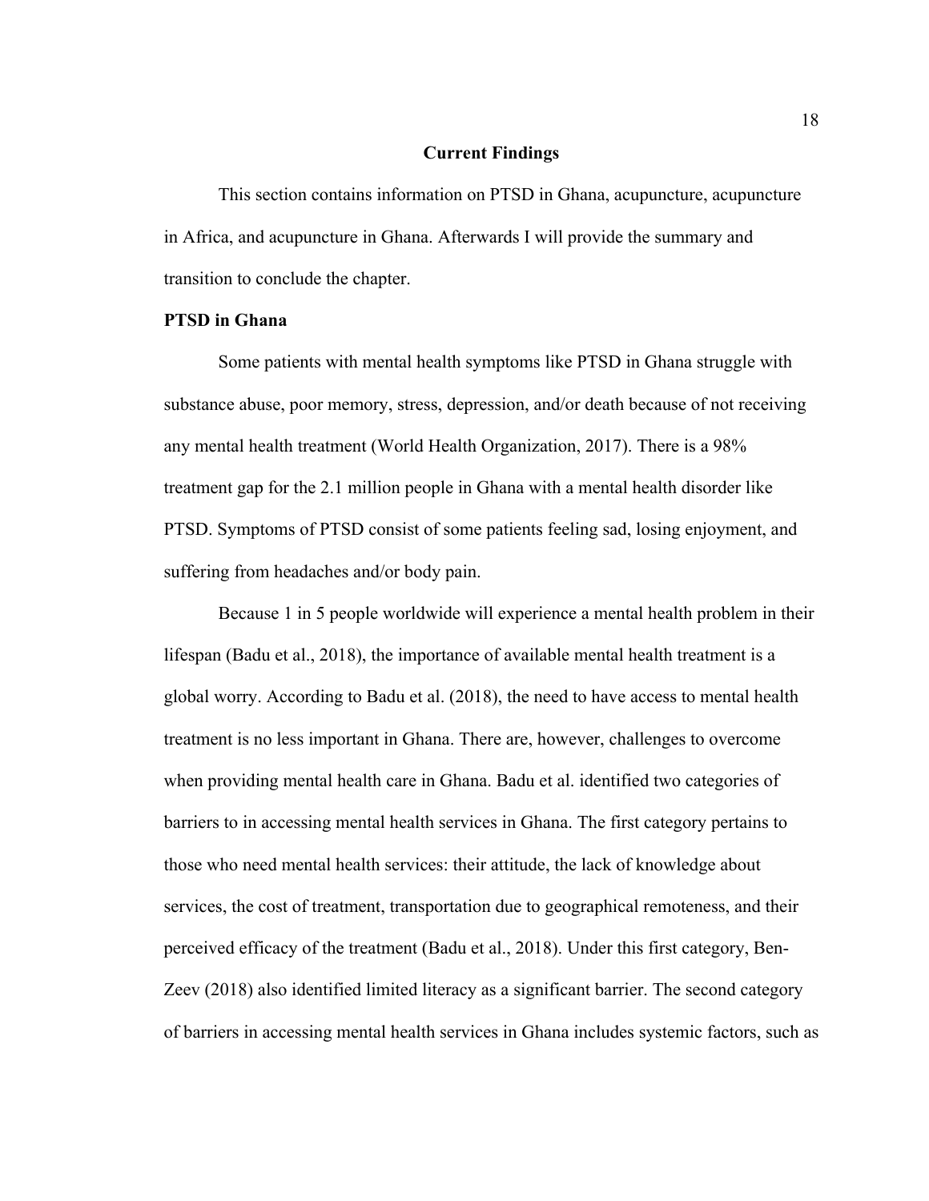## Current Findings

This section contains information on PTSD in Ghana, acupuncture, acupuncture in Africa, and acupuncture in Ghana. Afterwards I will provide the summary and transition to conclude the chapter.

### PTSD in Ghana

Some patients with mental health symptoms like PTSD in Ghana struggle with substance abuse, poor memory, stress, depression, and/or death because of not receiving any mental health treatment (World Health Organization, 2017). There is a 98% treatment gap for the 2.1 million people in Ghana with a mental health disorder like PTSD. Symptoms of PTSD consist of some patients feeling sad, losing enjoyment, and suffering from headaches and/or body pain.

Because 1 in 5 people worldwide will experience a mental health problem in their lifespan (Badu et al., 2018), the importance of available mental health treatment is a global worry. According to Badu et al. (2018), the need to have access to mental health treatment is no less important in Ghana. There are, however, challenges to overcome when providing mental health care in Ghana. Badu et al. identified two categories of barriers to in accessing mental health services in Ghana. The first category pertains to those who need mental health services: their attitude, the lack of knowledge about services, the cost of treatment, transportation due to geographical remoteness, and their perceived efficacy of the treatment (Badu et al., 2018). Under this first category, Ben-Zeev (2018) also identified limited literacy as a significant barrier. The second category of barriers in accessing mental health services in Ghana includes systemic factors, such as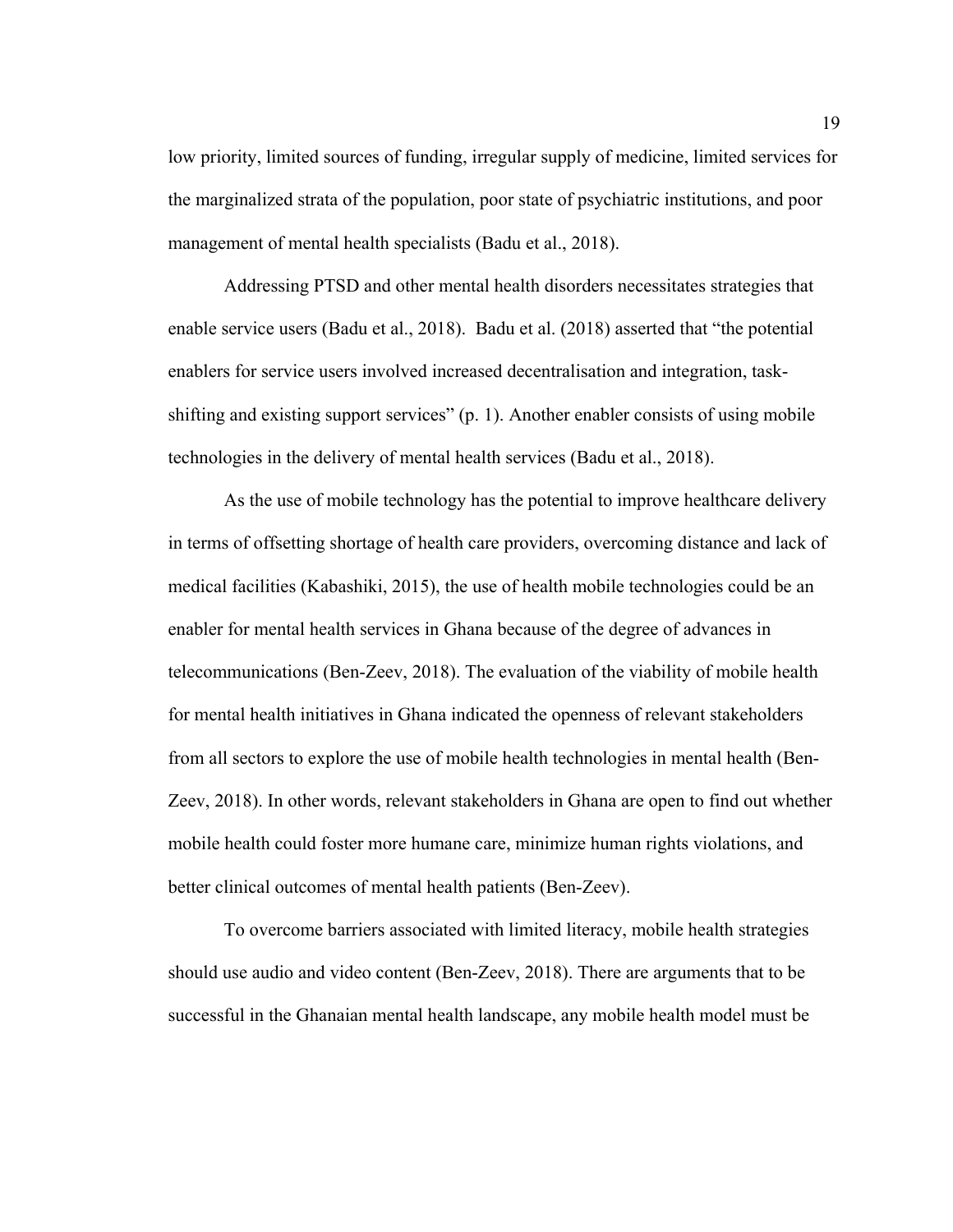low priority, limited sources of funding, irregular supply of medicine, limited services for the marginalized strata of the population, poor state of psychiatric institutions, and poor management of mental health specialists (Badu et al., 2018).

Addressing PTSD and other mental health disorders necessitates strategies that enable service users (Badu et al., 2018). Badu et al. (2018) asserted that "the potential enablers for service users involved increased decentralisation and integration, task-shifting and existing support services" (p. 1). Another enabler consists of using mobile technologies in the delivery of mental health services (Badu et al., 2018).

As the use of mobile technology has the potential to improve healthcare delivery in terms of offsetting shortage of health care providers, overcoming distance and lack of medical facilities (Kabashiki, 2015), the use of health mobile technologies could be an enabler for mental health services in Ghana because of the degree of advances in telecommunications (Ben-Zeev, 2018). The evaluation of the viability of mobile health for mental health initiatives in Ghana indicated the openness of relevant stakeholders from all sectors to explore the use of mobile health technologies in mental health (Ben-Zeev, 2018). In other words, relevant stakeholders in Ghana are open to find out whether mobile health could foster more humane care, minimize human rights violations, and better clinical outcomes of mental health patients (Ben-Zeev).

To overcome barriers associated with limited literacy, mobile health strategies should use audio and video content (Ben-Zeev, 2018). There are arguments that to be successful in the Ghanaian mental health landscape, any mobile health model must be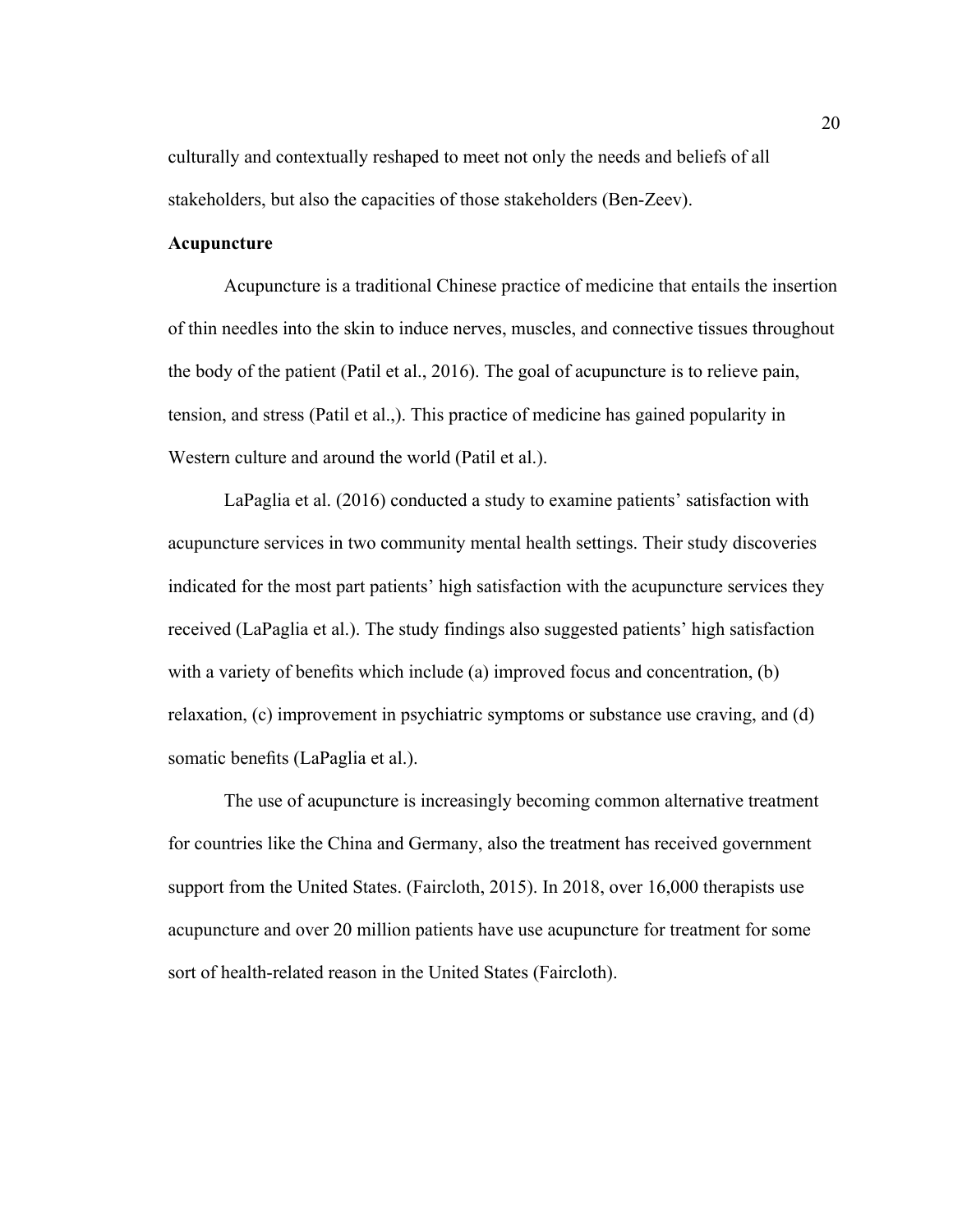culturally and contextually reshaped to meet not only the needs and beliefs of all stakeholders, but also the capacities of those stakeholders (Ben-Zeev).

**Acupuncture**

Acupuncture is a traditional Chinese practice of medicine that entails the insertion of thin needles into the skin to induce nerves, muscles, and connective tissues throughout the body of the patient (Patil et al., 2016). The goal of acupuncture is to relieve pain, tension, and stress (Patil et al.,). This practice of medicine has gained popularity in Western culture and around the world (Patil et al.).

LaPaglia et al. (2016) conducted a study to examine patients' satisfaction with acupuncture services in two community mental health settings. Their study discoveries indicated for the most part patients' high satisfaction with the acupuncture services they received (LaPaglia et al.). The study findings also suggested patients' high satisfaction with a variety of benefits which include (a) improved focus and concentration, (b) relaxation, (c) improvement in psychiatric symptoms or substance use craving, and (d) somatic benefits (LaPaglia et al.).

The use of acupuncture is increasingly becoming common alternative treatment for countries like the China and Germany, also the treatment has received government support from the United States. (Faircloth, 2015). In 2018, over 16,000 therapists use acupuncture and over 20 million patients have use acupuncture for treatment for some sort of health-related reason in the United States (Faircloth).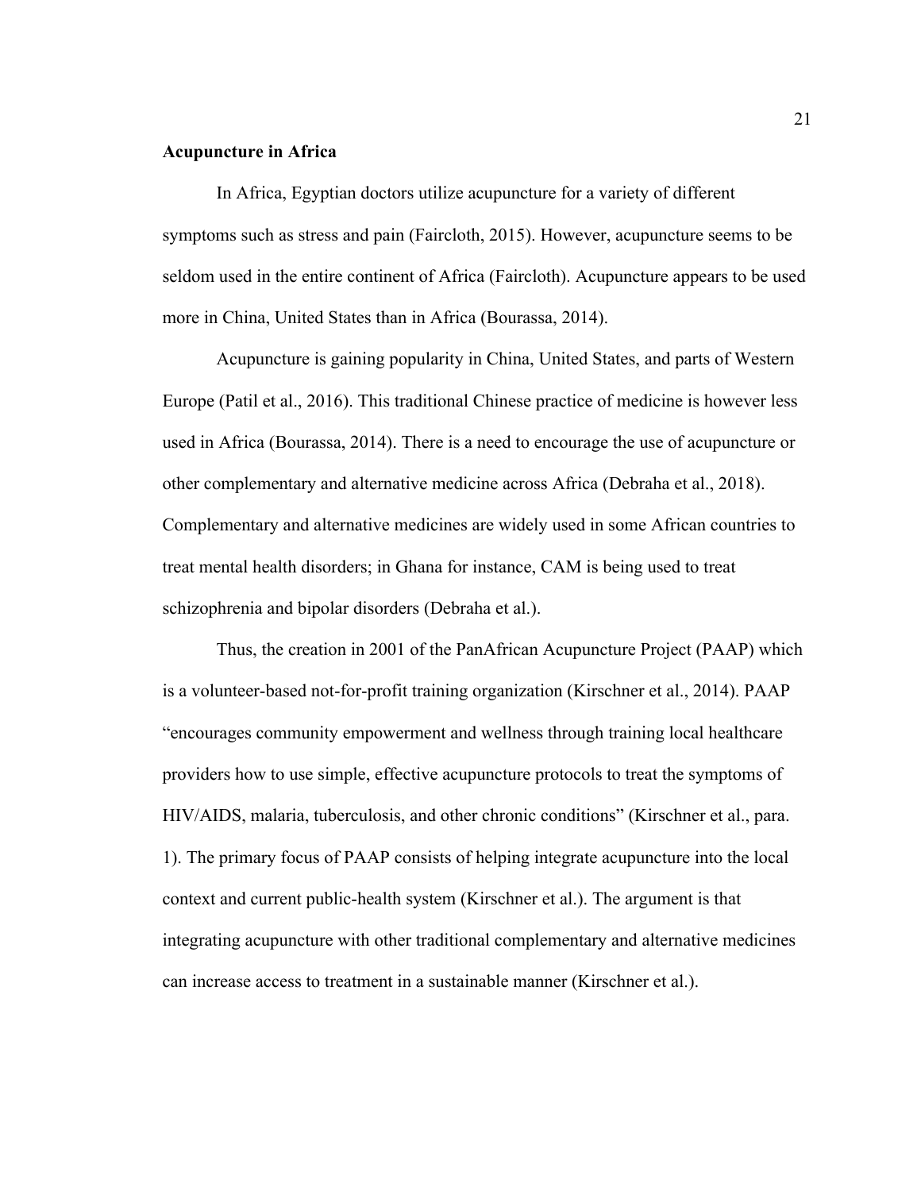**Acupuncture in Africa**

In Africa, Egyptian doctors utilize acupuncture for a variety of different symptoms such as stress and pain (Faircloth, 2015). However, acupuncture seems to be seldom used in the entire continent of Africa (Faircloth). Acupuncture appears to be used more in China, United States than in Africa (Bourassa, 2014).

Acupuncture is gaining popularity in China, United States, and parts of Western Europe (Patil et al., 2016). This traditional Chinese practice of medicine is however less used in Africa (Bourassa, 2014). There is a need to encourage the use of acupuncture or other complementary and alternative medicine across Africa (Debraha et al., 2018). Complementary and alternative medicines are widely used in some African countries to treat mental health disorders; in Ghana for instance, CAM is being used to treat schizophrenia and bipolar disorders (Debraha et al.).

Thus, the creation in 2001 of the PanAfrican Acupuncture Project (PAAP) which is a volunteer-based not-for-profit training organization (Kirschner et al., 2014). PAAP "encourages community empowerment and wellness through training local healthcare providers how to use simple, effective acupuncture protocols to treat the symptoms of HIV/AIDS, malaria, tuberculosis, and other chronic conditions" (Kirschner et al., para. 1). The primary focus of PAAP consists of helping integrate acupuncture into the local context and current public-health system (Kirschner et al.). The argument is that integrating acupuncture with other traditional complementary and alternative medicines can increase access to treatment in a sustainable manner (Kirschner et al.).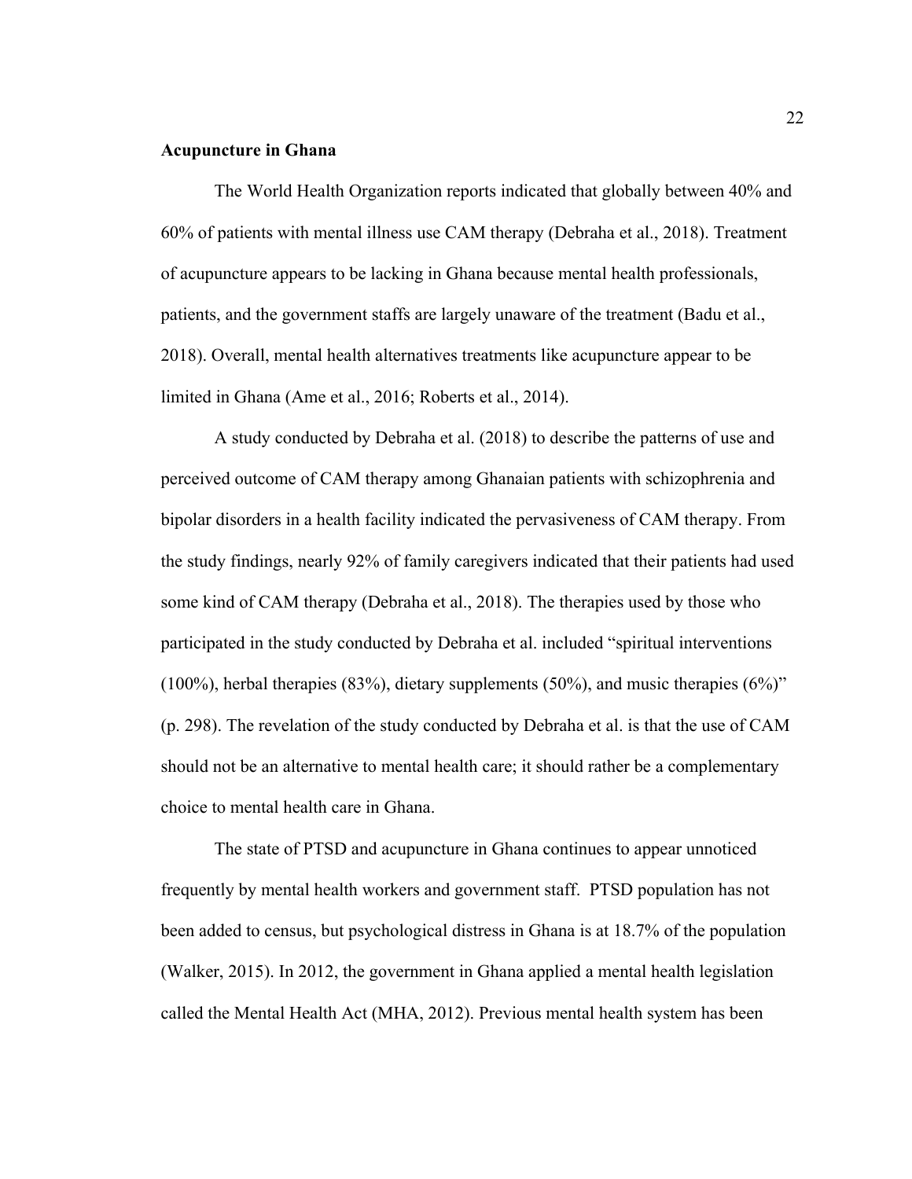**Acupuncture in Ghana**

The World Health Organization reports indicated that globally between 40% and 60% of patients with mental illness use CAM therapy (Debraha et al., 2018). Treatment of acupuncture appears to be lacking in Ghana because mental health professionals, patients, and the government staffs are largely unaware of the treatment (Badu et al., 2018). Overall, mental health alternatives treatments like acupuncture appear to be limited in Ghana (Ame et al., 2016; Roberts et al., 2014).

A study conducted by Debraha et al. (2018) to describe the patterns of use and perceived outcome of CAM therapy among Ghanaian patients with schizophrenia and bipolar disorders in a health facility indicated the pervasiveness of CAM therapy. From the study findings, nearly 92% of family caregivers indicated that their patients had used some kind of CAM therapy (Debraha et al., 2018). The therapies used by those who participated in the study conducted by Debraha et al. included "spiritual interventions (100%), herbal therapies (83%), dietary supplements (50%), and music therapies (6%)" (p. 298). The revelation of the study conducted by Debraha et al. is that the use of CAM should not be an alternative to mental health care; it should rather be a complementary choice to mental health care in Ghana.

The state of PTSD and acupuncture in Ghana continues to appear unnoticed frequently by mental health workers and government staff. PTSD population has not been added to census, but psychological distress in Ghana is at 18.7% of the population (Walker, 2015). In 2012, the government in Ghana applied a mental health legislation called the Mental Health Act (MHA, 2012). Previous mental health system has been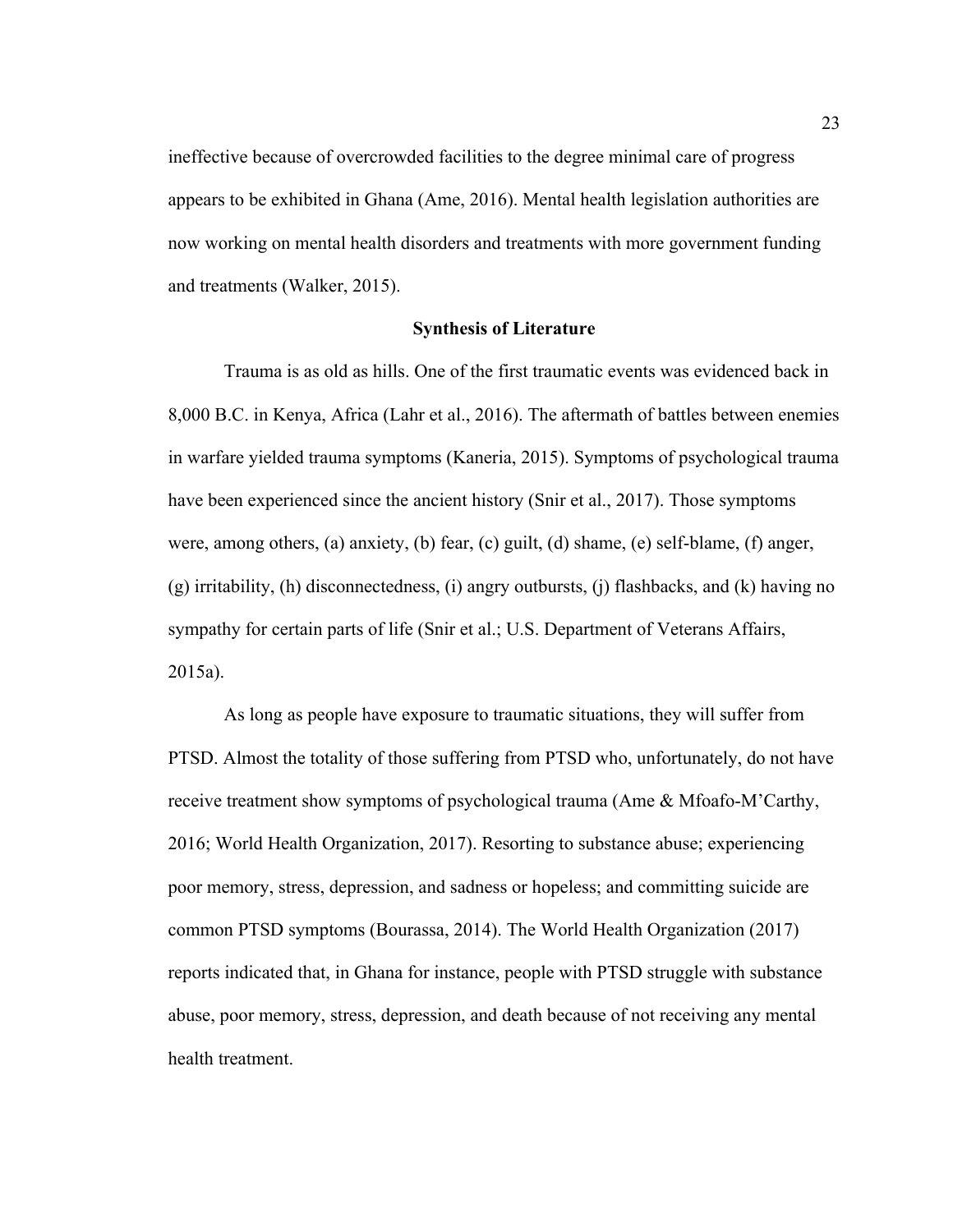ineffective because of overcrowded facilities to the degree minimal care of progress appears to be exhibited in Ghana (Ame, 2016). Mental health legislation authorities are now working on mental health disorders and treatments with more government funding and treatments (Walker, 2015).

## Synthesis of Literature

Trauma is as old as hills. One of the first traumatic events was evidenced back in 8,000 B.C. in Kenya, Africa (Lahr et al., 2016). The aftermath of battles between enemies in warfare yielded trauma symptoms (Kaneria, 2015). Symptoms of psychological trauma have been experienced since the ancient history (Snir et al., 2017). Those symptoms were, among others, (a) anxiety, (b) fear, (c) guilt, (d) shame, (e) self-blame, (f) anger, (g) irritability, (h) disconnectedness, (i) angry outbursts, (j) flashbacks, and (k) having no sympathy for certain parts of life (Snir et al.; U.S. Department of Veterans Affairs, 2015a).

As long as people have exposure to traumatic situations, they will suffer from PTSD. Almost the totality of those suffering from PTSD who, unfortunately, do not have receive treatment show symptoms of psychological trauma (Ame & Mfoafo-M'Carthy, 2016; World Health Organization, 2017). Resorting to substance abuse; experiencing poor memory, stress, depression, and sadness or hopeless; and committing suicide are common PTSD symptoms (Bourassa, 2014). The World Health Organization (2017) reports indicated that, in Ghana for instance, people with PTSD struggle with substance abuse, poor memory, stress, depression, and death because of not receiving any mental health treatment.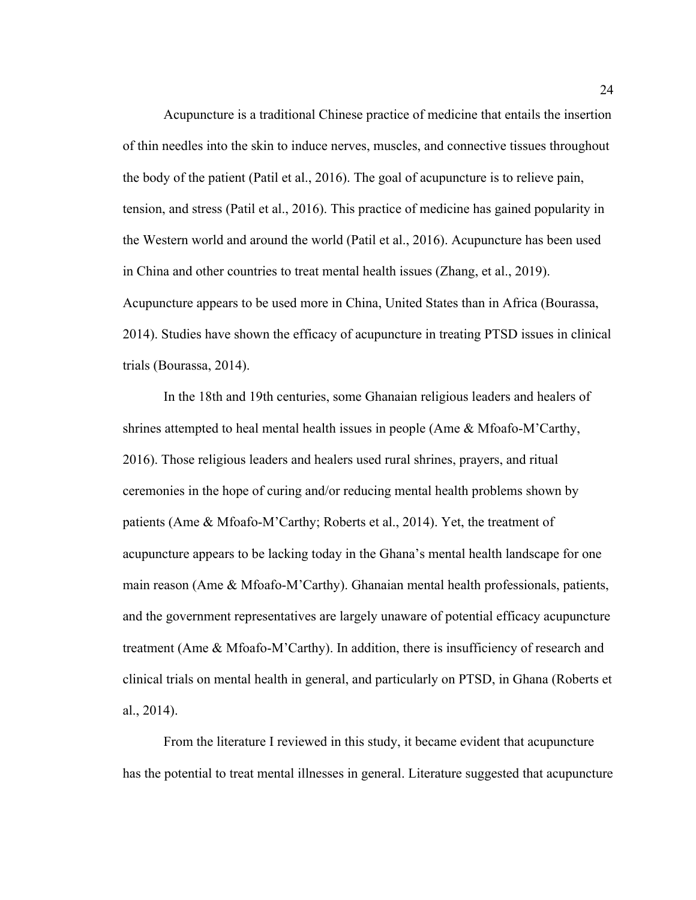Acupuncture is a traditional Chinese practice of medicine that entails the insertion of thin needles into the skin to induce nerves, muscles, and connective tissues throughout the body of the patient (Patil et al., 2016). The goal of acupuncture is to relieve pain, tension, and stress (Patil et al., 2016). This practice of medicine has gained popularity in the Western world and around the world (Patil et al., 2016). Acupuncture has been used in China and other countries to treat mental health issues (Zhang, et al., 2019). Acupuncture appears to be used more in China, United States than in Africa (Bourassa, 2014). Studies have shown the efficacy of acupuncture in treating PTSD issues in clinical trials (Bourassa, 2014).

In the 18th and 19th centuries, some Ghanaian religious leaders and healers of shrines attempted to heal mental health issues in people (Ame & Mfoafo-M'Carthy, 2016). Those religious leaders and healers used rural shrines, prayers, and ritual ceremonies in the hope of curing and/or reducing mental health problems shown by patients (Ame & Mfoafo-M'Carthy; Roberts et al., 2014). Yet, the treatment of acupuncture appears to be lacking today in the Ghana's mental health landscape for one main reason (Ame & Mfoafo-M'Carthy). Ghanaian mental health professionals, patients, and the government representatives are largely unaware of potential efficacy acupuncture treatment (Ame & Mfoafo-M'Carthy). In addition, there is insufficiency of research and clinical trials on mental health in general, and particularly on PTSD, in Ghana (Roberts et al., 2014).

From the literature I reviewed in this study, it became evident that acupuncture has the potential to treat mental illnesses in general. Literature suggested that acupuncture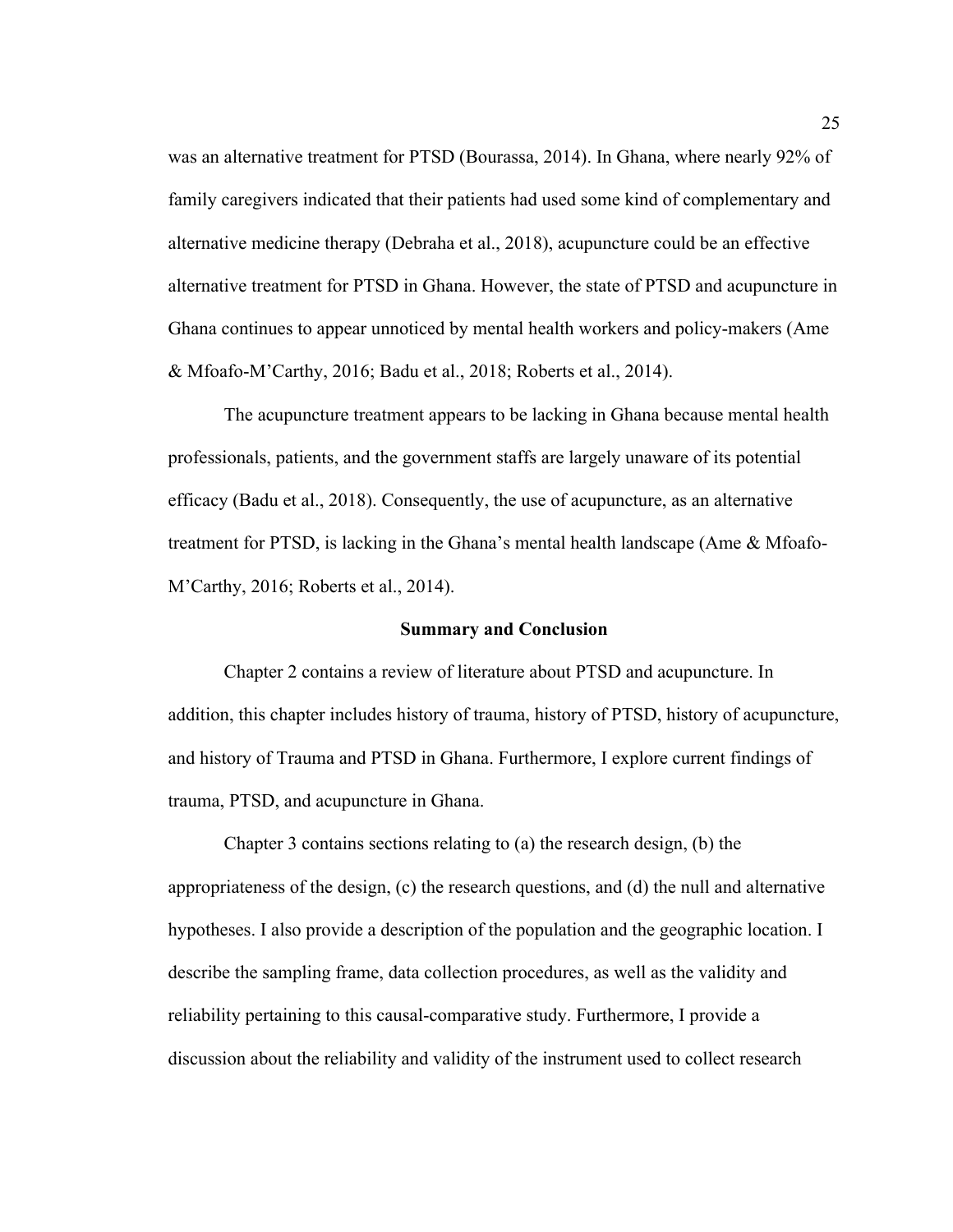was an alternative treatment for PTSD (Bourassa, 2014). In Ghana, where nearly 92% of family caregivers indicated that their patients had used some kind of complementary and alternative medicine therapy (Debraha et al., 2018), acupuncture could be an effective alternative treatment for PTSD in Ghana. However, the state of PTSD and acupuncture in Ghana continues to appear unnoticed by mental health workers and policy-makers (Ame & Mfoafo-M'Carthy, 2016; Badu et al., 2018; Roberts et al., 2014).

The acupuncture treatment appears to be lacking in Ghana because mental health professionals, patients, and the government staffs are largely unaware of its potential efficacy (Badu et al., 2018). Consequently, the use of acupuncture, as an alternative treatment for PTSD, is lacking in the Ghana's mental health landscape (Ame & Mfoafo-M'Carthy, 2016; Roberts et al., 2014).

## Summary and Conclusion

Chapter 2 contains a review of literature about PTSD and acupuncture. In addition, this chapter includes history of trauma, history of PTSD, history of acupuncture, and history of Trauma and PTSD in Ghana. Furthermore, I explore current findings of trauma, PTSD, and acupuncture in Ghana.

Chapter 3 contains sections relating to (a) the research design, (b) the appropriateness of the design, (c) the research questions, and (d) the null and alternative hypotheses. I also provide a description of the population and the geographic location. I describe the sampling frame, data collection procedures, as well as the validity and reliability pertaining to this causal-comparative study. Furthermore, I provide a discussion about the reliability and validity of the instrument used to collect research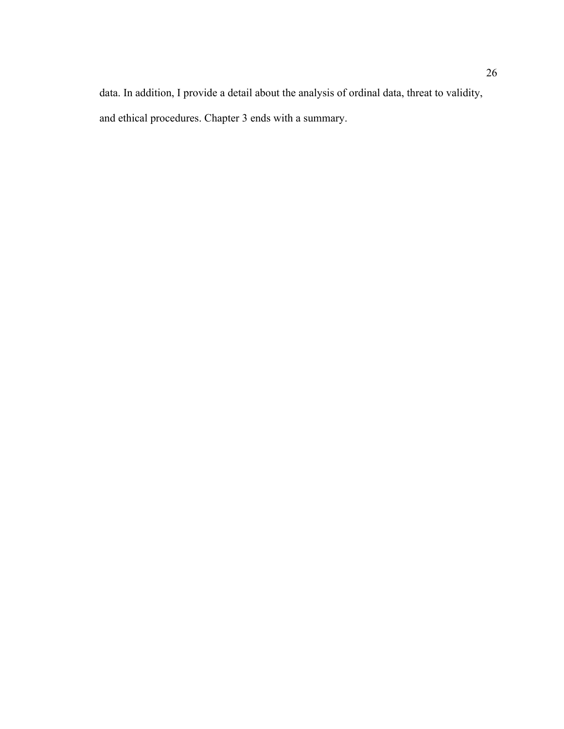data. In addition, I provide a detail about the analysis of ordinal data, threat to validity, and ethical procedures. Chapter 3 ends with a summary.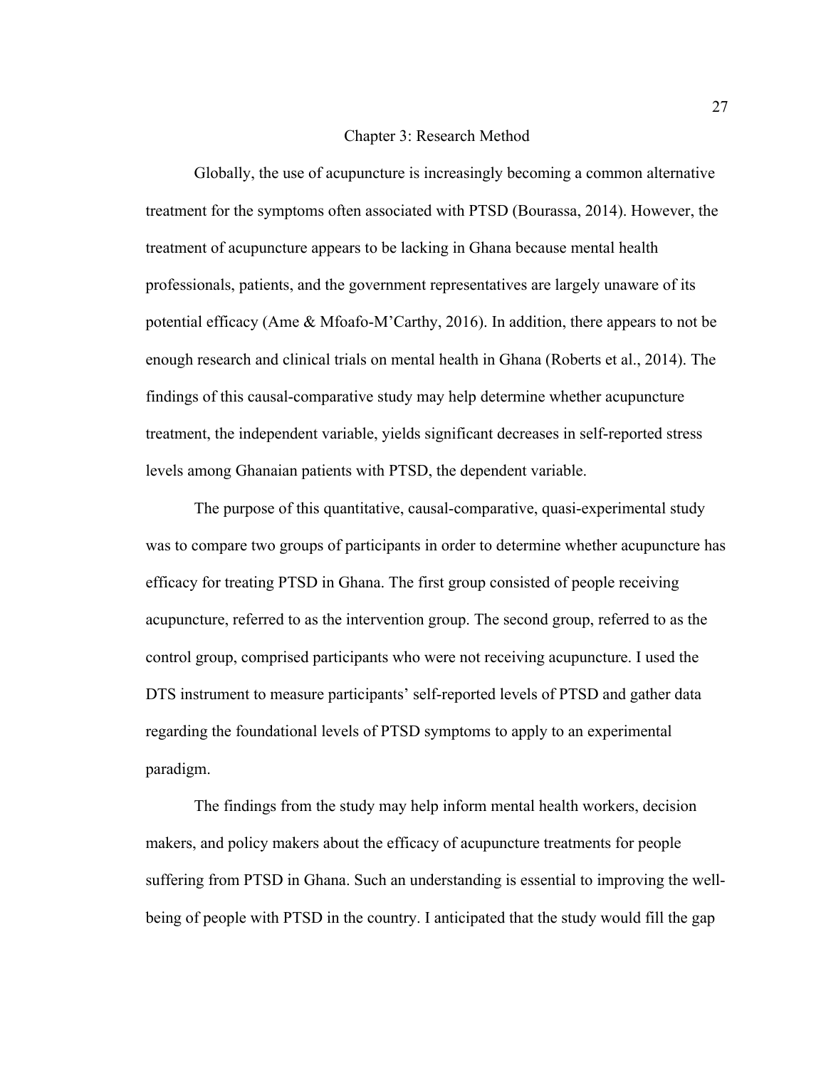# Chapter 3: Research Method

Globally, the use of acupuncture is increasingly becoming a common alternative treatment for the symptoms often associated with PTSD (Bourassa, 2014). However, the treatment of acupuncture appears to be lacking in Ghana because mental health professionals, patients, and the government representatives are largely unaware of its potential efficacy (Ame & Mfoafo-M'Carthy, 2016). In addition, there appears to not be enough research and clinical trials on mental health in Ghana (Roberts et al., 2014). The findings of this causal-comparative study may help determine whether acupuncture treatment, the independent variable, yields significant decreases in self-reported stress levels among Ghanaian patients with PTSD, the dependent variable.

The purpose of this quantitative, causal-comparative, quasi-experimental study was to compare two groups of participants in order to determine whether acupuncture has efficacy for treating PTSD in Ghana. The first group consisted of people receiving acupuncture, referred to as the intervention group. The second group, referred to as the control group, comprised participants who were not receiving acupuncture. I used the DTS instrument to measure participants' self-reported levels of PTSD and gather data regarding the foundational levels of PTSD symptoms to apply to an experimental paradigm.

The findings from the study may help inform mental health workers, decision makers, and policy makers about the efficacy of acupuncture treatments for people suffering from PTSD in Ghana. Such an understanding is essential to improving the well-being of people with PTSD in the country. I anticipated that the study would fill the gap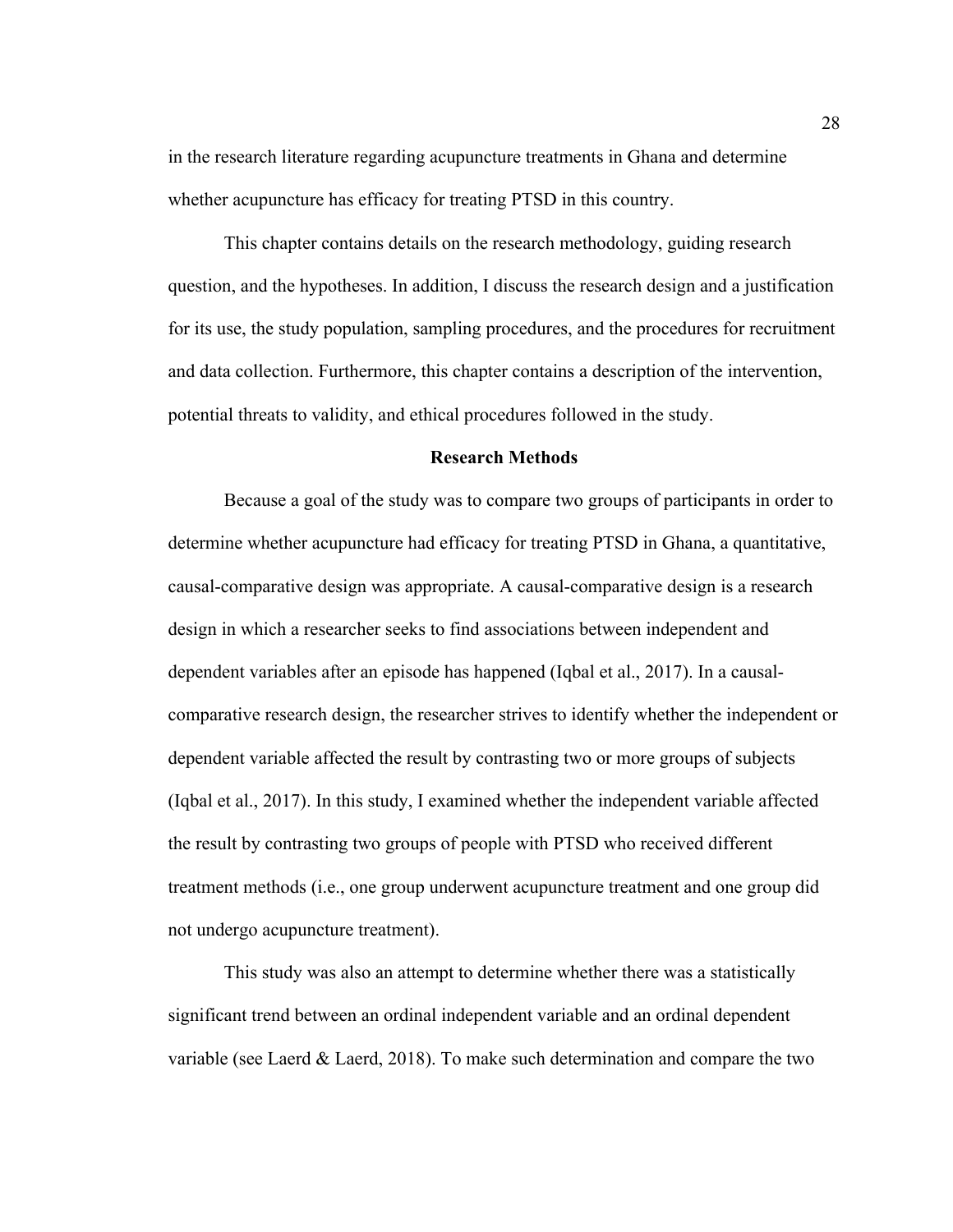in the research literature regarding acupuncture treatments in Ghana and determine whether acupuncture has efficacy for treating PTSD in this country.

This chapter contains details on the research methodology, guiding research question, and the hypotheses. In addition, I discuss the research design and a justification for its use, the study population, sampling procedures, and the procedures for recruitment and data collection. Furthermore, this chapter contains a description of the intervention, potential threats to validity, and ethical procedures followed in the study.

## Research Methods

Because a goal of the study was to compare two groups of participants in order to determine whether acupuncture had efficacy for treating PTSD in Ghana, a quantitative, causal-comparative design was appropriate. A causal-comparative design is a research design in which a researcher seeks to find associations between independent and dependent variables after an episode has happened (Iqbal et al., 2017). In a causal-comparative research design, the researcher strives to identify whether the independent or dependent variable affected the result by contrasting two or more groups of subjects (Iqbal et al., 2017). In this study, I examined whether the independent variable affected the result by contrasting two groups of people with PTSD who received different treatment methods (i.e., one group underwent acupuncture treatment and one group did not undergo acupuncture treatment).

This study was also an attempt to determine whether there was a statistically significant trend between an ordinal independent variable and an ordinal dependent variable (see Laerd & Laerd, 2018). To make such determination and compare the two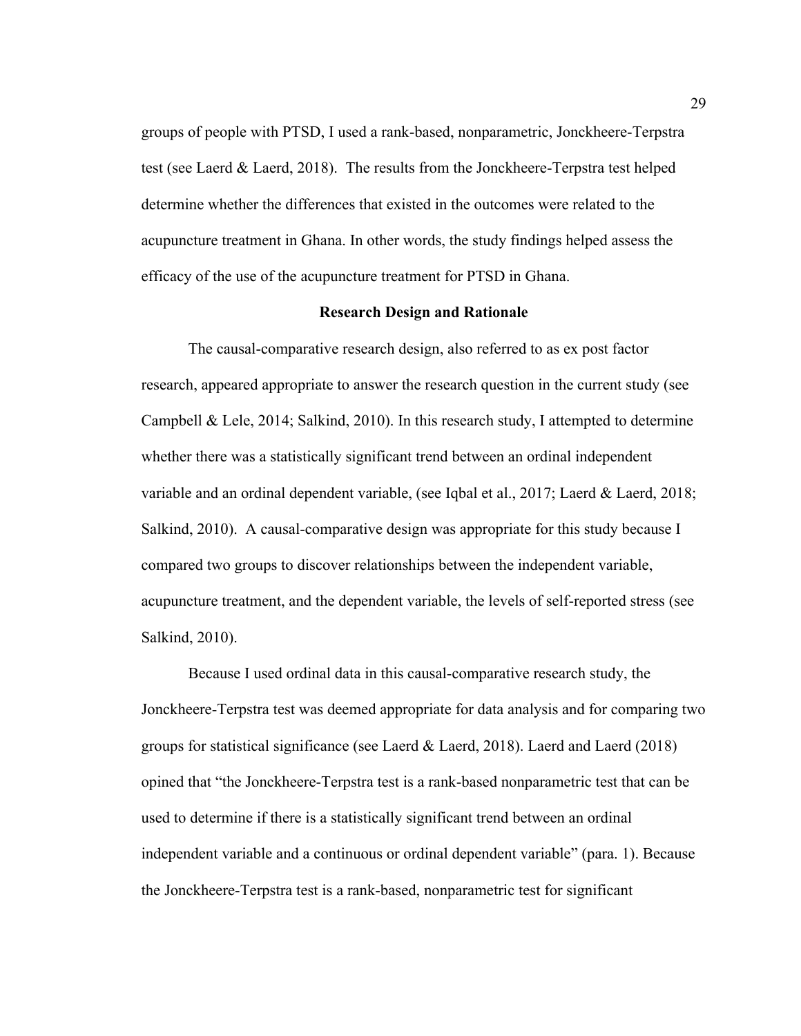groups of people with PTSD, I used a rank-based, nonparametric, Jonckheere-Terpstra test (see Laerd & Laerd, 2018). The results from the Jonckheere-Terpstra test helped determine whether the differences that existed in the outcomes were related to the acupuncture treatment in Ghana. In other words, the study findings helped assess the efficacy of the use of the acupuncture treatment for PTSD in Ghana.

## Research Design and Rationale

The causal-comparative research design, also referred to as ex post factor research, appeared appropriate to answer the research question in the current study (see Campbell & Lele, 2014; Salkind, 2010). In this research study, I attempted to determine whether there was a statistically significant trend between an ordinal independent variable and an ordinal dependent variable, (see Iqbal et al., 2017; Laerd & Laerd, 2018; Salkind, 2010). A causal-comparative design was appropriate for this study because I compared two groups to discover relationships between the independent variable, acupuncture treatment, and the dependent variable, the levels of self-reported stress (see Salkind, 2010).

Because I used ordinal data in this causal-comparative research study, the Jonckheere-Terpstra test was deemed appropriate for data analysis and for comparing two groups for statistical significance (see Laerd & Laerd, 2018). Laerd and Laerd (2018) opined that "the Jonckheere-Terpstra test is a rank-based nonparametric test that can be used to determine if there is a statistically significant trend between an ordinal independent variable and a continuous or ordinal dependent variable" (para. 1). Because the Jonckheere-Terpstra test is a rank-based, nonparametric test for significant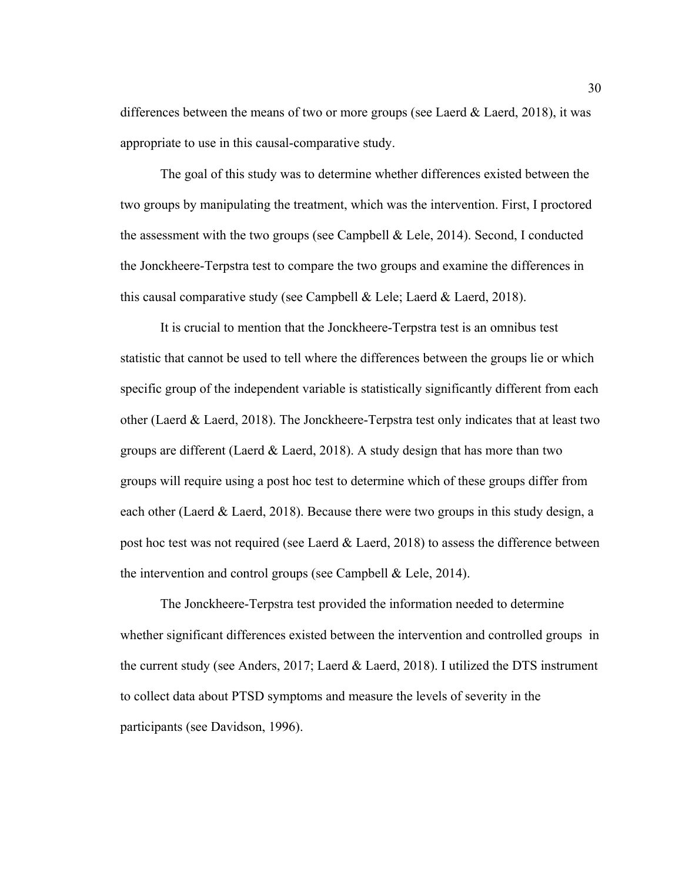differences between the means of two or more groups (see Laerd & Laerd, 2018), it was appropriate to use in this causal-comparative study.

The goal of this study was to determine whether differences existed between the two groups by manipulating the treatment, which was the intervention. First, I proctored the assessment with the two groups (see Campbell & Lele, 2014). Second, I conducted the Jonckheere-Terpstra test to compare the two groups and examine the differences in this causal comparative study (see Campbell & Lele; Laerd & Laerd, 2018).

It is crucial to mention that the Jonckheere-Terpstra test is an omnibus test statistic that cannot be used to tell where the differences between the groups lie or which specific group of the independent variable is statistically significantly different from each other (Laerd & Laerd, 2018). The Jonckheere-Terpstra test only indicates that at least two groups are different (Laerd & Laerd, 2018). A study design that has more than two groups will require using a post hoc test to determine which of these groups differ from each other (Laerd & Laerd, 2018). Because there were two groups in this study design, a post hoc test was not required (see Laerd & Laerd, 2018) to assess the difference between the intervention and control groups (see Campbell & Lele, 2014).

The Jonckheere-Terpstra test provided the information needed to determine whether significant differences existed between the intervention and controlled groups in the current study (see Anders, 2017; Laerd & Laerd, 2018). I utilized the DTS instrument to collect data about PTSD symptoms and measure the levels of severity in the participants (see Davidson, 1996).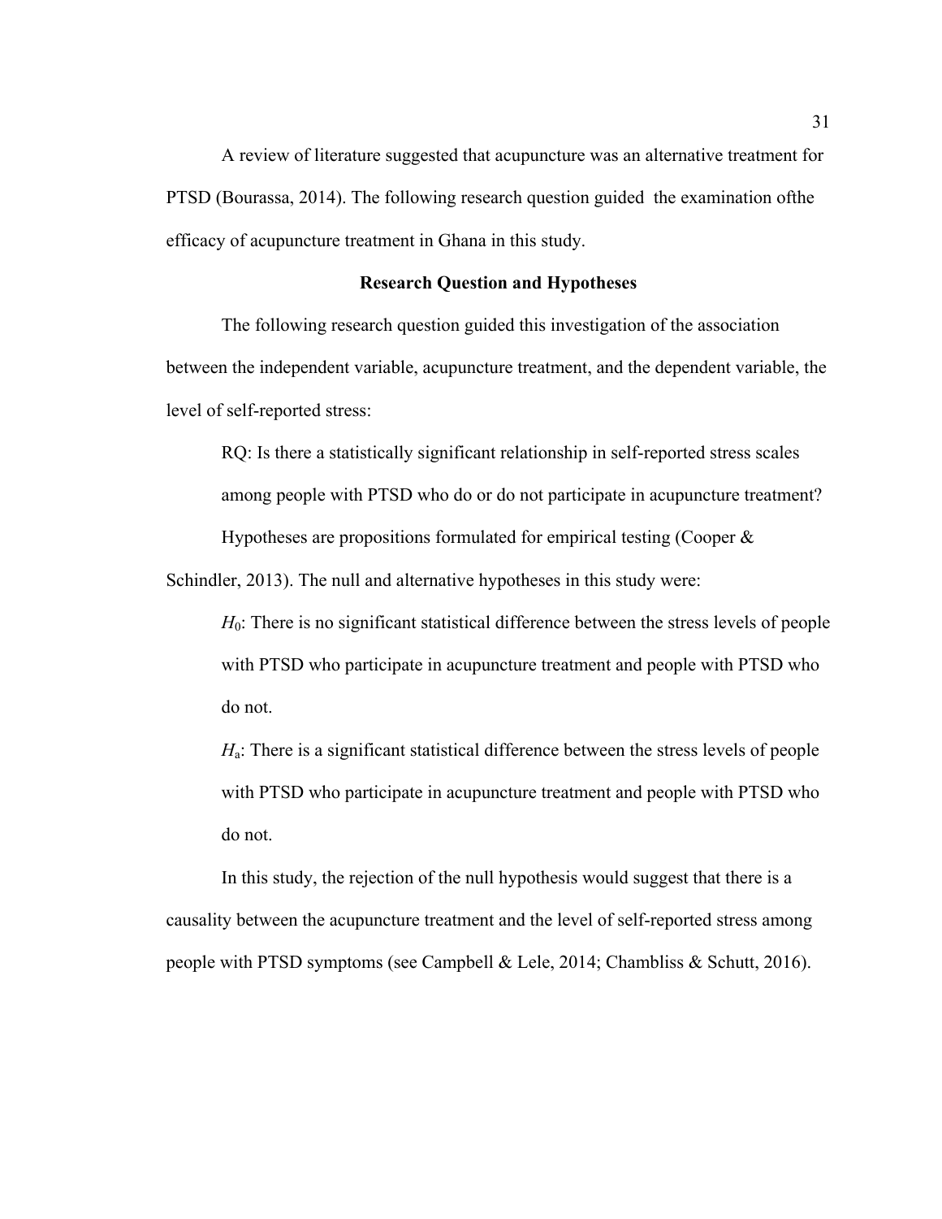A review of literature suggested that acupuncture was an alternative treatment for PTSD (Bourassa, 2014). The following research question guided  the examination ofthe efficacy of acupuncture treatment in Ghana in this study.

## Research Question and Hypotheses

The following research question guided this investigation of the association between the independent variable, acupuncture treatment, and the dependent variable, the level of self-reported stress:

> RQ: Is there a statistically significant relationship in self-reported stress scales among people with PTSD who do or do not participate in acupuncture treatment?

Hypotheses are propositions formulated for empirical testing (Cooper & Schindler, 2013). The null and alternative hypotheses in this study were:

> $H_0$: There is no significant statistical difference between the stress levels of people with PTSD who participate in acupuncture treatment and people with PTSD who do not.
>
> $H_a$: There is a significant statistical difference between the stress levels of people with PTSD who participate in acupuncture treatment and people with PTSD who do not.

In this study, the rejection of the null hypothesis would suggest that there is a causality between the acupuncture treatment and the level of self-reported stress among people with PTSD symptoms (see Campbell & Lele, 2014; Chambliss & Schutt, 2016).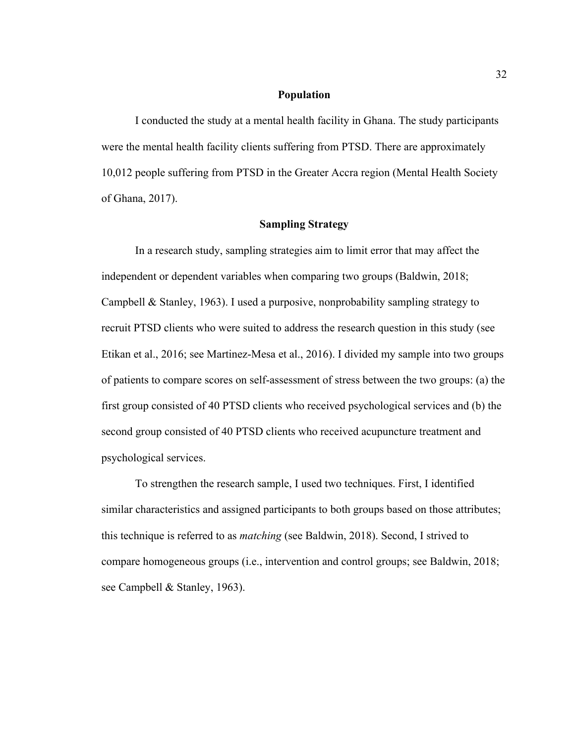## Population

I conducted the study at a mental health facility in Ghana. The study participants were the mental health facility clients suffering from PTSD. There are approximately 10,012 people suffering from PTSD in the Greater Accra region (Mental Health Society of Ghana, 2017).

## Sampling Strategy

In a research study, sampling strategies aim to limit error that may affect the independent or dependent variables when comparing two groups (Baldwin, 2018; Campbell & Stanley, 1963). I used a purposive, nonprobability sampling strategy to recruit PTSD clients who were suited to address the research question in this study (see Etikan et al., 2016; see Martinez-Mesa et al., 2016). I divided my sample into two groups of patients to compare scores on self-assessment of stress between the two groups: (a) the first group consisted of 40 PTSD clients who received psychological services and (b) the second group consisted of 40 PTSD clients who received acupuncture treatment and psychological services.

To strengthen the research sample, I used two techniques. First, I identified similar characteristics and assigned participants to both groups based on those attributes; this technique is referred to as *matching* (see Baldwin, 2018). Second, I strived to compare homogeneous groups (i.e., intervention and control groups; see Baldwin, 2018; see Campbell & Stanley, 1963).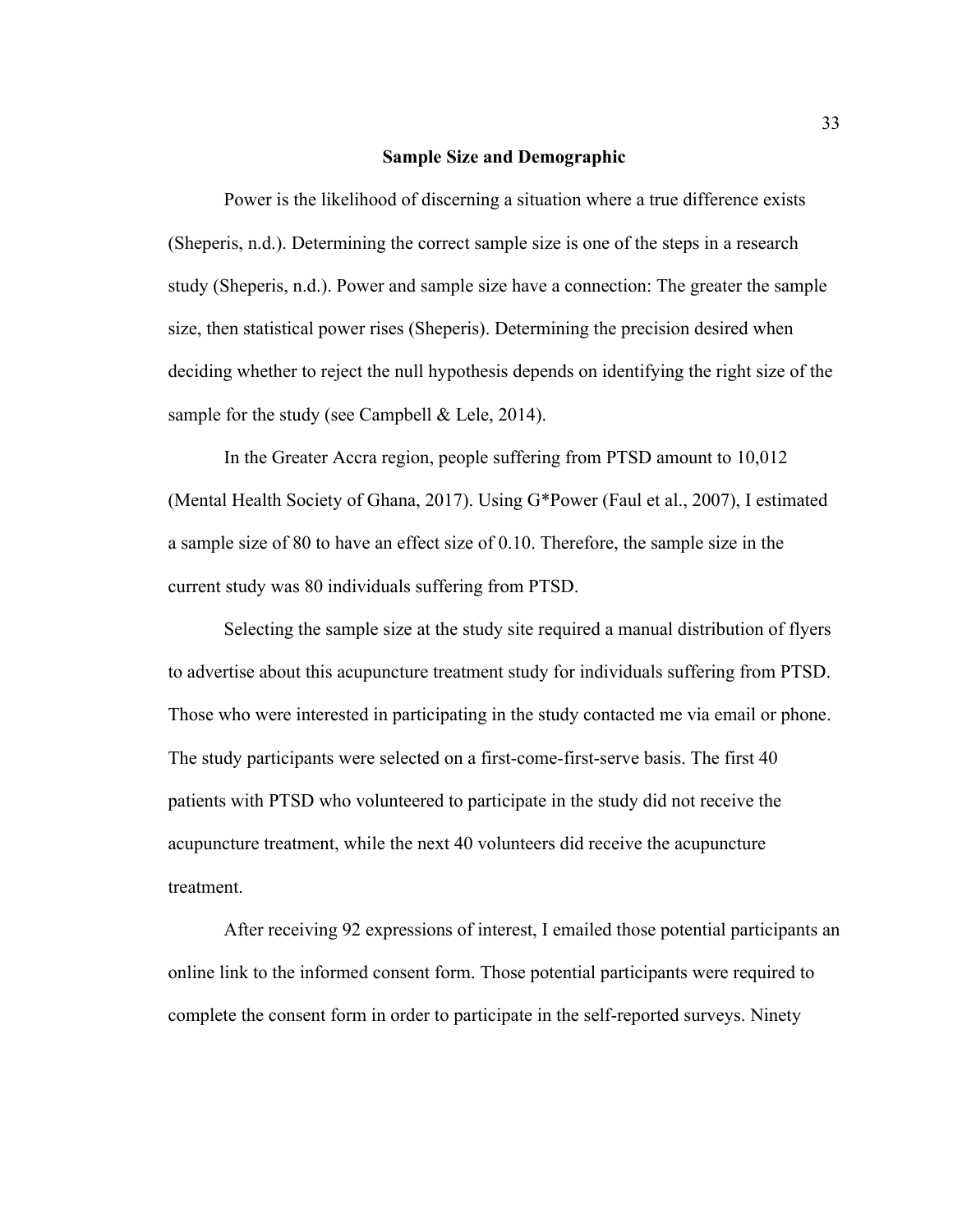## Sample Size and Demographic

Power is the likelihood of discerning a situation where a true difference exists (Sheperis, n.d.). Determining the correct sample size is one of the steps in a research study (Sheperis, n.d.). Power and sample size have a connection: The greater the sample size, then statistical power rises (Sheperis). Determining the precision desired when deciding whether to reject the null hypothesis depends on identifying the right size of the sample for the study (see Campbell & Lele, 2014).

In the Greater Accra region, people suffering from PTSD amount to 10,012 (Mental Health Society of Ghana, 2017). Using G*Power (Faul et al., 2007), I estimated a sample size of 80 to have an effect size of 0.10. Therefore, the sample size in the current study was 80 individuals suffering from PTSD.

Selecting the sample size at the study site required a manual distribution of flyers to advertise about this acupuncture treatment study for individuals suffering from PTSD. Those who were interested in participating in the study contacted me via email or phone. The study participants were selected on a first-come-first-serve basis. The first 40 patients with PTSD who volunteered to participate in the study did not receive the acupuncture treatment, while the next 40 volunteers did receive the acupuncture treatment.

After receiving 92 expressions of interest, I emailed those potential participants an online link to the informed consent form. Those potential participants were required to complete the consent form in order to participate in the self-reported surveys. Ninety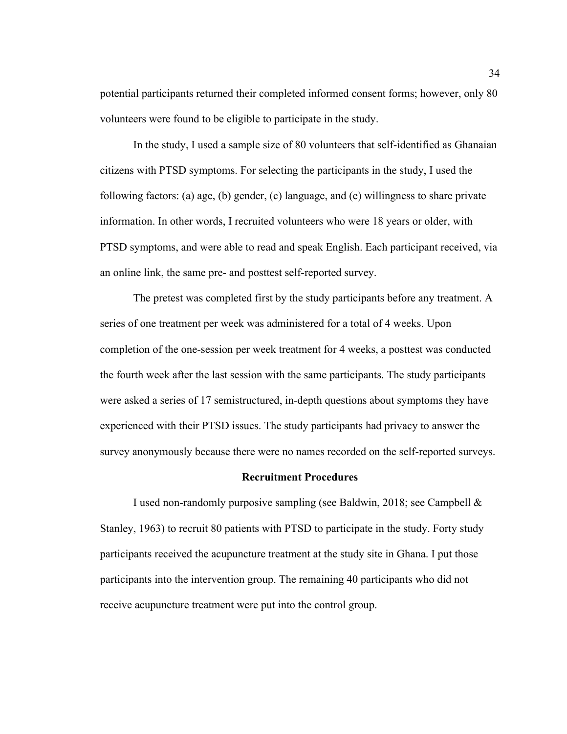potential participants returned their completed informed consent forms; however, only 80 volunteers were found to be eligible to participate in the study.

In the study, I used a sample size of 80 volunteers that self-identified as Ghanaian citizens with PTSD symptoms. For selecting the participants in the study, I used the following factors: (a) age, (b) gender, (c) language, and (e) willingness to share private information. In other words, I recruited volunteers who were 18 years or older, with PTSD symptoms, and were able to read and speak English. Each participant received, via an online link, the same pre- and posttest self-reported survey.

The pretest was completed first by the study participants before any treatment. A series of one treatment per week was administered for a total of 4 weeks. Upon completion of the one-session per week treatment for 4 weeks, a posttest was conducted the fourth week after the last session with the same participants. The study participants were asked a series of 17 semistructured, in-depth questions about symptoms they have experienced with their PTSD issues. The study participants had privacy to answer the survey anonymously because there were no names recorded on the self-reported surveys.

## Recruitment Procedures

I used non-randomly purposive sampling (see Baldwin, 2018; see Campbell & Stanley, 1963) to recruit 80 patients with PTSD to participate in the study. Forty study participants received the acupuncture treatment at the study site in Ghana. I put those participants into the intervention group. The remaining 40 participants who did not receive acupuncture treatment were put into the control group.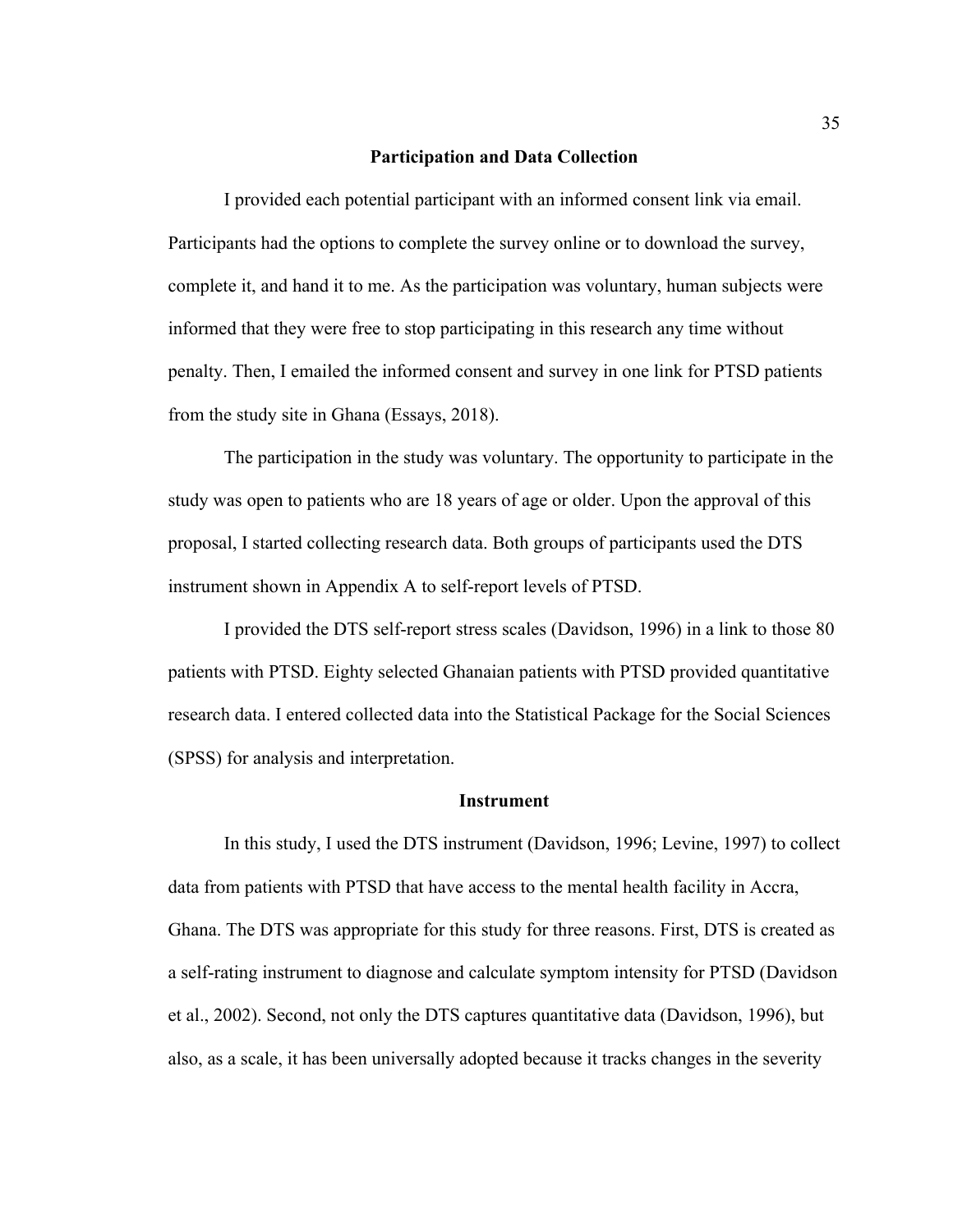## Participation and Data Collection

I provided each potential participant with an informed consent link via email. Participants had the options to complete the survey online or to download the survey, complete it, and hand it to me. As the participation was voluntary, human subjects were informed that they were free to stop participating in this research any time without penalty. Then, I emailed the informed consent and survey in one link for PTSD patients from the study site in Ghana (Essays, 2018).

The participation in the study was voluntary. The opportunity to participate in the study was open to patients who are 18 years of age or older. Upon the approval of this proposal, I started collecting research data. Both groups of participants used the DTS instrument shown in Appendix A to self-report levels of PTSD.

I provided the DTS self-report stress scales (Davidson, 1996) in a link to those 80 patients with PTSD. Eighty selected Ghanaian patients with PTSD provided quantitative research data. I entered collected data into the Statistical Package for the Social Sciences (SPSS) for analysis and interpretation.

## Instrument

In this study, I used the DTS instrument (Davidson, 1996; Levine, 1997) to collect data from patients with PTSD that have access to the mental health facility in Accra, Ghana. The DTS was appropriate for this study for three reasons. First, DTS is created as a self-rating instrument to diagnose and calculate symptom intensity for PTSD (Davidson et al., 2002). Second, not only the DTS captures quantitative data (Davidson, 1996), but also, as a scale, it has been universally adopted because it tracks changes in the severity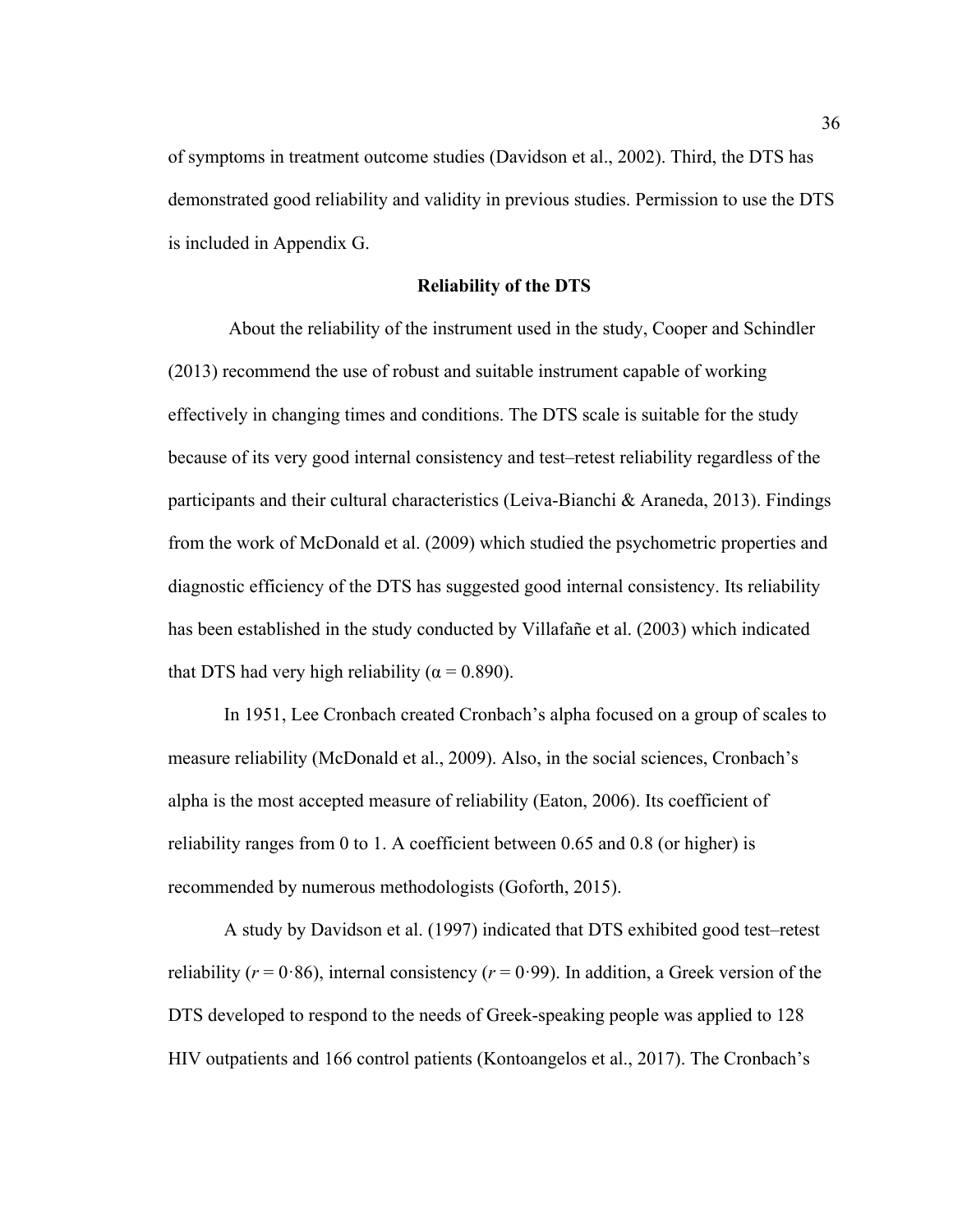of symptoms in treatment outcome studies (Davidson et al., 2002). Third, the DTS has demonstrated good reliability and validity in previous studies. Permission to use the DTS is included in Appendix G.

## Reliability of the DTS

About the reliability of the instrument used in the study, Cooper and Schindler (2013) recommend the use of robust and suitable instrument capable of working effectively in changing times and conditions. The DTS scale is suitable for the study because of its very good internal consistency and test–retest reliability regardless of the participants and their cultural characteristics (Leiva-Bianchi & Araneda, 2013). Findings from the work of McDonald et al. (2009) which studied the psychometric properties and diagnostic efficiency of the DTS has suggested good internal consistency. Its reliability has been established in the study conducted by Villafañe et al. (2003) which indicated that DTS had very high reliability ($\alpha = 0.890$).

In 1951, Lee Cronbach created Cronbach's alpha focused on a group of scales to measure reliability (McDonald et al., 2009). Also, in the social sciences, Cronbach's alpha is the most accepted measure of reliability (Eaton, 2006). Its coefficient of reliability ranges from 0 to 1. A coefficient between 0.65 and 0.8 (or higher) is recommended by numerous methodologists (Goforth, 2015).

A study by Davidson et al. (1997) indicated that DTS exhibited good test–retest reliability ($r = 0{\cdot}86$), internal consistency ($r = 0{\cdot}99$). In addition, a Greek version of the DTS developed to respond to the needs of Greek-speaking people was applied to 128 HIV outpatients and 166 control patients (Kontoangelos et al., 2017). The Cronbach's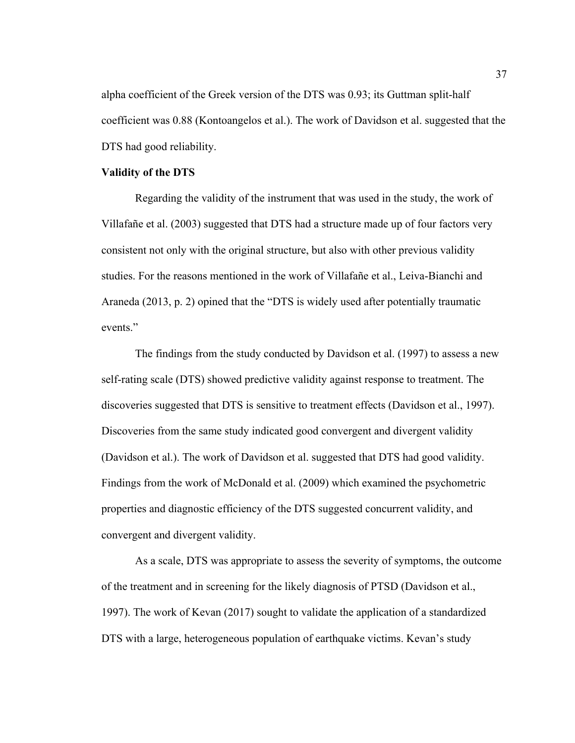alpha coefficient of the Greek version of the DTS was 0.93; its Guttman split-half coefficient was 0.88 (Kontoangelos et al.). The work of Davidson et al. suggested that the DTS had good reliability.

**Validity of the DTS**

Regarding the validity of the instrument that was used in the study, the work of Villafañe et al. (2003) suggested that DTS had a structure made up of four factors very consistent not only with the original structure, but also with other previous validity studies. For the reasons mentioned in the work of Villafañe et al., Leiva-Bianchi and Araneda (2013, p. 2) opined that the "DTS is widely used after potentially traumatic events."

The findings from the study conducted by Davidson et al. (1997) to assess a new self-rating scale (DTS) showed predictive validity against response to treatment. The discoveries suggested that DTS is sensitive to treatment effects (Davidson et al., 1997). Discoveries from the same study indicated good convergent and divergent validity (Davidson et al.). The work of Davidson et al. suggested that DTS had good validity. Findings from the work of McDonald et al. (2009) which examined the psychometric properties and diagnostic efficiency of the DTS suggested concurrent validity, and convergent and divergent validity.

As a scale, DTS was appropriate to assess the severity of symptoms, the outcome of the treatment and in screening for the likely diagnosis of PTSD (Davidson et al., 1997). The work of Kevan (2017) sought to validate the application of a standardized DTS with a large, heterogeneous population of earthquake victims. Kevan's study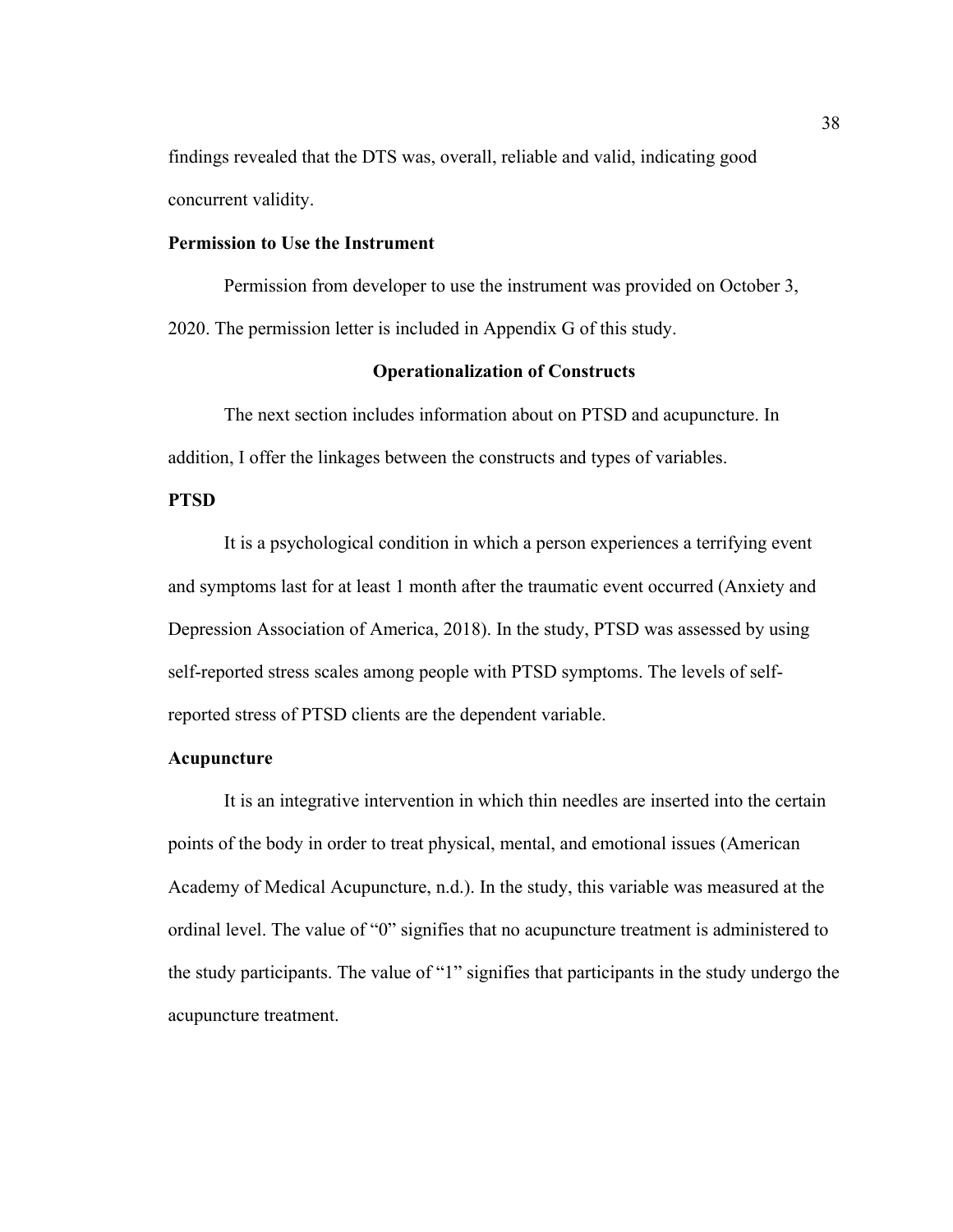findings revealed that the DTS was, overall, reliable and valid, indicating good concurrent validity.

### Permission to Use the Instrument

Permission from developer to use the instrument was provided on October 3, 2020. The permission letter is included in Appendix G of this study.

## Operationalization of Constructs

The next section includes information about on PTSD and acupuncture. In addition, I offer the linkages between the constructs and types of variables.

### PTSD

It is a psychological condition in which a person experiences a terrifying event and symptoms last for at least 1 month after the traumatic event occurred (Anxiety and Depression Association of America, 2018). In the study, PTSD was assessed by using self-reported stress scales among people with PTSD symptoms. The levels of self-reported stress of PTSD clients are the dependent variable.

### Acupuncture

It is an integrative intervention in which thin needles are inserted into the certain points of the body in order to treat physical, mental, and emotional issues (American Academy of Medical Acupuncture, n.d.). In the study, this variable was measured at the ordinal level. The value of "0" signifies that no acupuncture treatment is administered to the study participants. The value of "1" signifies that participants in the study undergo the acupuncture treatment.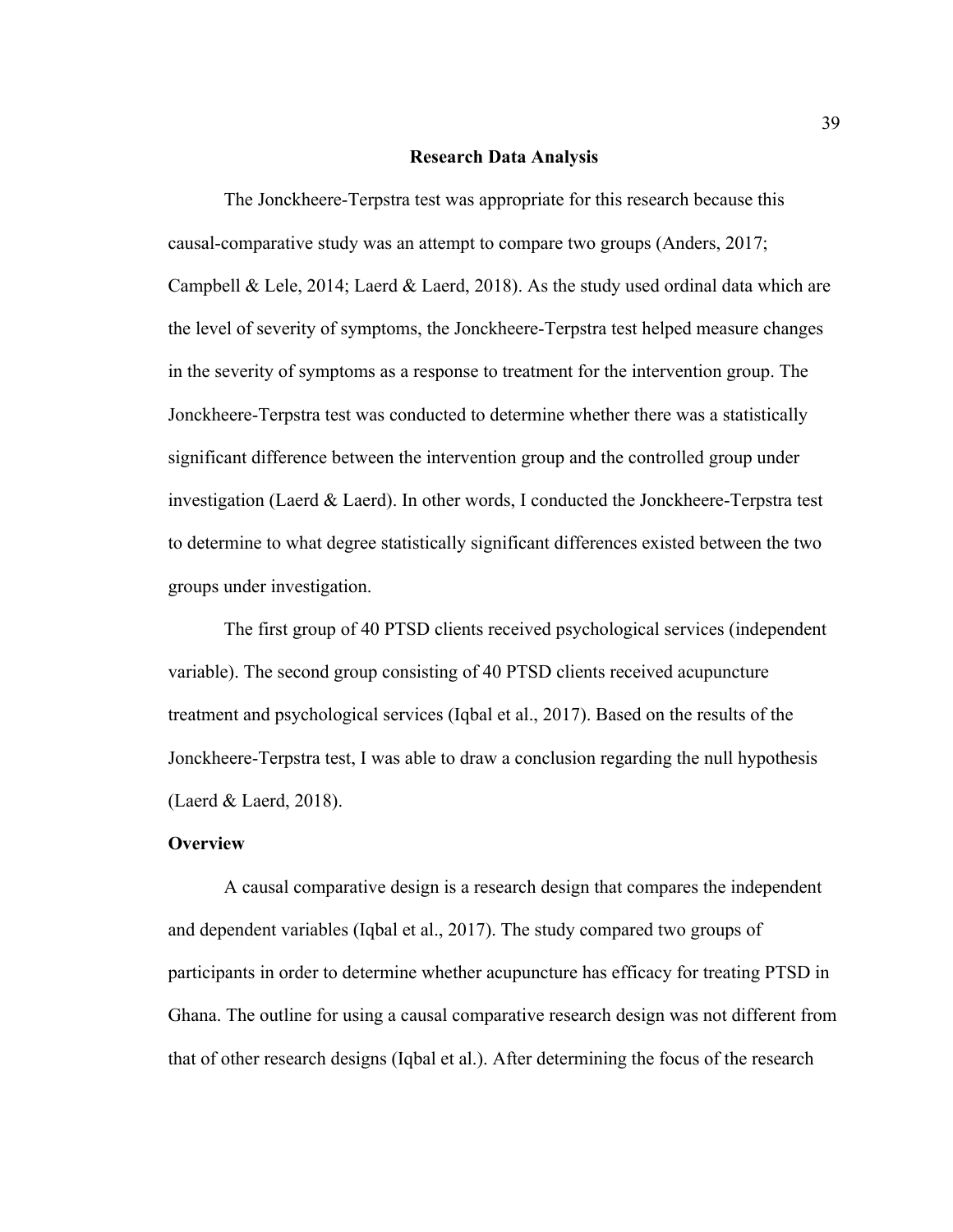## Research Data Analysis

The Jonckheere-Terpstra test was appropriate for this research because this causal-comparative study was an attempt to compare two groups (Anders, 2017; Campbell & Lele, 2014; Laerd & Laerd, 2018). As the study used ordinal data which are the level of severity of symptoms, the Jonckheere-Terpstra test helped measure changes in the severity of symptoms as a response to treatment for the intervention group. The Jonckheere-Terpstra test was conducted to determine whether there was a statistically significant difference between the intervention group and the controlled group under investigation (Laerd & Laerd). In other words, I conducted the Jonckheere-Terpstra test to determine to what degree statistically significant differences existed between the two groups under investigation.

The first group of 40 PTSD clients received psychological services (independent variable). The second group consisting of 40 PTSD clients received acupuncture treatment and psychological services (Iqbal et al., 2017). Based on the results of the Jonckheere-Terpstra test, I was able to draw a conclusion regarding the null hypothesis (Laerd & Laerd, 2018).

### Overview

A causal comparative design is a research design that compares the independent and dependent variables (Iqbal et al., 2017). The study compared two groups of participants in order to determine whether acupuncture has efficacy for treating PTSD in Ghana. The outline for using a causal comparative research design was not different from that of other research designs (Iqbal et al.). After determining the focus of the research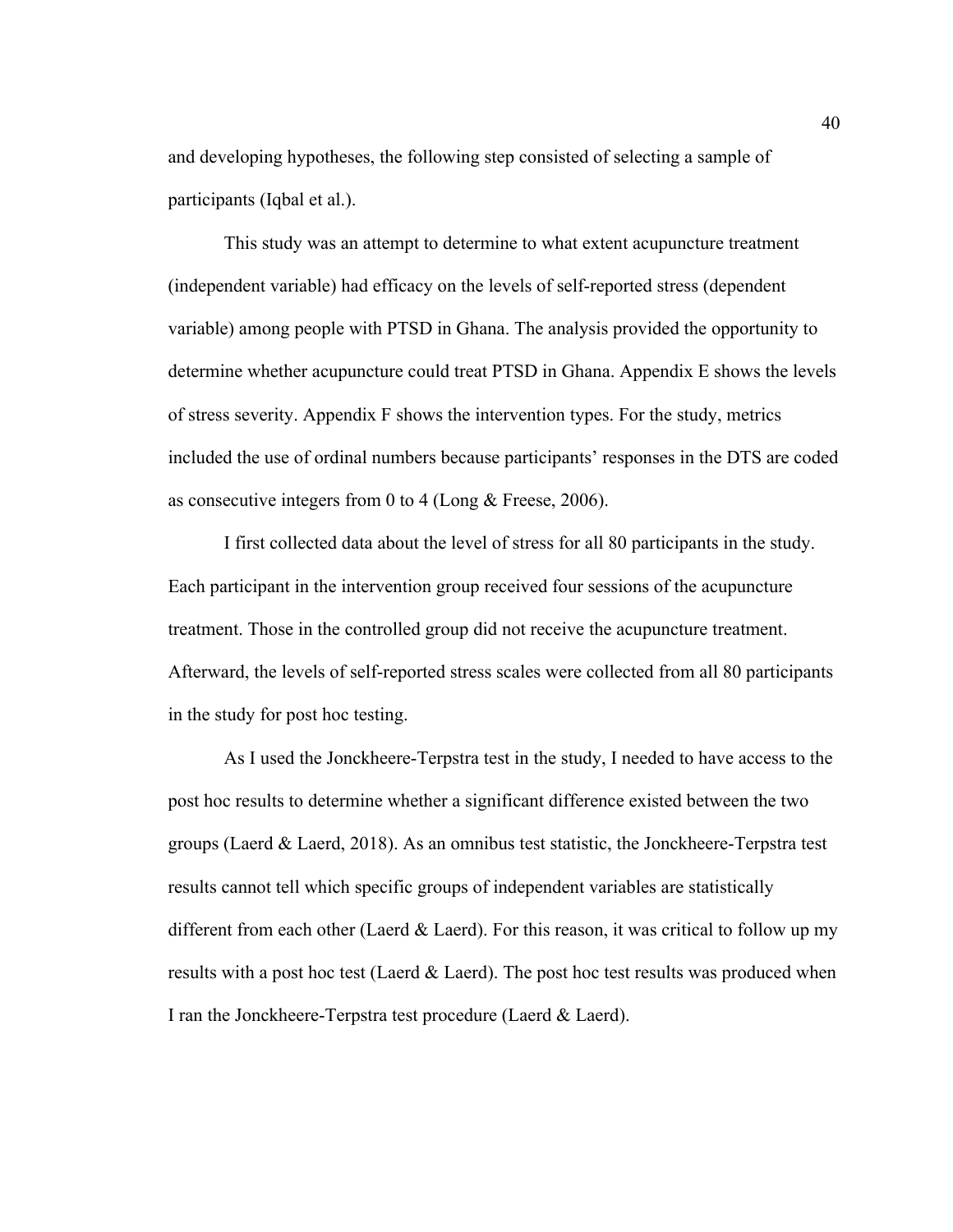and developing hypotheses, the following step consisted of selecting a sample of participants (Iqbal et al.).

This study was an attempt to determine to what extent acupuncture treatment (independent variable) had efficacy on the levels of self-reported stress (dependent variable) among people with PTSD in Ghana. The analysis provided the opportunity to determine whether acupuncture could treat PTSD in Ghana. Appendix E shows the levels of stress severity. Appendix F shows the intervention types. For the study, metrics included the use of ordinal numbers because participants' responses in the DTS are coded as consecutive integers from 0 to 4 (Long & Freese, 2006).

I first collected data about the level of stress for all 80 participants in the study. Each participant in the intervention group received four sessions of the acupuncture treatment. Those in the controlled group did not receive the acupuncture treatment. Afterward, the levels of self-reported stress scales were collected from all 80 participants in the study for post hoc testing.

As I used the Jonckheere-Terpstra test in the study, I needed to have access to the post hoc results to determine whether a significant difference existed between the two groups (Laerd & Laerd, 2018). As an omnibus test statistic, the Jonckheere-Terpstra test results cannot tell which specific groups of independent variables are statistically different from each other (Laerd & Laerd). For this reason, it was critical to follow up my results with a post hoc test (Laerd & Laerd). The post hoc test results was produced when I ran the Jonckheere-Terpstra test procedure (Laerd & Laerd).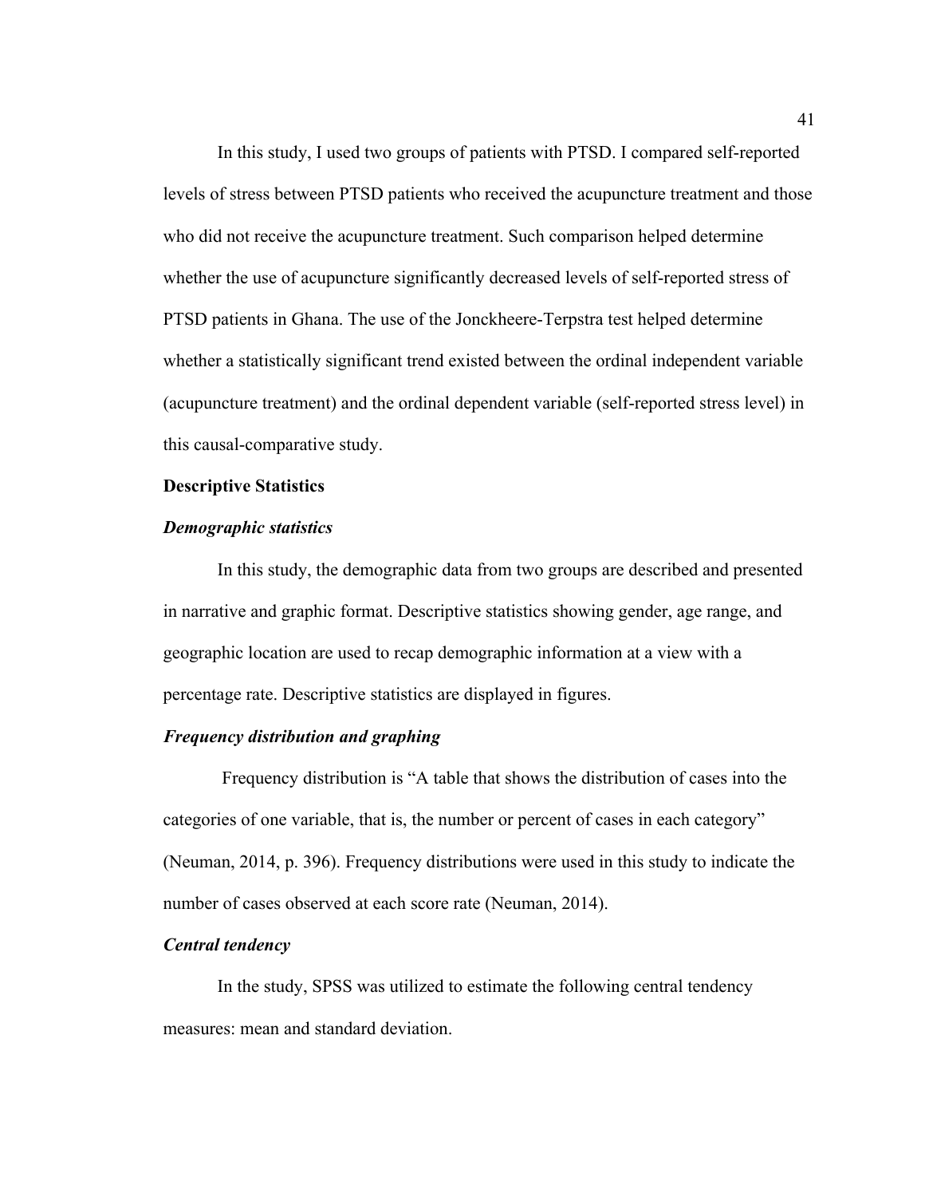In this study, I used two groups of patients with PTSD. I compared self-reported levels of stress between PTSD patients who received the acupuncture treatment and those who did not receive the acupuncture treatment. Such comparison helped determine whether the use of acupuncture significantly decreased levels of self-reported stress of PTSD patients in Ghana. The use of the Jonckheere-Terpstra test helped determine whether a statistically significant trend existed between the ordinal independent variable (acupuncture treatment) and the ordinal dependent variable (self-reported stress level) in this causal-comparative study.

**Descriptive Statistics**

***Demographic statistics***

In this study, the demographic data from two groups are described and presented in narrative and graphic format. Descriptive statistics showing gender, age range, and geographic location are used to recap demographic information at a view with a percentage rate. Descriptive statistics are displayed in figures.

***Frequency distribution and graphing***

Frequency distribution is "A table that shows the distribution of cases into the categories of one variable, that is, the number or percent of cases in each category" (Neuman, 2014, p. 396). Frequency distributions were used in this study to indicate the number of cases observed at each score rate (Neuman, 2014).

***Central tendency***

In the study, SPSS was utilized to estimate the following central tendency measures: mean and standard deviation.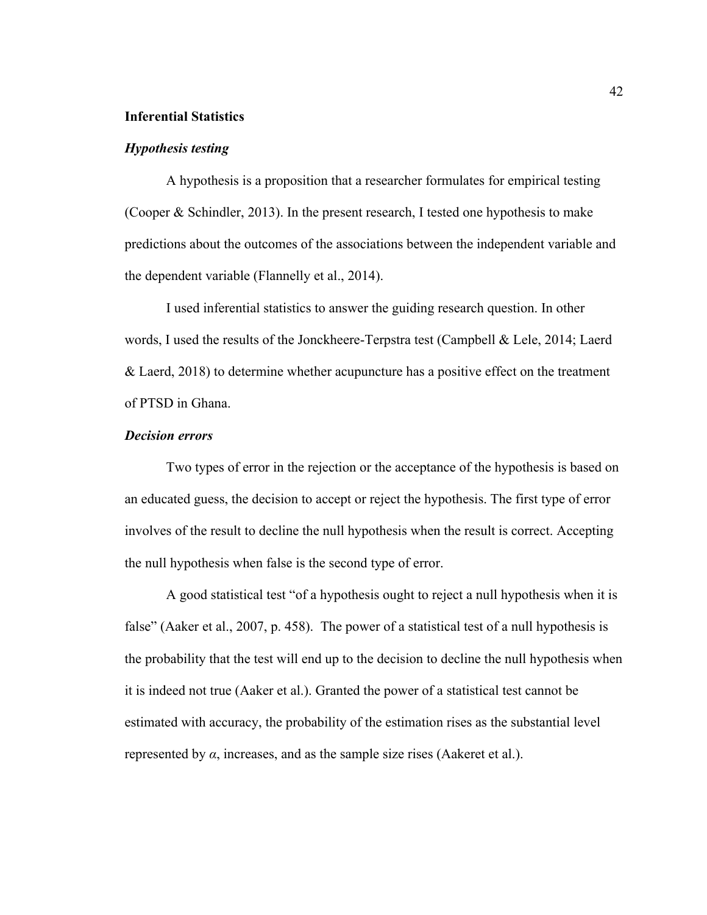## Inferential Statistics

### *Hypothesis testing*

A hypothesis is a proposition that a researcher formulates for empirical testing (Cooper & Schindler, 2013). In the present research, I tested one hypothesis to make predictions about the outcomes of the associations between the independent variable and the dependent variable (Flannelly et al., 2014).

I used inferential statistics to answer the guiding research question. In other words, I used the results of the Jonckheere-Terpstra test (Campbell & Lele, 2014; Laerd & Laerd, 2018) to determine whether acupuncture has a positive effect on the treatment of PTSD in Ghana.

### *Decision errors*

Two types of error in the rejection or the acceptance of the hypothesis is based on an educated guess, the decision to accept or reject the hypothesis. The first type of error involves of the result to decline the null hypothesis when the result is correct. Accepting the null hypothesis when false is the second type of error.

A good statistical test "of a hypothesis ought to reject a null hypothesis when it is false" (Aaker et al., 2007, p. 458). The power of a statistical test of a null hypothesis is the probability that the test will end up to the decision to decline the null hypothesis when it is indeed not true (Aaker et al.). Granted the power of a statistical test cannot be estimated with accuracy, the probability of the estimation rises as the substantial level represented by $\alpha$, increases, and as the sample size rises (Aakeret et al.).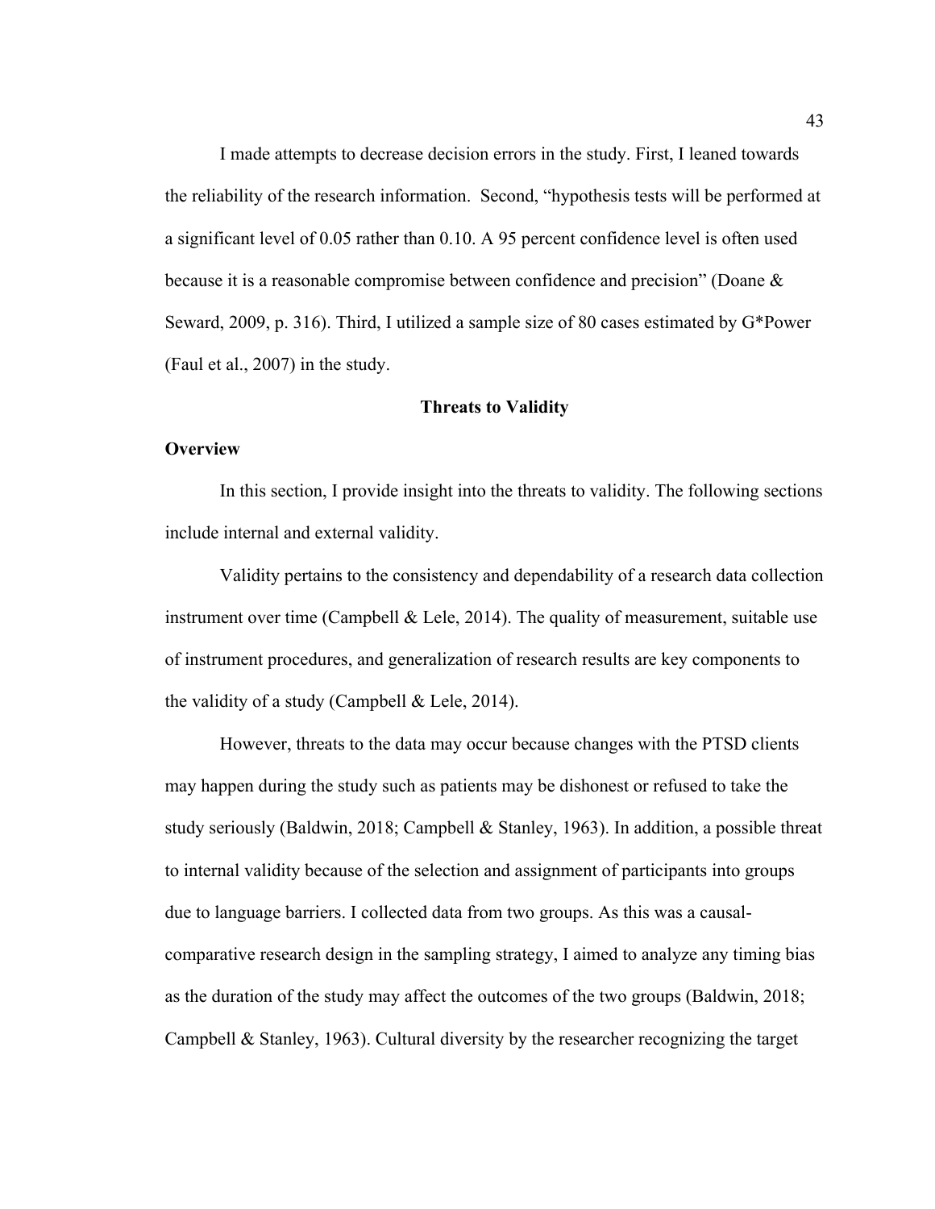I made attempts to decrease decision errors in the study. First, I leaned towards the reliability of the research information. Second, "hypothesis tests will be performed at a significant level of 0.05 rather than 0.10. A 95 percent confidence level is often used because it is a reasonable compromise between confidence and precision" (Doane & Seward, 2009, p. 316). Third, I utilized a sample size of 80 cases estimated by G*Power (Faul et al., 2007) in the study.

## Threats to Validity

### Overview

In this section, I provide insight into the threats to validity. The following sections include internal and external validity.

Validity pertains to the consistency and dependability of a research data collection instrument over time (Campbell & Lele, 2014). The quality of measurement, suitable use of instrument procedures, and generalization of research results are key components to the validity of a study (Campbell & Lele, 2014).

However, threats to the data may occur because changes with the PTSD clients may happen during the study such as patients may be dishonest or refused to take the study seriously (Baldwin, 2018; Campbell & Stanley, 1963). In addition, a possible threat to internal validity because of the selection and assignment of participants into groups due to language barriers. I collected data from two groups. As this was a causal-comparative research design in the sampling strategy, I aimed to analyze any timing bias as the duration of the study may affect the outcomes of the two groups (Baldwin, 2018; Campbell & Stanley, 1963). Cultural diversity by the researcher recognizing the target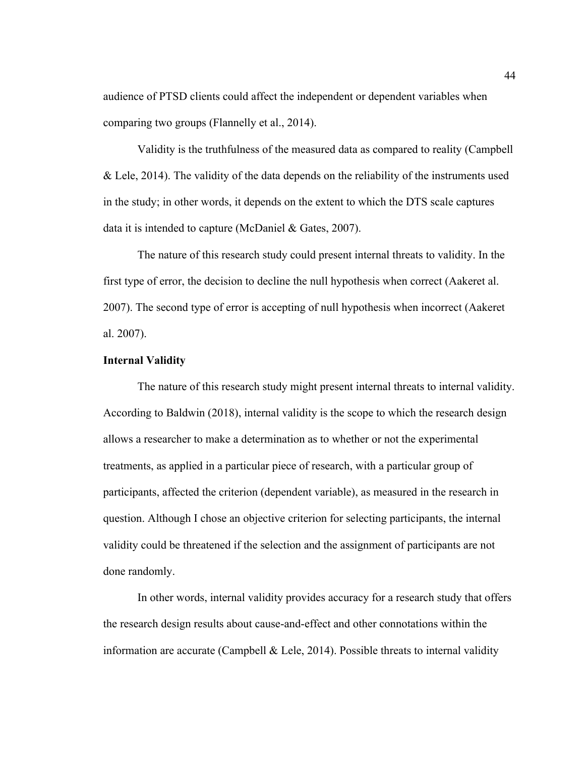audience of PTSD clients could affect the independent or dependent variables when comparing two groups (Flannelly et al., 2014).

Validity is the truthfulness of the measured data as compared to reality (Campbell & Lele, 2014). The validity of the data depends on the reliability of the instruments used in the study; in other words, it depends on the extent to which the DTS scale captures data it is intended to capture (McDaniel & Gates, 2007).

The nature of this research study could present internal threats to validity. In the first type of error, the decision to decline the null hypothesis when correct (Aakeret al. 2007). The second type of error is accepting of null hypothesis when incorrect (Aakeret al. 2007).

**Internal Validity**

The nature of this research study might present internal threats to internal validity. According to Baldwin (2018), internal validity is the scope to which the research design allows a researcher to make a determination as to whether or not the experimental treatments, as applied in a particular piece of research, with a particular group of participants, affected the criterion (dependent variable), as measured in the research in question. Although I chose an objective criterion for selecting participants, the internal validity could be threatened if the selection and the assignment of participants are not done randomly.

In other words, internal validity provides accuracy for a research study that offers the research design results about cause-and-effect and other connotations within the information are accurate (Campbell & Lele, 2014). Possible threats to internal validity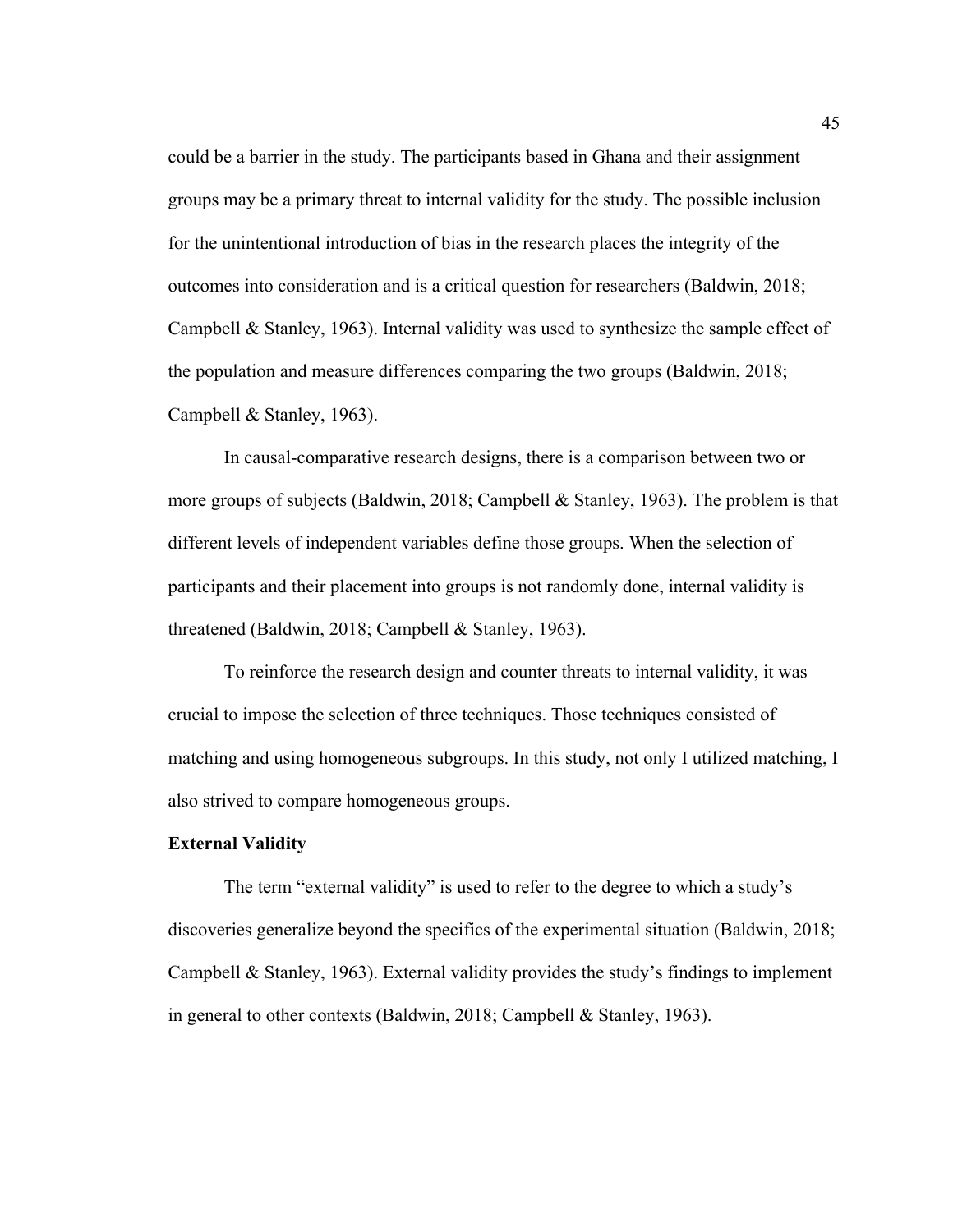could be a barrier in the study. The participants based in Ghana and their assignment groups may be a primary threat to internal validity for the study. The possible inclusion for the unintentional introduction of bias in the research places the integrity of the outcomes into consideration and is a critical question for researchers (Baldwin, 2018; Campbell & Stanley, 1963). Internal validity was used to synthesize the sample effect of the population and measure differences comparing the two groups (Baldwin, 2018; Campbell & Stanley, 1963).

In causal-comparative research designs, there is a comparison between two or more groups of subjects (Baldwin, 2018; Campbell & Stanley, 1963). The problem is that different levels of independent variables define those groups. When the selection of participants and their placement into groups is not randomly done, internal validity is threatened (Baldwin, 2018; Campbell & Stanley, 1963).

To reinforce the research design and counter threats to internal validity, it was crucial to impose the selection of three techniques. Those techniques consisted of matching and using homogeneous subgroups. In this study, not only I utilized matching, I also strived to compare homogeneous groups.

**External Validity**

The term "external validity" is used to refer to the degree to which a study's discoveries generalize beyond the specifics of the experimental situation (Baldwin, 2018; Campbell & Stanley, 1963). External validity provides the study's findings to implement in general to other contexts (Baldwin, 2018; Campbell & Stanley, 1963).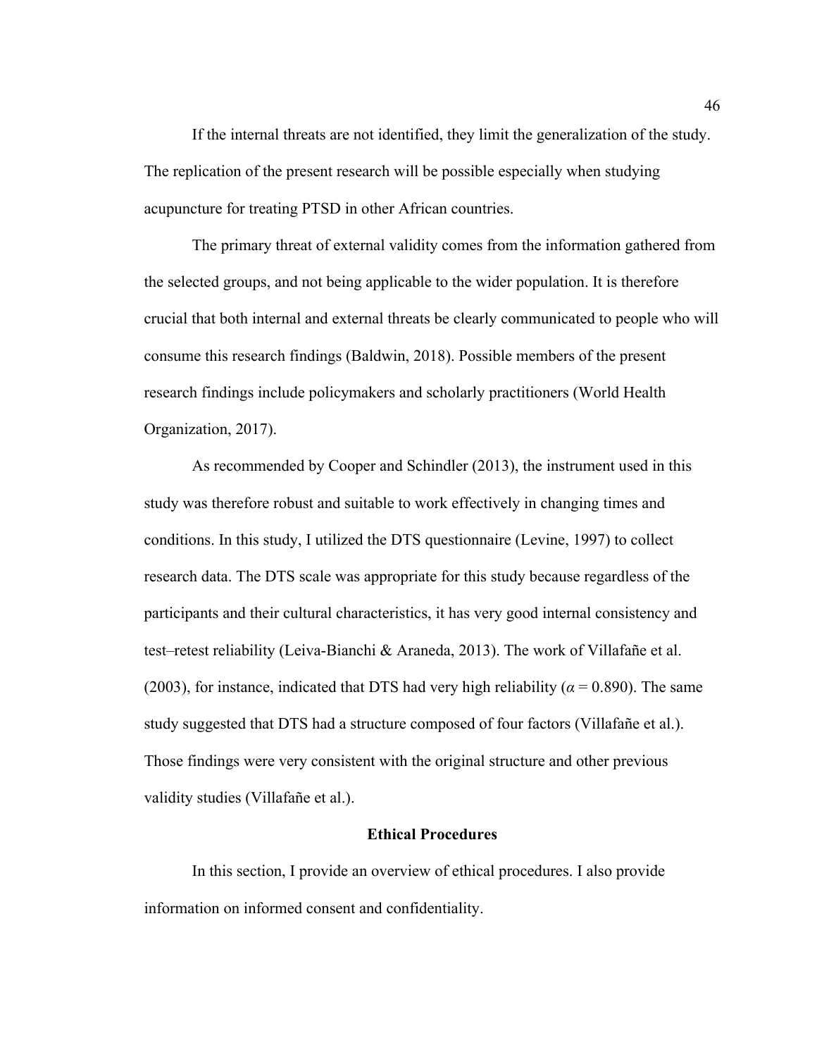If the internal threats are not identified, they limit the generalization of the study. The replication of the present research will be possible especially when studying acupuncture for treating PTSD in other African countries.

The primary threat of external validity comes from the information gathered from the selected groups, and not being applicable to the wider population. It is therefore crucial that both internal and external threats be clearly communicated to people who will consume this research findings (Baldwin, 2018). Possible members of the present research findings include policymakers and scholarly practitioners (World Health Organization, 2017).

As recommended by Cooper and Schindler (2013), the instrument used in this study was therefore robust and suitable to work effectively in changing times and conditions. In this study, I utilized the DTS questionnaire (Levine, 1997) to collect research data. The DTS scale was appropriate for this study because regardless of the participants and their cultural characteristics, it has very good internal consistency and test–retest reliability (Leiva-Bianchi & Araneda, 2013). The work of Villafañe et al. (2003), for instance, indicated that DTS had very high reliability ($\alpha = 0.890$). The same study suggested that DTS had a structure composed of four factors (Villafañe et al.). Those findings were very consistent with the original structure and other previous validity studies (Villafañe et al.).

## Ethical Procedures

In this section, I provide an overview of ethical procedures. I also provide information on informed consent and confidentiality.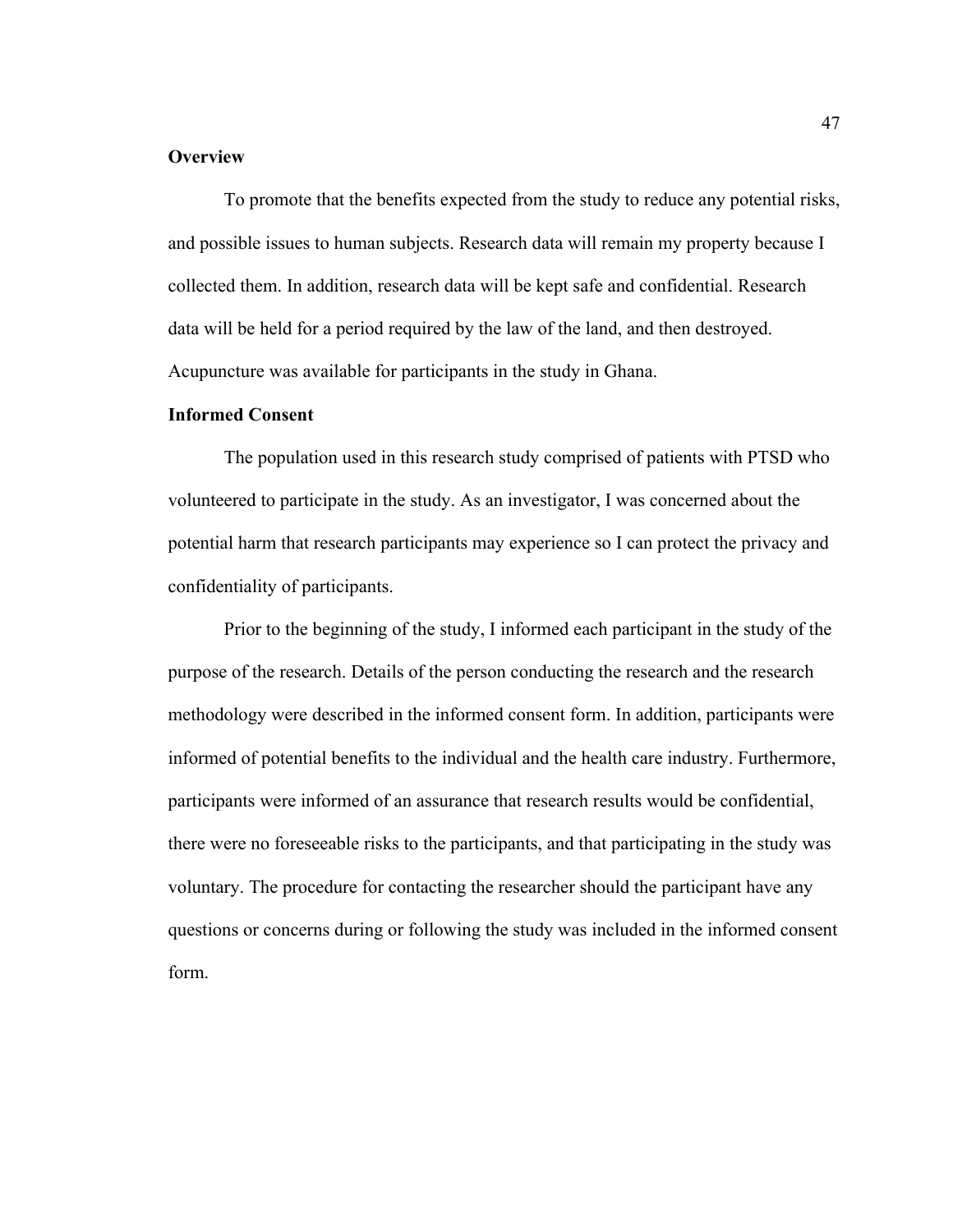**Overview**

To promote that the benefits expected from the study to reduce any potential risks, and possible issues to human subjects. Research data will remain my property because I collected them. In addition, research data will be kept safe and confidential. Research data will be held for a period required by the law of the land, and then destroyed. Acupuncture was available for participants in the study in Ghana.

**Informed Consent**

The population used in this research study comprised of patients with PTSD who volunteered to participate in the study. As an investigator, I was concerned about the potential harm that research participants may experience so I can protect the privacy and confidentiality of participants.

Prior to the beginning of the study, I informed each participant in the study of the purpose of the research. Details of the person conducting the research and the research methodology were described in the informed consent form. In addition, participants were informed of potential benefits to the individual and the health care industry. Furthermore, participants were informed of an assurance that research results would be confidential, there were no foreseeable risks to the participants, and that participating in the study was voluntary. The procedure for contacting the researcher should the participant have any questions or concerns during or following the study was included in the informed consent form.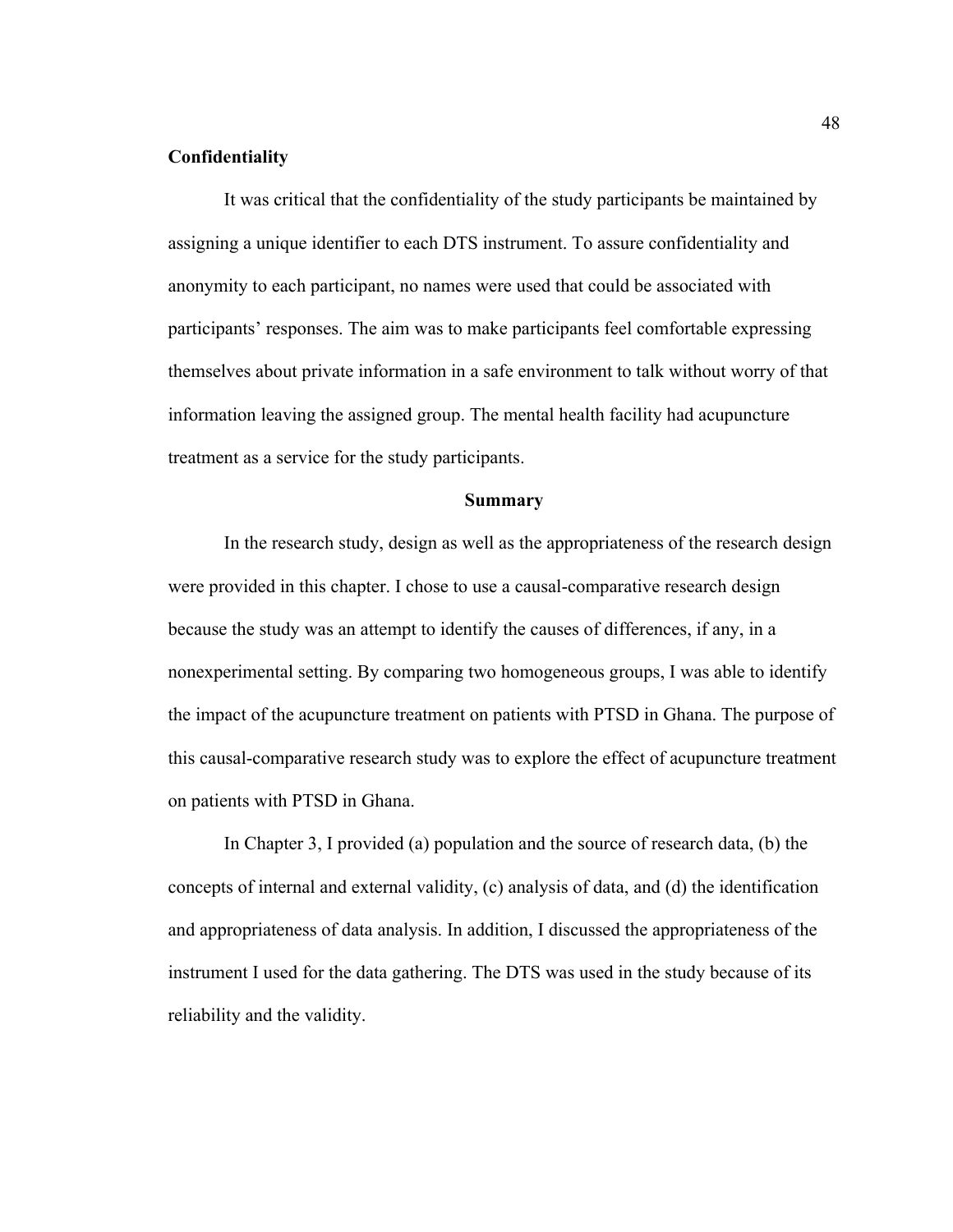### Confidentiality

It was critical that the confidentiality of the study participants be maintained by assigning a unique identifier to each DTS instrument. To assure confidentiality and anonymity to each participant, no names were used that could be associated with participants' responses. The aim was to make participants feel comfortable expressing themselves about private information in a safe environment to talk without worry of that information leaving the assigned group. The mental health facility had acupuncture treatment as a service for the study participants.

## Summary

In the research study, design as well as the appropriateness of the research design were provided in this chapter. I chose to use a causal-comparative research design because the study was an attempt to identify the causes of differences, if any, in a nonexperimental setting. By comparing two homogeneous groups, I was able to identify the impact of the acupuncture treatment on patients with PTSD in Ghana. The purpose of this causal-comparative research study was to explore the effect of acupuncture treatment on patients with PTSD in Ghana.

In Chapter 3, I provided (a) population and the source of research data, (b) the concepts of internal and external validity, (c) analysis of data, and (d) the identification and appropriateness of data analysis. In addition, I discussed the appropriateness of the instrument I used for the data gathering. The DTS was used in the study because of its reliability and the validity.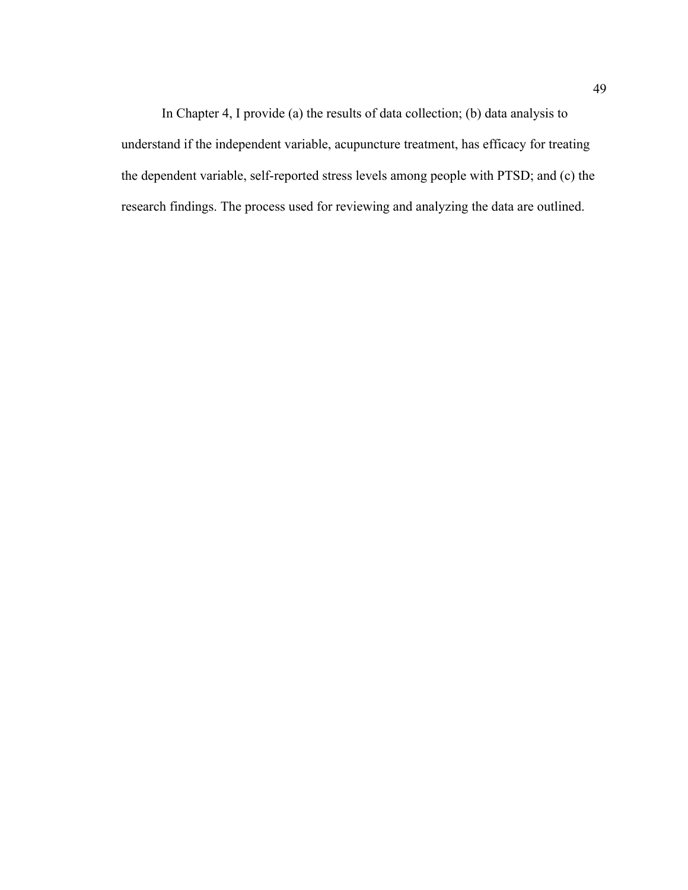In Chapter 4, I provide (a) the results of data collection; (b) data analysis to understand if the independent variable, acupuncture treatment, has efficacy for treating the dependent variable, self-reported stress levels among people with PTSD; and (c) the research findings. The process used for reviewing and analyzing the data are outlined.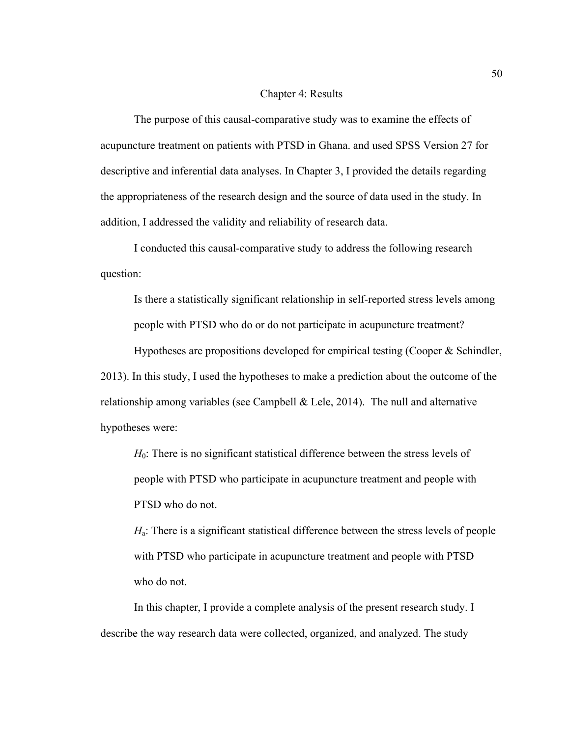# Chapter 4: Results

The purpose of this causal-comparative study was to examine the effects of acupuncture treatment on patients with PTSD in Ghana. and used SPSS Version 27 for descriptive and inferential data analyses. In Chapter 3, I provided the details regarding the appropriateness of the research design and the source of data used in the study. In addition, I addressed the validity and reliability of research data.

I conducted this causal-comparative study to address the following research question:

> Is there a statistically significant relationship in self-reported stress levels among people with PTSD who do or do not participate in acupuncture treatment?

Hypotheses are propositions developed for empirical testing (Cooper & Schindler, 2013). In this study, I used the hypotheses to make a prediction about the outcome of the relationship among variables (see Campbell & Lele, 2014). The null and alternative hypotheses were:

> $H_0$: There is no significant statistical difference between the stress levels of people with PTSD who participate in acupuncture treatment and people with PTSD who do not.
>
> $H_a$: There is a significant statistical difference between the stress levels of people with PTSD who participate in acupuncture treatment and people with PTSD who do not.

In this chapter, I provide a complete analysis of the present research study. I describe the way research data were collected, organized, and analyzed. The study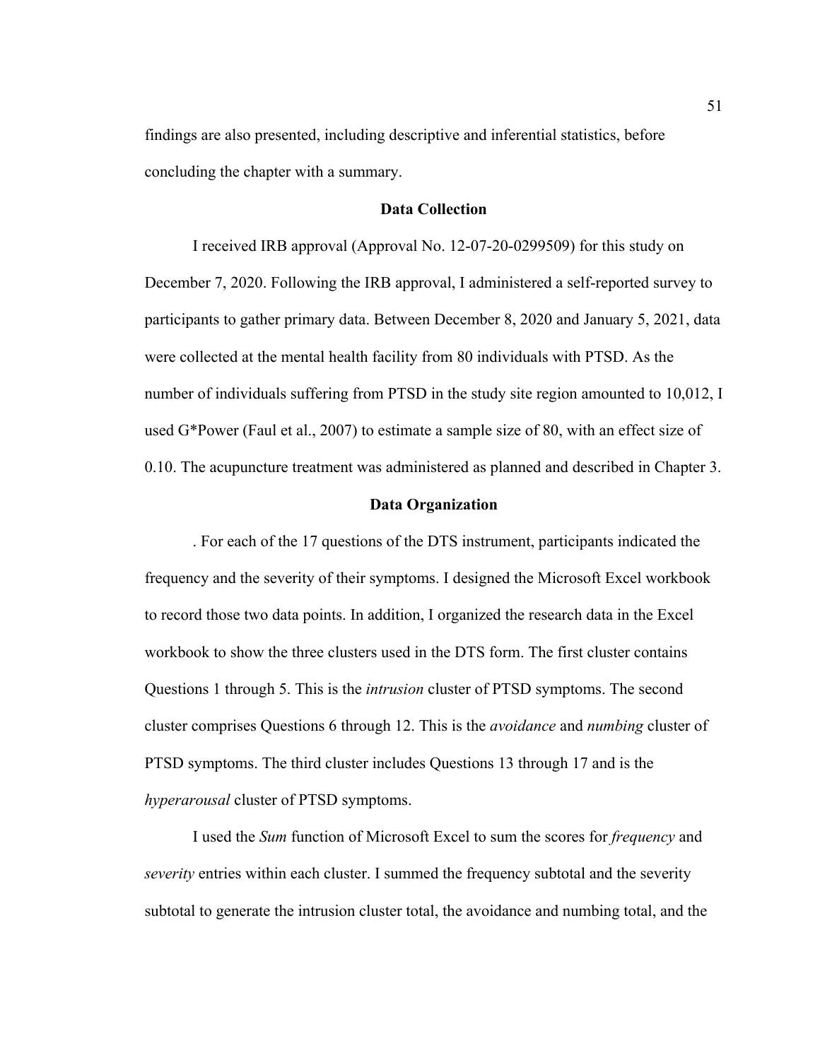findings are also presented, including descriptive and inferential statistics, before concluding the chapter with a summary.

## Data Collection

I received IRB approval (Approval No. 12-07-20-0299509) for this study on December 7, 2020. Following the IRB approval, I administered a self-reported survey to participants to gather primary data. Between December 8, 2020 and January 5, 2021, data were collected at the mental health facility from 80 individuals with PTSD. As the number of individuals suffering from PTSD in the study site region amounted to 10,012, I used G*Power (Faul et al., 2007) to estimate a sample size of 80, with an effect size of 0.10. The acupuncture treatment was administered as planned and described in Chapter 3.

## Data Organization

. For each of the 17 questions of the DTS instrument, participants indicated the frequency and the severity of their symptoms. I designed the Microsoft Excel workbook to record those two data points. In addition, I organized the research data in the Excel workbook to show the three clusters used in the DTS form. The first cluster contains Questions 1 through 5. This is the *intrusion* cluster of PTSD symptoms. The second cluster comprises Questions 6 through 12. This is the *avoidance* and *numbing* cluster of PTSD symptoms. The third cluster includes Questions 13 through 17 and is the *hyperarousal* cluster of PTSD symptoms.

I used the *Sum* function of Microsoft Excel to sum the scores for *frequency* and *severity* entries within each cluster. I summed the frequency subtotal and the severity subtotal to generate the intrusion cluster total, the avoidance and numbing total, and the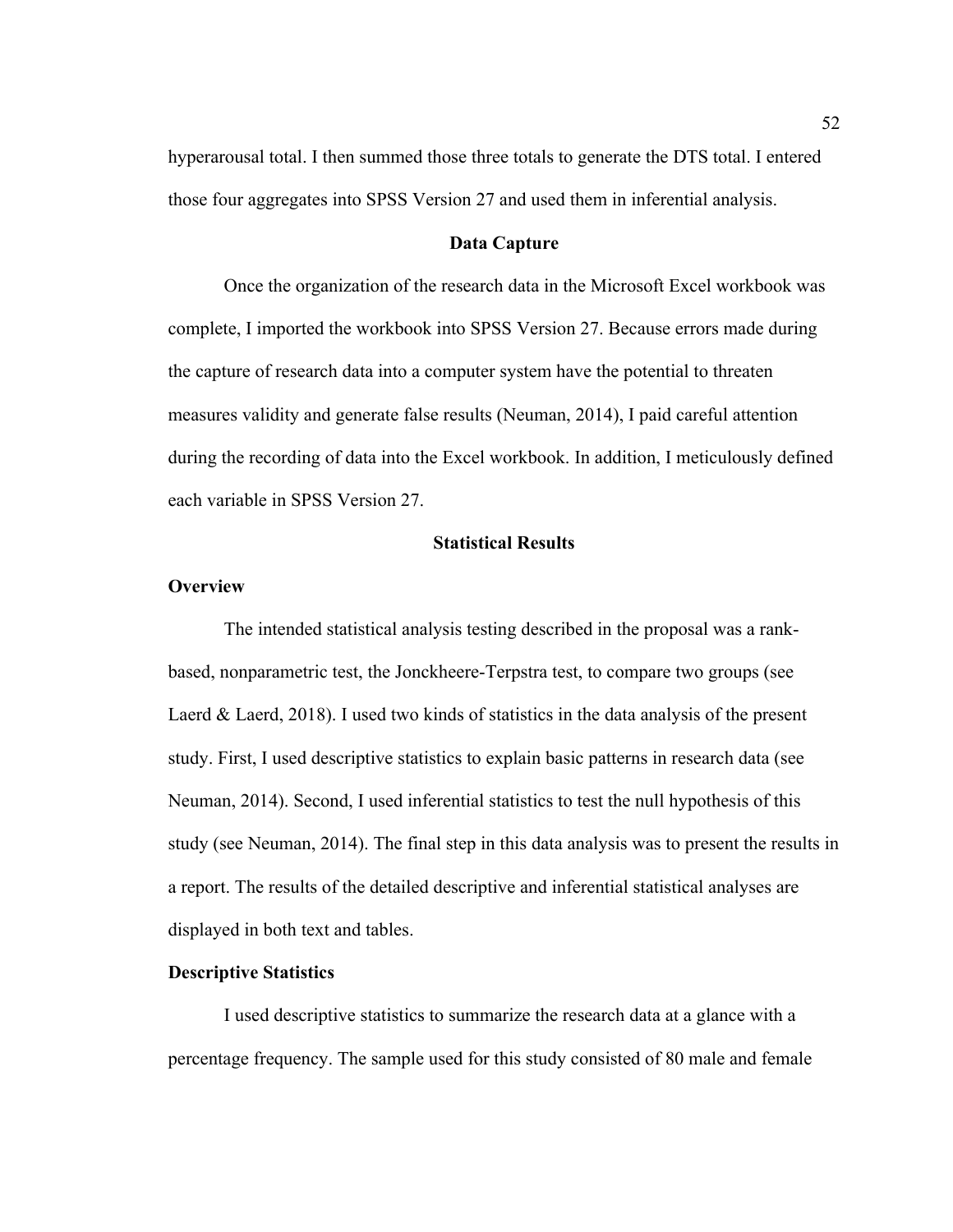hyperarousal total. I then summed those three totals to generate the DTS total. I entered those four aggregates into SPSS Version 27 and used them in inferential analysis.

## Data Capture

Once the organization of the research data in the Microsoft Excel workbook was complete, I imported the workbook into SPSS Version 27. Because errors made during the capture of research data into a computer system have the potential to threaten measures validity and generate false results (Neuman, 2014), I paid careful attention during the recording of data into the Excel workbook. In addition, I meticulously defined each variable in SPSS Version 27.

## Statistical Results

### Overview

The intended statistical analysis testing described in the proposal was a rank-based, nonparametric test, the Jonckheere-Terpstra test, to compare two groups (see Laerd & Laerd, 2018). I used two kinds of statistics in the data analysis of the present study. First, I used descriptive statistics to explain basic patterns in research data (see Neuman, 2014). Second, I used inferential statistics to test the null hypothesis of this study (see Neuman, 2014). The final step in this data analysis was to present the results in a report. The results of the detailed descriptive and inferential statistical analyses are displayed in both text and tables.

### Descriptive Statistics

I used descriptive statistics to summarize the research data at a glance with a percentage frequency. The sample used for this study consisted of 80 male and female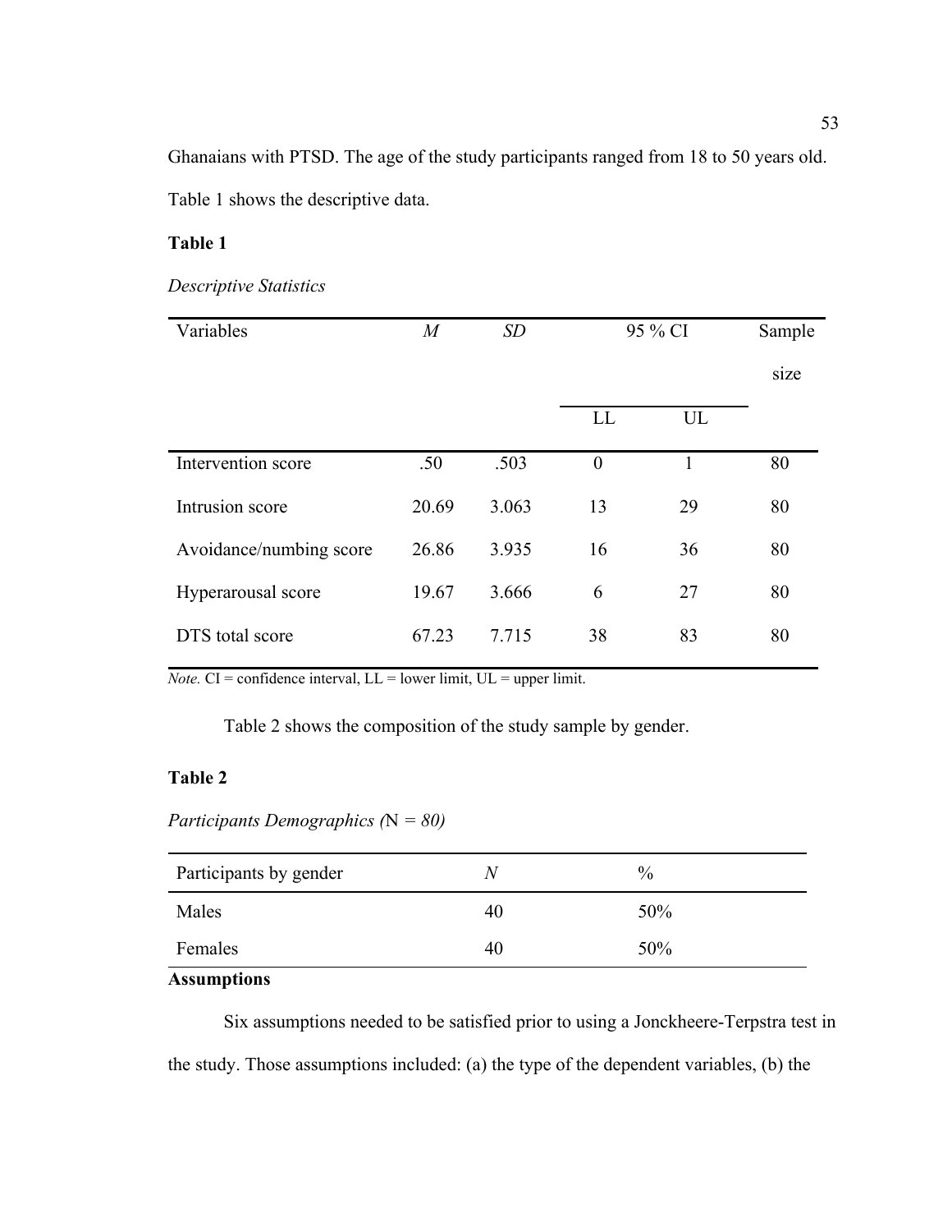Ghanaians with PTSD. The age of the study participants ranged from 18 to 50 years old. Table 1 shows the descriptive data.

**Table 1**

*Descriptive Statistics*

| Variables | *M* | *SD* | 95 % CI | | Sample size |
|---|---|---|---|---|---|
| | | | LL | UL | |
| Intervention score | .50 | .503 | 0 | 1 | 80 |
| Intrusion score | 20.69 | 3.063 | 13 | 29 | 80 |
| Avoidance/numbing score | 26.86 | 3.935 | 16 | 36 | 80 |
| Hyperarousal score | 19.67 | 3.666 | 6 | 27 | 80 |
| DTS total score | 67.23 | 7.715 | 38 | 83 | 80 |

*Note.* CI = confidence interval, LL = lower limit, UL = upper limit.

Table 2 shows the composition of the study sample by gender.

**Table 2**

*Participants Demographics (*N *= 80)*

| Participants by gender | *N* | % |
|---|---|---|
| Males | 40 | 50% |
| Females | 40 | 50% |

## Assumptions

Six assumptions needed to be satisfied prior to using a Jonckheere-Terpstra test in the study. Those assumptions included: (a) the type of the dependent variables, (b) the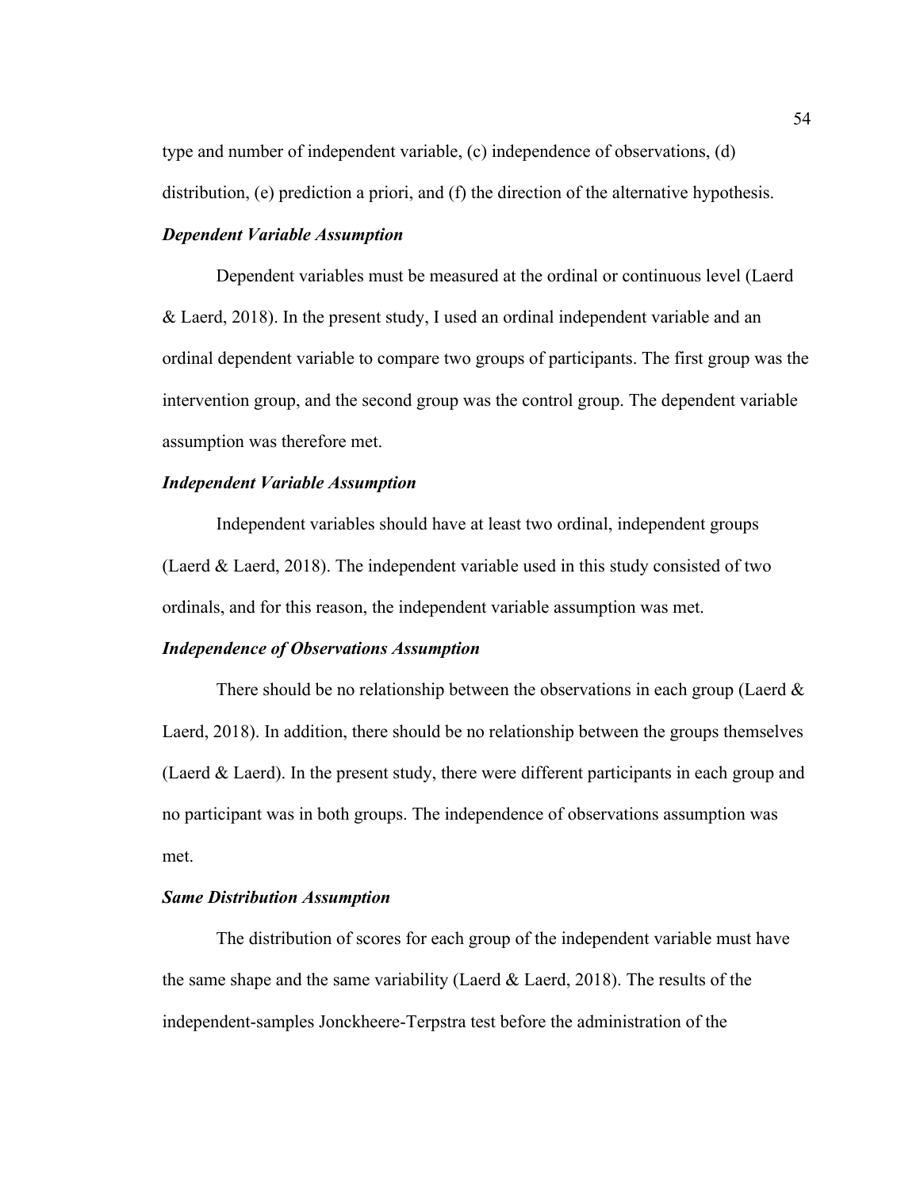type and number of independent variable, (c) independence of observations, (d) distribution, (e) prediction a priori, and (f) the direction of the alternative hypothesis.

### *Dependent Variable Assumption*

Dependent variables must be measured at the ordinal or continuous level (Laerd & Laerd, 2018). In the present study, I used an ordinal independent variable and an ordinal dependent variable to compare two groups of participants. The first group was the intervention group, and the second group was the control group. The dependent variable assumption was therefore met.

### *Independent Variable Assumption*

Independent variables should have at least two ordinal, independent groups (Laerd & Laerd, 2018). The independent variable used in this study consisted of two ordinals, and for this reason, the independent variable assumption was met.

### *Independence of Observations Assumption*

There should be no relationship between the observations in each group (Laerd & Laerd, 2018). In addition, there should be no relationship between the groups themselves (Laerd & Laerd). In the present study, there were different participants in each group and no participant was in both groups. The independence of observations assumption was met.

### *Same Distribution Assumption*

The distribution of scores for each group of the independent variable must have the same shape and the same variability (Laerd & Laerd, 2018). The results of the independent-samples Jonckheere-Terpstra test before the administration of the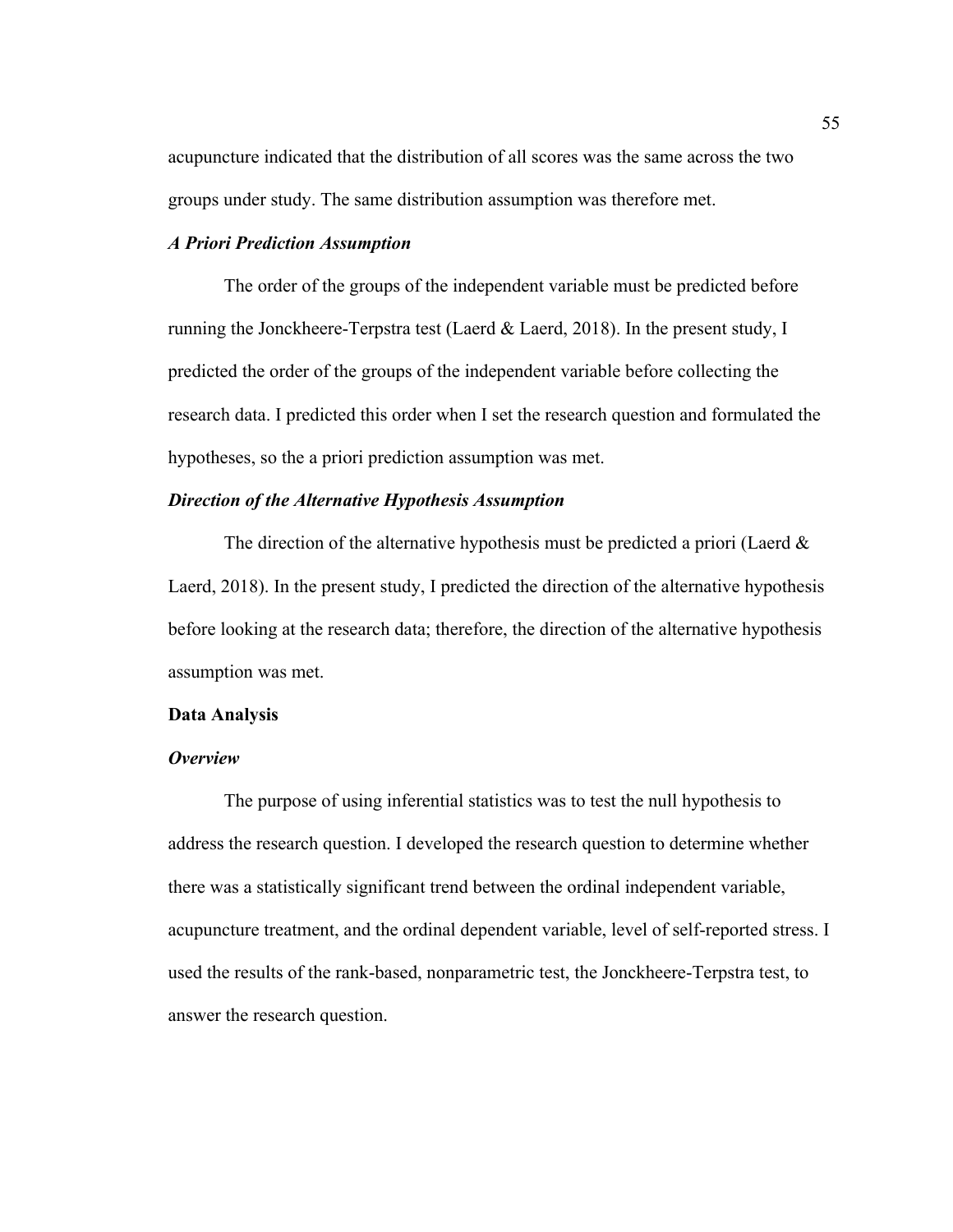acupuncture indicated that the distribution of all scores was the same across the two groups under study. The same distribution assumption was therefore met.

### *A Priori Prediction Assumption*

The order of the groups of the independent variable must be predicted before running the Jonckheere-Terpstra test (Laerd & Laerd, 2018). In the present study, I predicted the order of the groups of the independent variable before collecting the research data. I predicted this order when I set the research question and formulated the hypotheses, so the a priori prediction assumption was met.

### *Direction of the Alternative Hypothesis Assumption*

The direction of the alternative hypothesis must be predicted a priori (Laerd & Laerd, 2018). In the present study, I predicted the direction of the alternative hypothesis before looking at the research data; therefore, the direction of the alternative hypothesis assumption was met.

## Data Analysis

### *Overview*

The purpose of using inferential statistics was to test the null hypothesis to address the research question. I developed the research question to determine whether there was a statistically significant trend between the ordinal independent variable, acupuncture treatment, and the ordinal dependent variable, level of self-reported stress. I used the results of the rank-based, nonparametric test, the Jonckheere-Terpstra test, to answer the research question.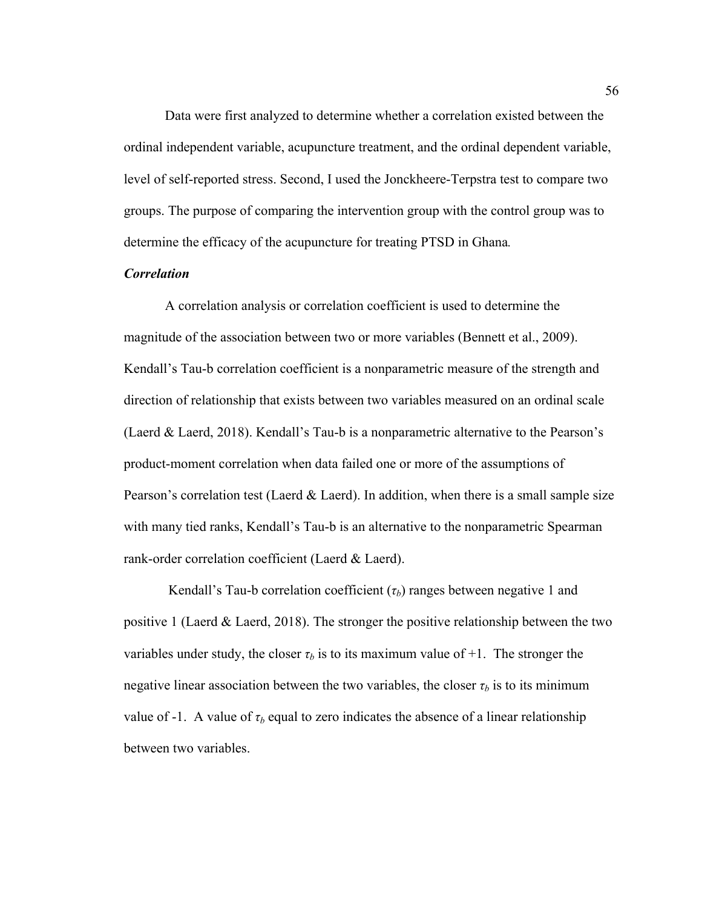Data were first analyzed to determine whether a correlation existed between the ordinal independent variable, acupuncture treatment, and the ordinal dependent variable, level of self-reported stress. Second, I used the Jonckheere-Terpstra test to compare two groups. The purpose of comparing the intervention group with the control group was to determine the efficacy of the acupuncture for treating PTSD in Ghana.

***Correlation***

A correlation analysis or correlation coefficient is used to determine the magnitude of the association between two or more variables (Bennett et al., 2009). Kendall's Tau-b correlation coefficient is a nonparametric measure of the strength and direction of relationship that exists between two variables measured on an ordinal scale (Laerd & Laerd, 2018). Kendall's Tau-b is a nonparametric alternative to the Pearson's product-moment correlation when data failed one or more of the assumptions of Pearson's correlation test (Laerd & Laerd). In addition, when there is a small sample size with many tied ranks, Kendall's Tau-b is an alternative to the nonparametric Spearman rank-order correlation coefficient (Laerd & Laerd).

Kendall's Tau-b correlation coefficient ($\tau_b$) ranges between negative 1 and positive 1 (Laerd & Laerd, 2018). The stronger the positive relationship between the two variables under study, the closer $\tau_b$ is to its maximum value of +1. The stronger the negative linear association between the two variables, the closer $\tau_b$ is to its minimum value of -1. A value of $\tau_b$ equal to zero indicates the absence of a linear relationship between two variables.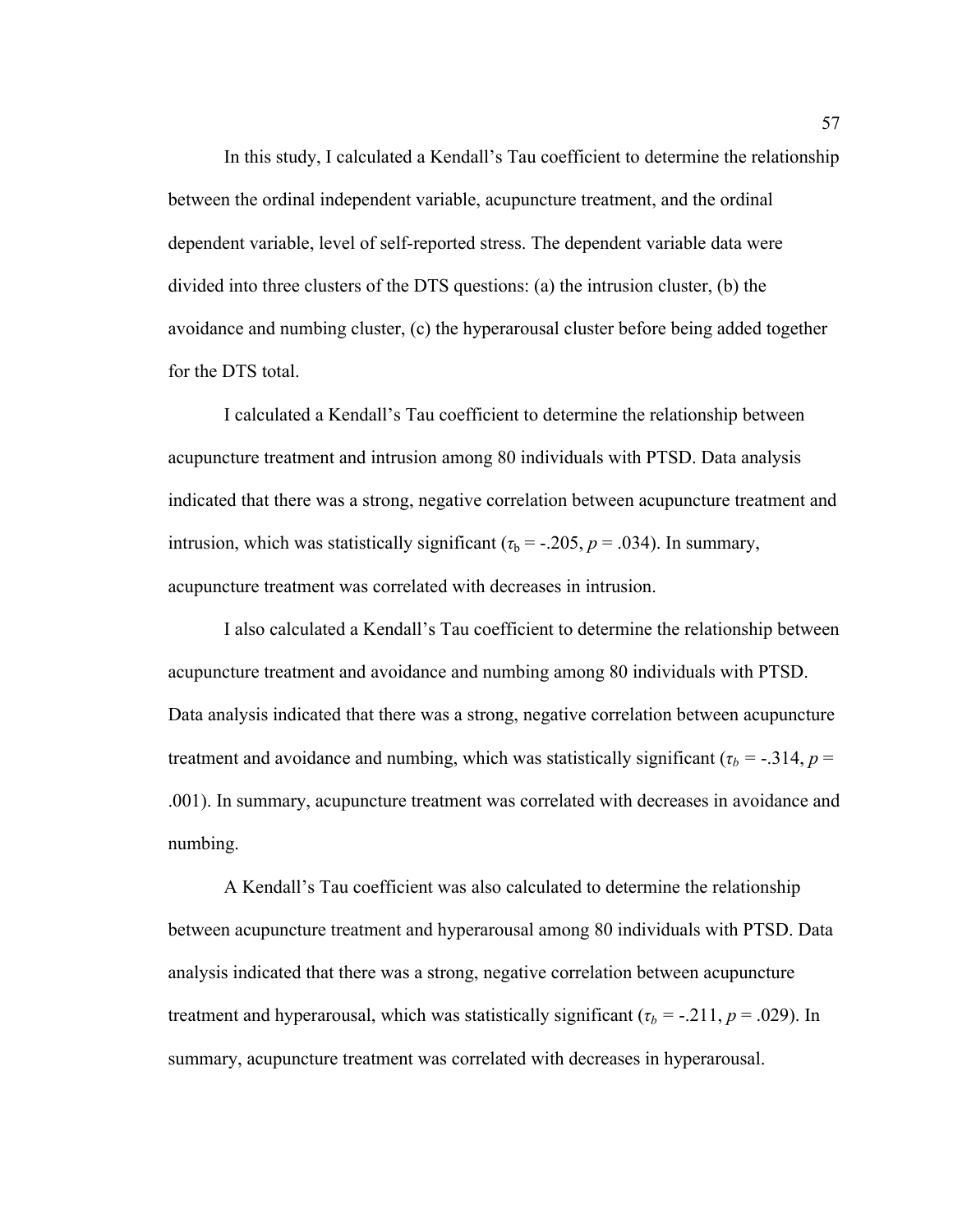In this study, I calculated a Kendall's Tau coefficient to determine the relationship between the ordinal independent variable, acupuncture treatment, and the ordinal dependent variable, level of self-reported stress. The dependent variable data were divided into three clusters of the DTS questions: (a) the intrusion cluster, (b) the avoidance and numbing cluster, (c) the hyperarousal cluster before being added together for the DTS total.

I calculated a Kendall's Tau coefficient to determine the relationship between acupuncture treatment and intrusion among 80 individuals with PTSD. Data analysis indicated that there was a strong, negative correlation between acupuncture treatment and intrusion, which was statistically significant ($\tau_b = -.205$, $p = .034$). In summary, acupuncture treatment was correlated with decreases in intrusion.

I also calculated a Kendall's Tau coefficient to determine the relationship between acupuncture treatment and avoidance and numbing among 80 individuals with PTSD. Data analysis indicated that there was a strong, negative correlation between acupuncture treatment and avoidance and numbing, which was statistically significant ($\tau_b = -.314$, $p = .001$). In summary, acupuncture treatment was correlated with decreases in avoidance and numbing.

A Kendall's Tau coefficient was also calculated to determine the relationship between acupuncture treatment and hyperarousal among 80 individuals with PTSD. Data analysis indicated that there was a strong, negative correlation between acupuncture treatment and hyperarousal, which was statistically significant ($\tau_b = -.211$, $p = .029$). In summary, acupuncture treatment was correlated with decreases in hyperarousal.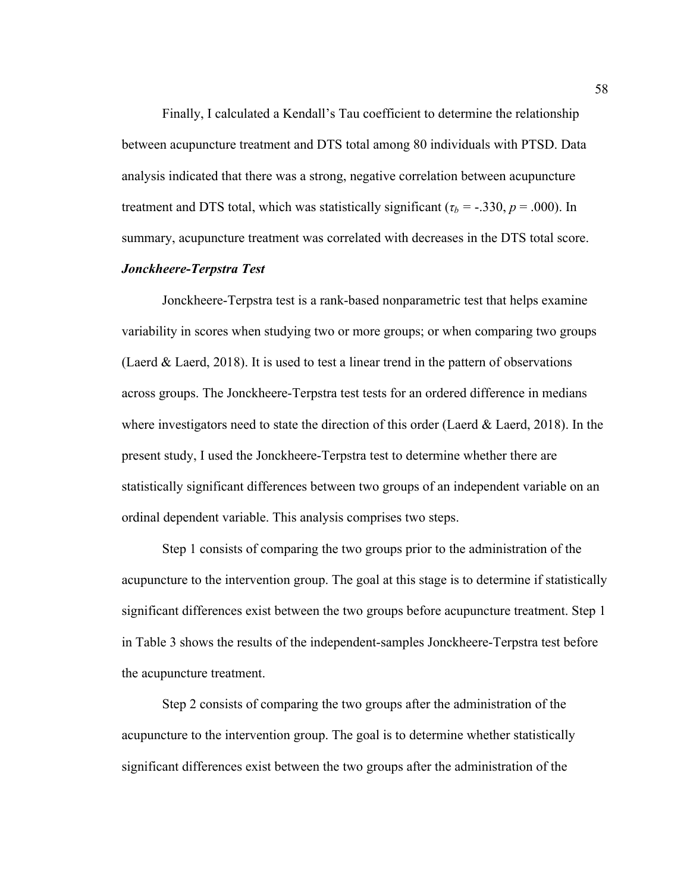Finally, I calculated a Kendall's Tau coefficient to determine the relationship between acupuncture treatment and DTS total among 80 individuals with PTSD. Data analysis indicated that there was a strong, negative correlation between acupuncture treatment and DTS total, which was statistically significant ($\tau_b$ = -.330, $p$ = .000). In summary, acupuncture treatment was correlated with decreases in the DTS total score.

### *Jonckheere-Terpstra Test*

Jonckheere-Terpstra test is a rank-based nonparametric test that helps examine variability in scores when studying two or more groups; or when comparing two groups (Laerd & Laerd, 2018). It is used to test a linear trend in the pattern of observations across groups. The Jonckheere-Terpstra test tests for an ordered difference in medians where investigators need to state the direction of this order (Laerd & Laerd, 2018). In the present study, I used the Jonckheere-Terpstra test to determine whether there are statistically significant differences between two groups of an independent variable on an ordinal dependent variable. This analysis comprises two steps.

Step 1 consists of comparing the two groups prior to the administration of the acupuncture to the intervention group. The goal at this stage is to determine if statistically significant differences exist between the two groups before acupuncture treatment. Step 1 in Table 3 shows the results of the independent-samples Jonckheere-Terpstra test before the acupuncture treatment.

Step 2 consists of comparing the two groups after the administration of the acupuncture to the intervention group. The goal is to determine whether statistically significant differences exist between the two groups after the administration of the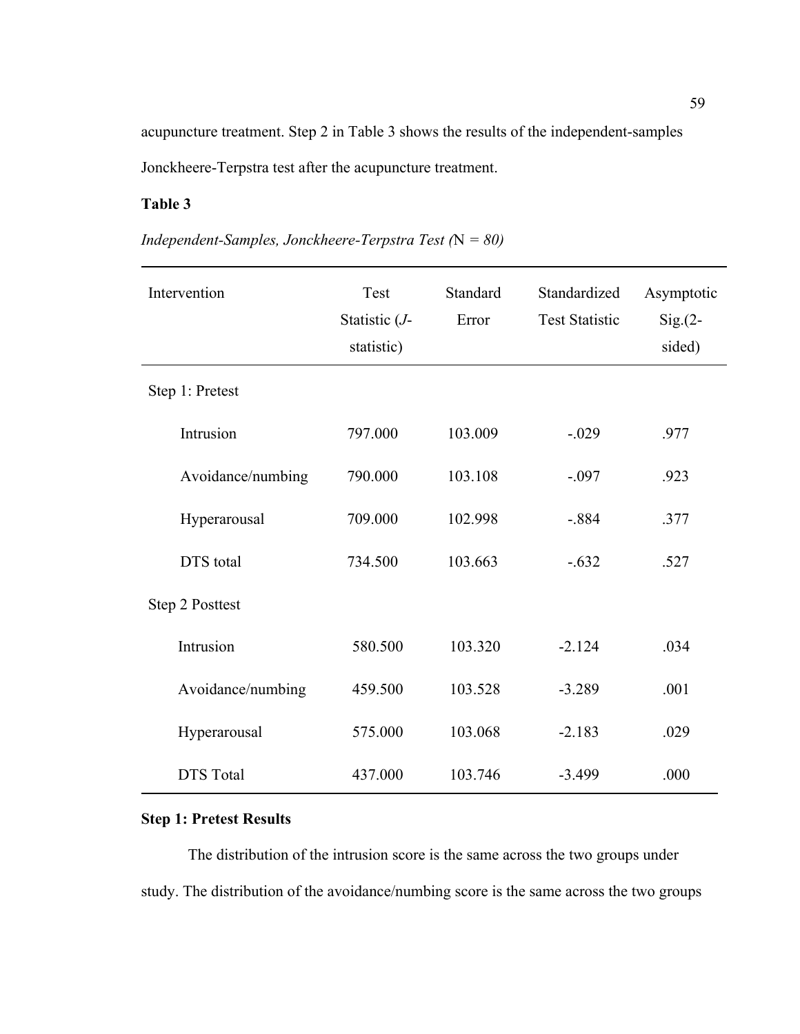acupuncture treatment. Step 2 in Table 3 shows the results of the independent-samples Jonckheere-Terpstra test after the acupuncture treatment.

**Table 3**

*Independent-Samples, Jonckheere-Terpstra Test (*N *= 80)*

| Intervention | Test Statistic (*J*-statistic) | Standard Error | Standardized Test Statistic | Asymptotic Sig.(2-sided) |
|---|---|---|---|---|
| Step 1: Pretest | | | | |
| Intrusion | 797.000 | 103.009 | -.029 | .977 |
| Avoidance/numbing | 790.000 | 103.108 | -.097 | .923 |
| Hyperarousal | 709.000 | 102.998 | -.884 | .377 |
| DTS total | 734.500 | 103.663 | -.632 | .527 |
| Step 2 Posttest | | | | |
| Intrusion | 580.500 | 103.320 | -2.124 | .034 |
| Avoidance/numbing | 459.500 | 103.528 | -3.289 | .001 |
| Hyperarousal | 575.000 | 103.068 | -2.183 | .029 |
| DTS Total | 437.000 | 103.746 | -3.499 | .000 |

**Step 1: Pretest Results**

The distribution of the intrusion score is the same across the two groups under study. The distribution of the avoidance/numbing score is the same across the two groups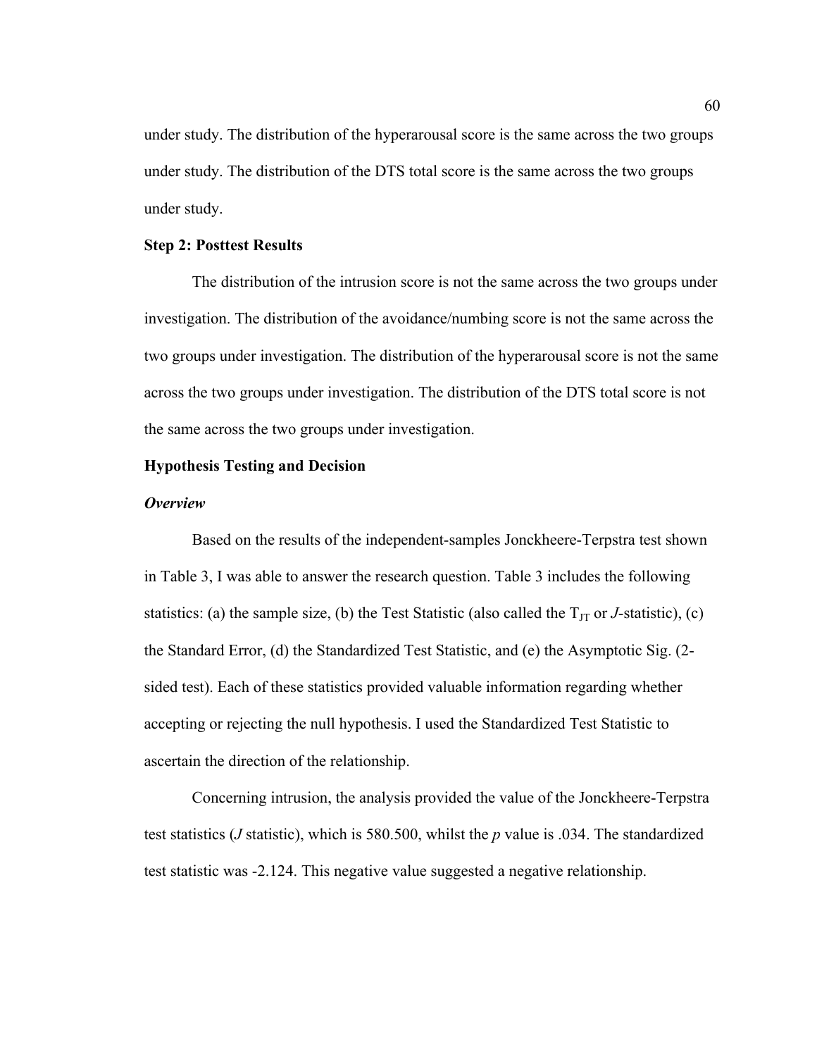under study. The distribution of the hyperarousal score is the same across the two groups under study. The distribution of the DTS total score is the same across the two groups under study.

**Step 2: Posttest Results**

The distribution of the intrusion score is not the same across the two groups under investigation. The distribution of the avoidance/numbing score is not the same across the two groups under investigation. The distribution of the hyperarousal score is not the same across the two groups under investigation. The distribution of the DTS total score is not the same across the two groups under investigation.

**Hypothesis Testing and Decision**

***Overview***

Based on the results of the independent-samples Jonckheere-Terpstra test shown in Table 3, I was able to answer the research question. Table 3 includes the following statistics: (a) the sample size, (b) the Test Statistic (also called the $T_{JT}$ or *J*-statistic), (c) the Standard Error, (d) the Standardized Test Statistic, and (e) the Asymptotic Sig. (2-sided test). Each of these statistics provided valuable information regarding whether accepting or rejecting the null hypothesis. I used the Standardized Test Statistic to ascertain the direction of the relationship.

Concerning intrusion, the analysis provided the value of the Jonckheere-Terpstra test statistics (*J* statistic), which is 580.500, whilst the *p* value is .034. The standardized test statistic was -2.124. This negative value suggested a negative relationship.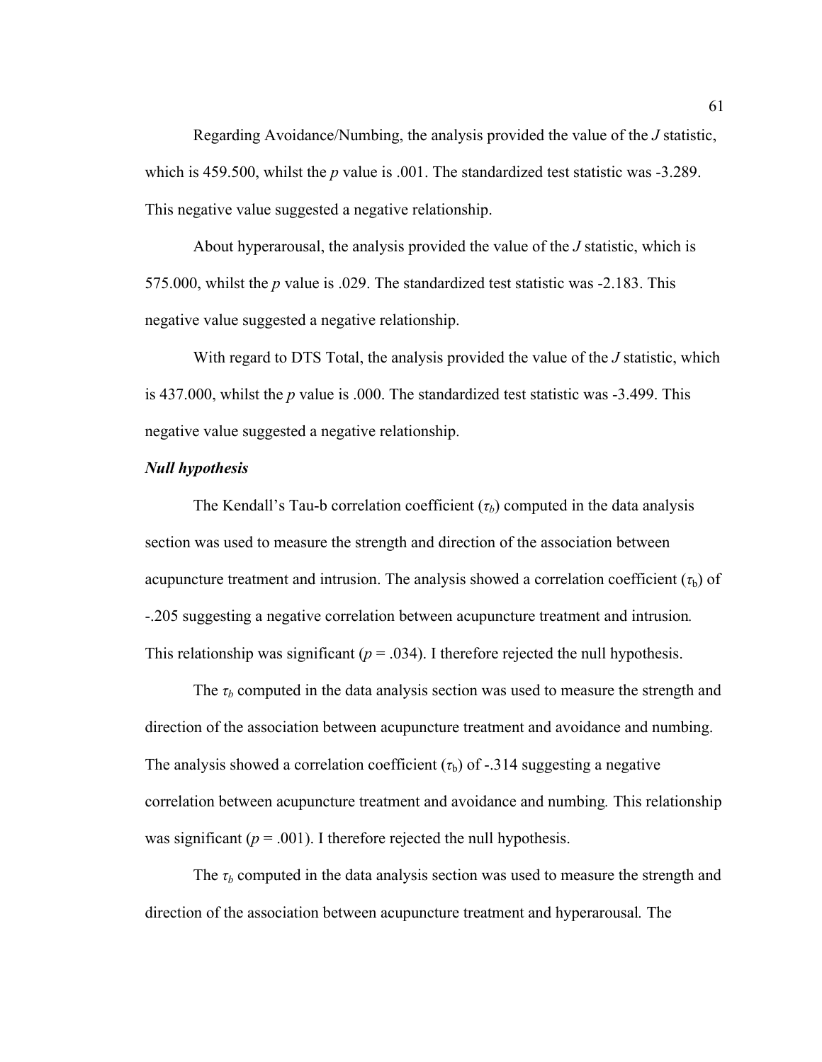Regarding Avoidance/Numbing, the analysis provided the value of the *J* statistic, which is 459.500, whilst the *p* value is .001. The standardized test statistic was -3.289. This negative value suggested a negative relationship.

About hyperarousal, the analysis provided the value of the *J* statistic, which is 575.000, whilst the *p* value is .029. The standardized test statistic was -2.183. This negative value suggested a negative relationship.

With regard to DTS Total, the analysis provided the value of the *J* statistic, which is 437.000, whilst the *p* value is .000. The standardized test statistic was -3.499. This negative value suggested a negative relationship.

***Null hypothesis***

The Kendall's Tau-b correlation coefficient ($\tau_b$) computed in the data analysis section was used to measure the strength and direction of the association between acupuncture treatment and intrusion. The analysis showed a correlation coefficient ($\tau_b$) of -.205 suggesting a negative correlation between acupuncture treatment and intrusion. This relationship was significant ($p$ = .034). I therefore rejected the null hypothesis.

The $\tau_b$ computed in the data analysis section was used to measure the strength and direction of the association between acupuncture treatment and avoidance and numbing. The analysis showed a correlation coefficient ($\tau_b$) of -.314 suggesting a negative correlation between acupuncture treatment and avoidance and numbing. This relationship was significant ($p$ = .001). I therefore rejected the null hypothesis.

The $\tau_b$ computed in the data analysis section was used to measure the strength and direction of the association between acupuncture treatment and hyperarousal. The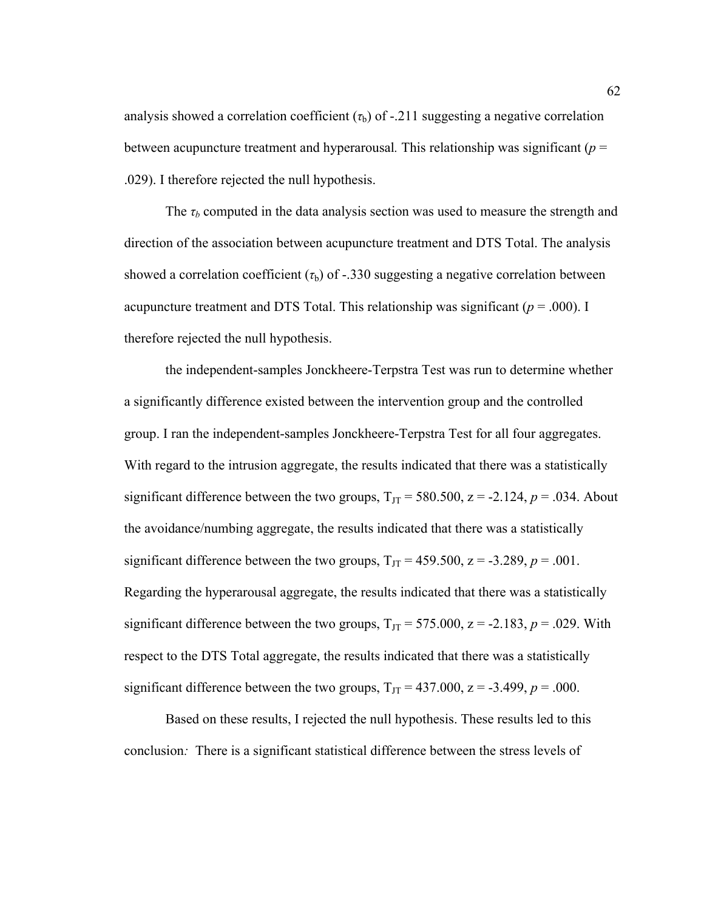analysis showed a correlation coefficient ($\tau_b$) of -.211 suggesting a negative correlation between acupuncture treatment and hyperarousal*.* This relationship was significant ($p$ = .029). I therefore rejected the null hypothesis.

The $\tau_b$ computed in the data analysis section was used to measure the strength and direction of the association between acupuncture treatment and DTS Total. The analysis showed a correlation coefficient ($\tau_b$) of -.330 suggesting a negative correlation between acupuncture treatment and DTS Total. This relationship was significant ($p$ = .000). I therefore rejected the null hypothesis.

the independent-samples Jonckheere-Terpstra Test was run to determine whether a significantly difference existed between the intervention group and the controlled group. I ran the independent-samples Jonckheere-Terpstra Test for all four aggregates. With regard to the intrusion aggregate, the results indicated that there was a statistically significant difference between the two groups, $T_{JT}$ = 580.500, z = -2.124, $p$ = .034. About the avoidance/numbing aggregate, the results indicated that there was a statistically significant difference between the two groups, $T_{JT}$ = 459.500, z = -3.289, $p$ = .001. Regarding the hyperarousal aggregate, the results indicated that there was a statistically significant difference between the two groups, $T_{JT}$ = 575.000, z = -2.183, $p$ = .029. With respect to the DTS Total aggregate, the results indicated that there was a statistically significant difference between the two groups, $T_{JT}$ = 437.000, z = -3.499, $p$ = .000.

Based on these results, I rejected the null hypothesis. These results led to this conclusion*:* There is a significant statistical difference between the stress levels of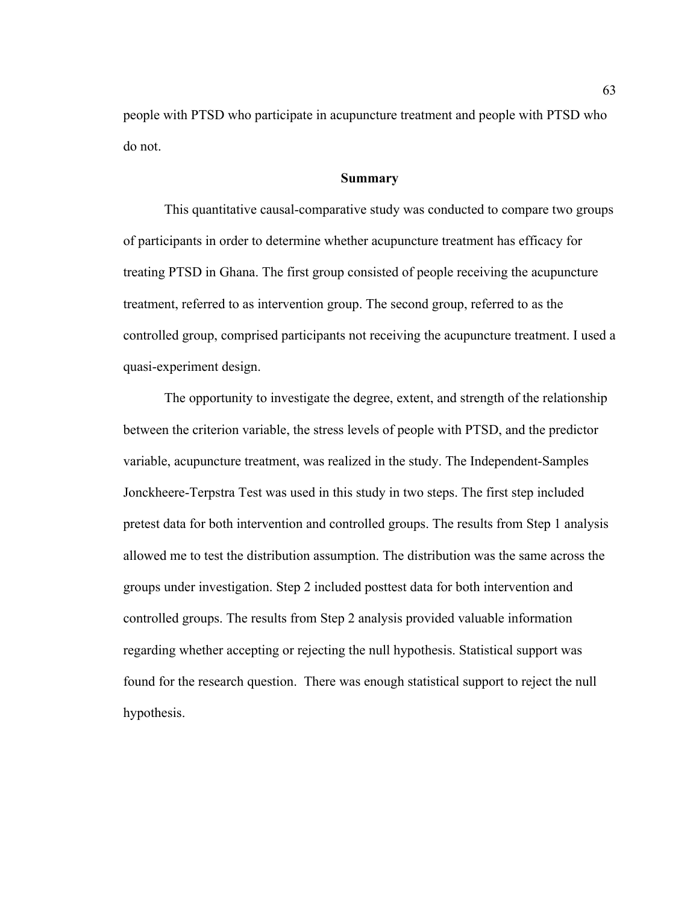people with PTSD who participate in acupuncture treatment and people with PTSD who do not.

## Summary

This quantitative causal-comparative study was conducted to compare two groups of participants in order to determine whether acupuncture treatment has efficacy for treating PTSD in Ghana. The first group consisted of people receiving the acupuncture treatment, referred to as intervention group. The second group, referred to as the controlled group, comprised participants not receiving the acupuncture treatment. I used a quasi-experiment design.

The opportunity to investigate the degree, extent, and strength of the relationship between the criterion variable, the stress levels of people with PTSD, and the predictor variable, acupuncture treatment, was realized in the study. The Independent-Samples Jonckheere-Terpstra Test was used in this study in two steps. The first step included pretest data for both intervention and controlled groups. The results from Step 1 analysis allowed me to test the distribution assumption. The distribution was the same across the groups under investigation. Step 2 included posttest data for both intervention and controlled groups. The results from Step 2 analysis provided valuable information regarding whether accepting or rejecting the null hypothesis. Statistical support was found for the research question. There was enough statistical support to reject the null hypothesis.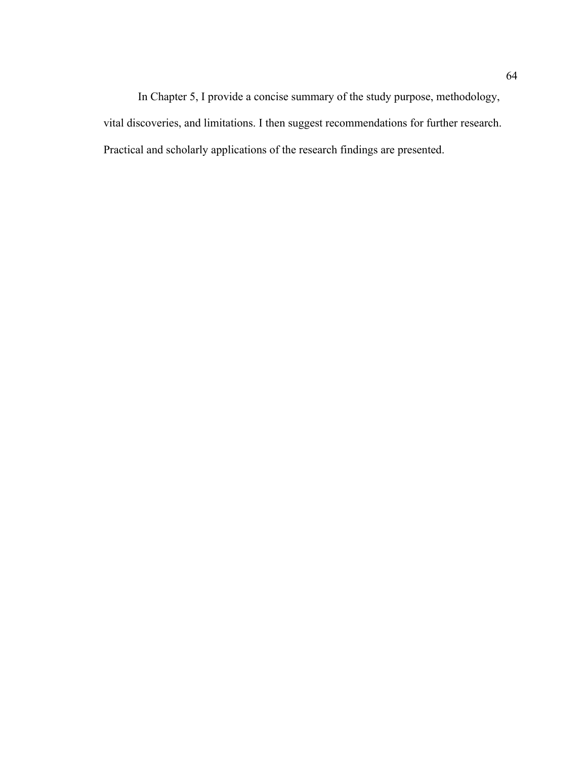In Chapter 5, I provide a concise summary of the study purpose, methodology, vital discoveries, and limitations. I then suggest recommendations for further research. Practical and scholarly applications of the research findings are presented.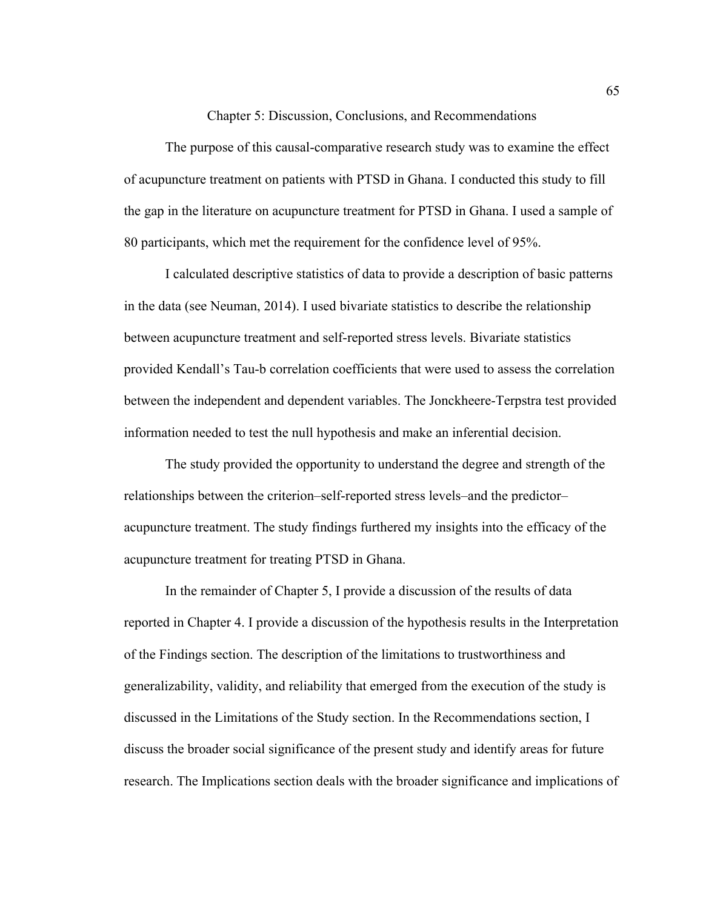# Chapter 5: Discussion, Conclusions, and Recommendations

The purpose of this causal-comparative research study was to examine the effect of acupuncture treatment on patients with PTSD in Ghana. I conducted this study to fill the gap in the literature on acupuncture treatment for PTSD in Ghana. I used a sample of 80 participants, which met the requirement for the confidence level of 95%.

I calculated descriptive statistics of data to provide a description of basic patterns in the data (see Neuman, 2014). I used bivariate statistics to describe the relationship between acupuncture treatment and self-reported stress levels. Bivariate statistics provided Kendall's Tau-b correlation coefficients that were used to assess the correlation between the independent and dependent variables. The Jonckheere-Terpstra test provided information needed to test the null hypothesis and make an inferential decision.

The study provided the opportunity to understand the degree and strength of the relationships between the criterion–self-reported stress levels–and the predictor–acupuncture treatment. The study findings furthered my insights into the efficacy of the acupuncture treatment for treating PTSD in Ghana.

In the remainder of Chapter 5, I provide a discussion of the results of data reported in Chapter 4. I provide a discussion of the hypothesis results in the Interpretation of the Findings section. The description of the limitations to trustworthiness and generalizability, validity, and reliability that emerged from the execution of the study is discussed in the Limitations of the Study section. In the Recommendations section, I discuss the broader social significance of the present study and identify areas for future research. The Implications section deals with the broader significance and implications of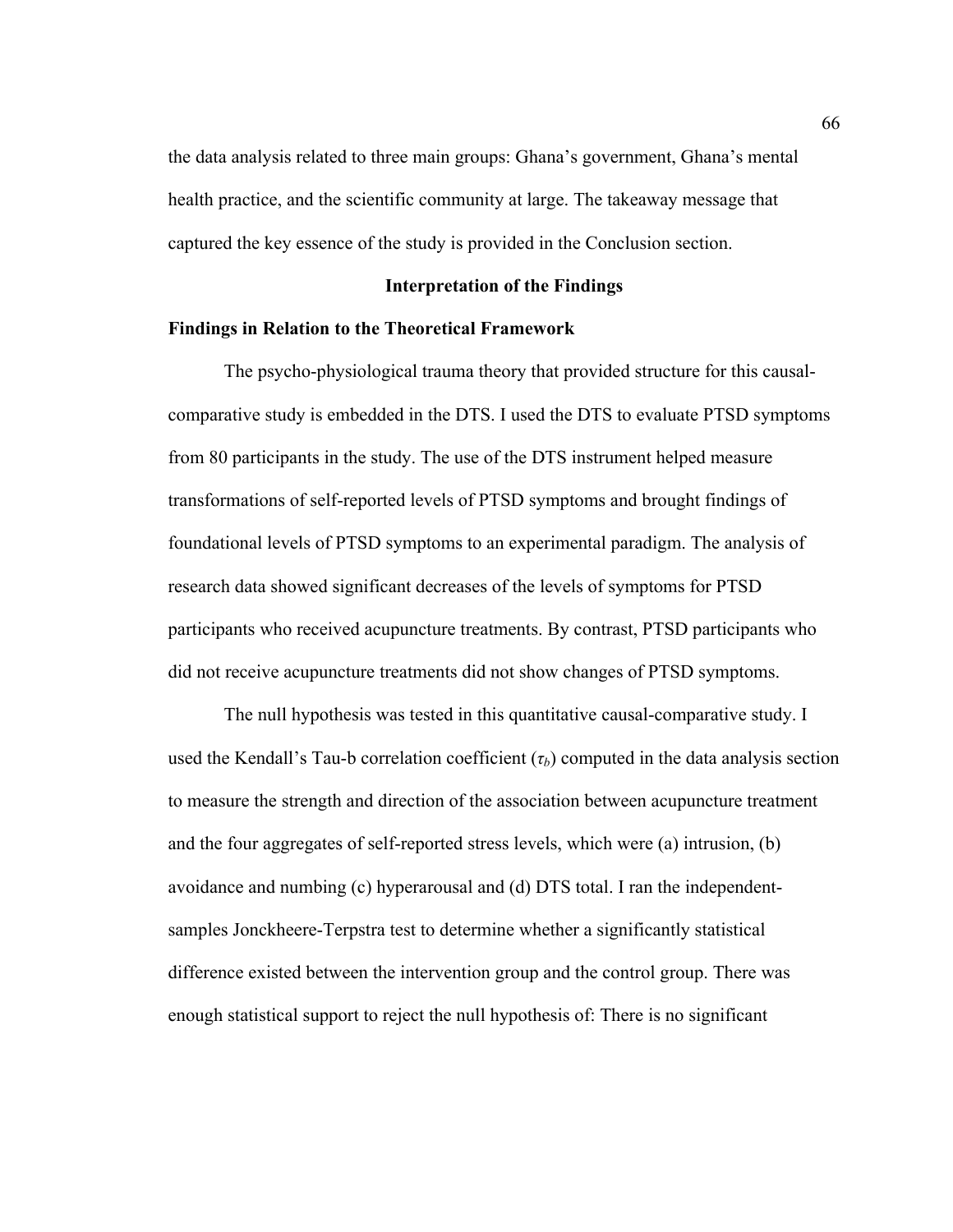the data analysis related to three main groups: Ghana's government, Ghana's mental health practice, and the scientific community at large. The takeaway message that captured the key essence of the study is provided in the Conclusion section.

## Interpretation of the Findings

### Findings in Relation to the Theoretical Framework

The psycho-physiological trauma theory that provided structure for this causal-comparative study is embedded in the DTS. I used the DTS to evaluate PTSD symptoms from 80 participants in the study. The use of the DTS instrument helped measure transformations of self-reported levels of PTSD symptoms and brought findings of foundational levels of PTSD symptoms to an experimental paradigm. The analysis of research data showed significant decreases of the levels of symptoms for PTSD participants who received acupuncture treatments. By contrast, PTSD participants who did not receive acupuncture treatments did not show changes of PTSD symptoms.

The null hypothesis was tested in this quantitative causal-comparative study. I used the Kendall's Tau-b correlation coefficient ($\tau_b$) computed in the data analysis section to measure the strength and direction of the association between acupuncture treatment and the four aggregates of self-reported stress levels, which were (a) intrusion, (b) avoidance and numbing (c) hyperarousal and (d) DTS total. I ran the independent-samples Jonckheere-Terpstra test to determine whether a significantly statistical difference existed between the intervention group and the control group. There was enough statistical support to reject the null hypothesis of: There is no significant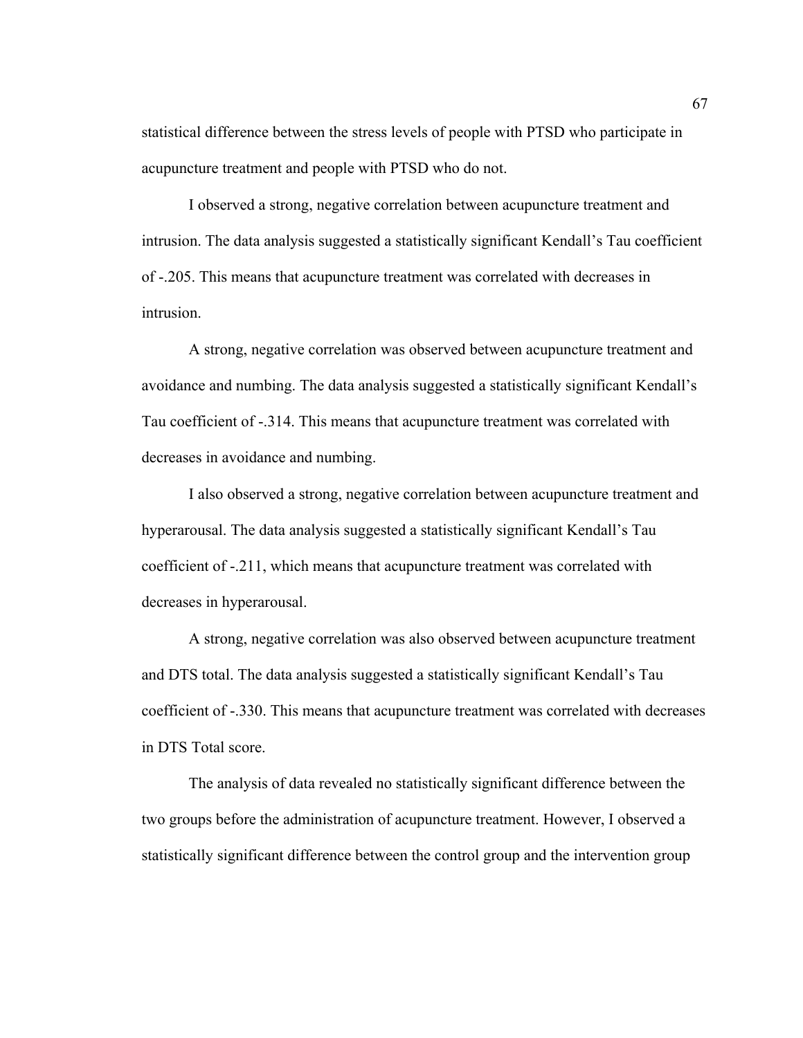statistical difference between the stress levels of people with PTSD who participate in acupuncture treatment and people with PTSD who do not.

I observed a strong, negative correlation between acupuncture treatment and intrusion. The data analysis suggested a statistically significant Kendall's Tau coefficient of -.205. This means that acupuncture treatment was correlated with decreases in intrusion.

A strong, negative correlation was observed between acupuncture treatment and avoidance and numbing. The data analysis suggested a statistically significant Kendall's Tau coefficient of -.314. This means that acupuncture treatment was correlated with decreases in avoidance and numbing.

I also observed a strong, negative correlation between acupuncture treatment and hyperarousal. The data analysis suggested a statistically significant Kendall's Tau coefficient of -.211, which means that acupuncture treatment was correlated with decreases in hyperarousal.

A strong, negative correlation was also observed between acupuncture treatment and DTS total. The data analysis suggested a statistically significant Kendall's Tau coefficient of -.330. This means that acupuncture treatment was correlated with decreases in DTS Total score.

The analysis of data revealed no statistically significant difference between the two groups before the administration of acupuncture treatment. However, I observed a statistically significant difference between the control group and the intervention group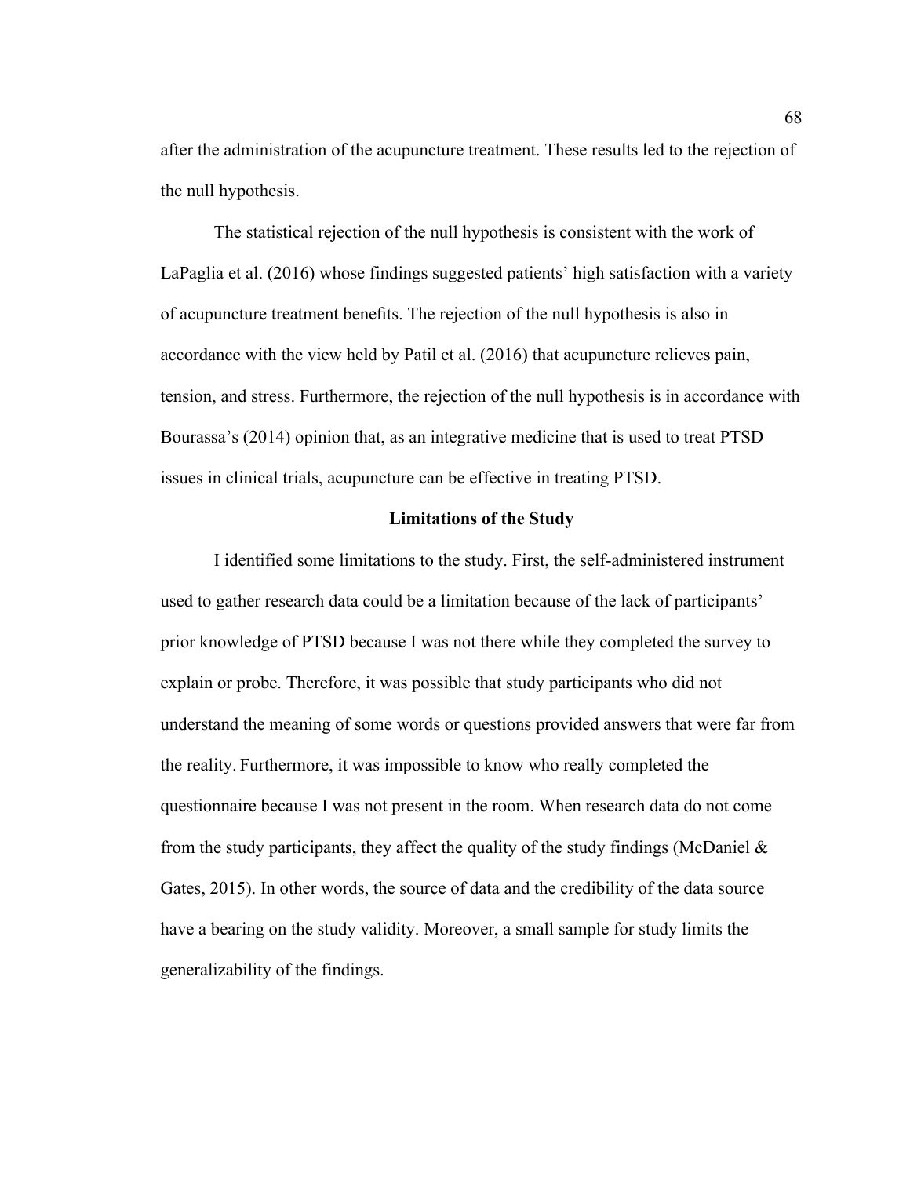after the administration of the acupuncture treatment. These results led to the rejection of the null hypothesis.

The statistical rejection of the null hypothesis is consistent with the work of LaPaglia et al. (2016) whose findings suggested patients' high satisfaction with a variety of acupuncture treatment benefits. The rejection of the null hypothesis is also in accordance with the view held by Patil et al. (2016) that acupuncture relieves pain, tension, and stress. Furthermore, the rejection of the null hypothesis is in accordance with Bourassa's (2014) opinion that, as an integrative medicine that is used to treat PTSD issues in clinical trials, acupuncture can be effective in treating PTSD.

## Limitations of the Study

I identified some limitations to the study. First, the self-administered instrument used to gather research data could be a limitation because of the lack of participants' prior knowledge of PTSD because I was not there while they completed the survey to explain or probe. Therefore, it was possible that study participants who did not understand the meaning of some words or questions provided answers that were far from the reality. Furthermore, it was impossible to know who really completed the questionnaire because I was not present in the room. When research data do not come from the study participants, they affect the quality of the study findings (McDaniel & Gates, 2015). In other words, the source of data and the credibility of the data source have a bearing on the study validity. Moreover, a small sample for study limits the generalizability of the findings.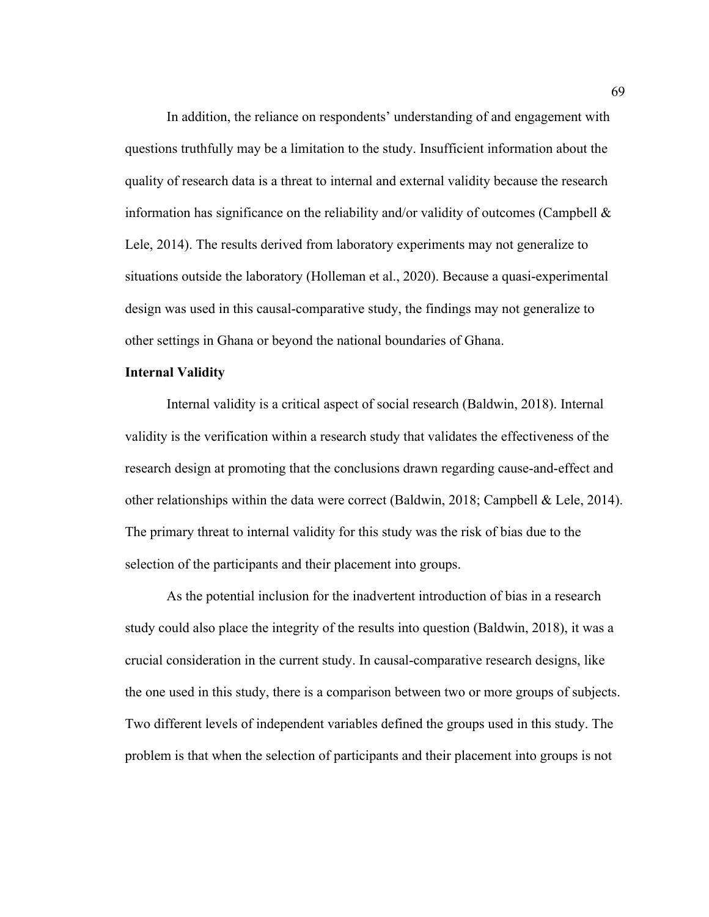In addition, the reliance on respondents' understanding of and engagement with questions truthfully may be a limitation to the study. Insufficient information about the quality of research data is a threat to internal and external validity because the research information has significance on the reliability and/or validity of outcomes (Campbell & Lele, 2014). The results derived from laboratory experiments may not generalize to situations outside the laboratory (Holleman et al., 2020). Because a quasi-experimental design was used in this causal-comparative study, the findings may not generalize to other settings in Ghana or beyond the national boundaries of Ghana.

**Internal Validity**

Internal validity is a critical aspect of social research (Baldwin, 2018). Internal validity is the verification within a research study that validates the effectiveness of the research design at promoting that the conclusions drawn regarding cause-and-effect and other relationships within the data were correct (Baldwin, 2018; Campbell & Lele, 2014). The primary threat to internal validity for this study was the risk of bias due to the selection of the participants and their placement into groups.

As the potential inclusion for the inadvertent introduction of bias in a research study could also place the integrity of the results into question (Baldwin, 2018), it was a crucial consideration in the current study. In causal-comparative research designs, like the one used in this study, there is a comparison between two or more groups of subjects. Two different levels of independent variables defined the groups used in this study. The problem is that when the selection of participants and their placement into groups is not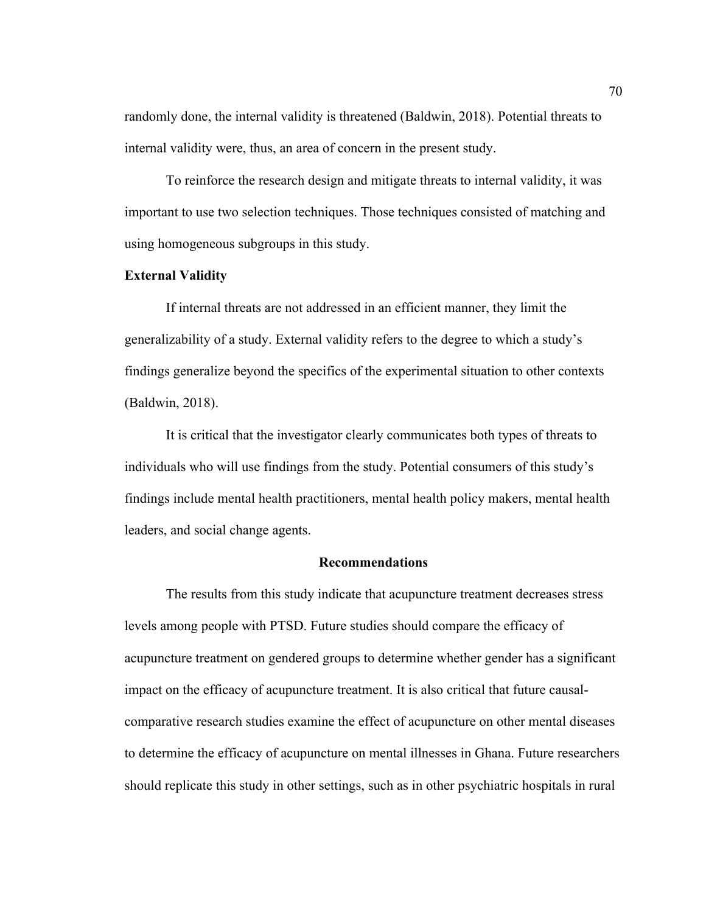randomly done, the internal validity is threatened (Baldwin, 2018). Potential threats to internal validity were, thus, an area of concern in the present study.

To reinforce the research design and mitigate threats to internal validity, it was important to use two selection techniques. Those techniques consisted of matching and using homogeneous subgroups in this study.

### External Validity

If internal threats are not addressed in an efficient manner, they limit the generalizability of a study. External validity refers to the degree to which a study's findings generalize beyond the specifics of the experimental situation to other contexts (Baldwin, 2018).

It is critical that the investigator clearly communicates both types of threats to individuals who will use findings from the study. Potential consumers of this study's findings include mental health practitioners, mental health policy makers, mental health leaders, and social change agents.

## Recommendations

The results from this study indicate that acupuncture treatment decreases stress levels among people with PTSD. Future studies should compare the efficacy of acupuncture treatment on gendered groups to determine whether gender has a significant impact on the efficacy of acupuncture treatment. It is also critical that future causal-comparative research studies examine the effect of acupuncture on other mental diseases to determine the efficacy of acupuncture on mental illnesses in Ghana. Future researchers should replicate this study in other settings, such as in other psychiatric hospitals in rural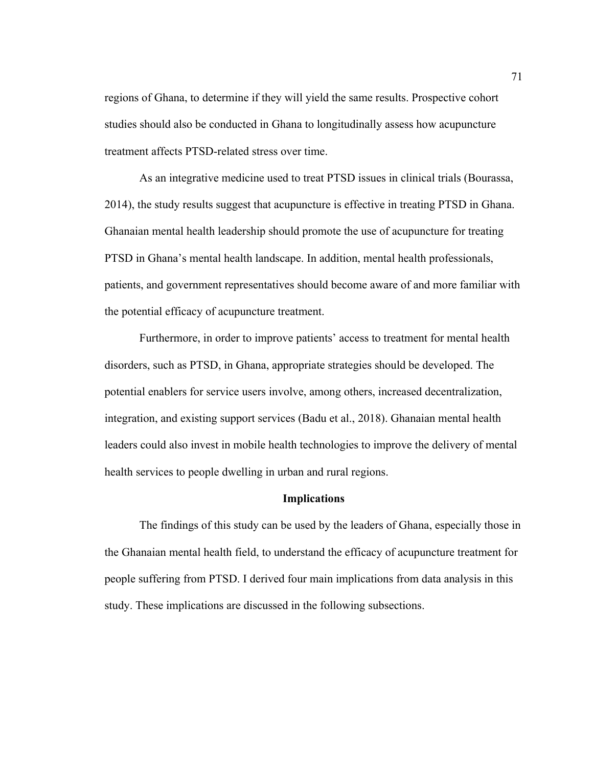regions of Ghana, to determine if they will yield the same results. Prospective cohort studies should also be conducted in Ghana to longitudinally assess how acupuncture treatment affects PTSD-related stress over time.

As an integrative medicine used to treat PTSD issues in clinical trials (Bourassa, 2014), the study results suggest that acupuncture is effective in treating PTSD in Ghana. Ghanaian mental health leadership should promote the use of acupuncture for treating PTSD in Ghana's mental health landscape. In addition, mental health professionals, patients, and government representatives should become aware of and more familiar with the potential efficacy of acupuncture treatment.

Furthermore, in order to improve patients' access to treatment for mental health disorders, such as PTSD, in Ghana, appropriate strategies should be developed. The potential enablers for service users involve, among others, increased decentralization, integration, and existing support services (Badu et al., 2018). Ghanaian mental health leaders could also invest in mobile health technologies to improve the delivery of mental health services to people dwelling in urban and rural regions.

## Implications

The findings of this study can be used by the leaders of Ghana, especially those in the Ghanaian mental health field, to understand the efficacy of acupuncture treatment for people suffering from PTSD. I derived four main implications from data analysis in this study. These implications are discussed in the following subsections.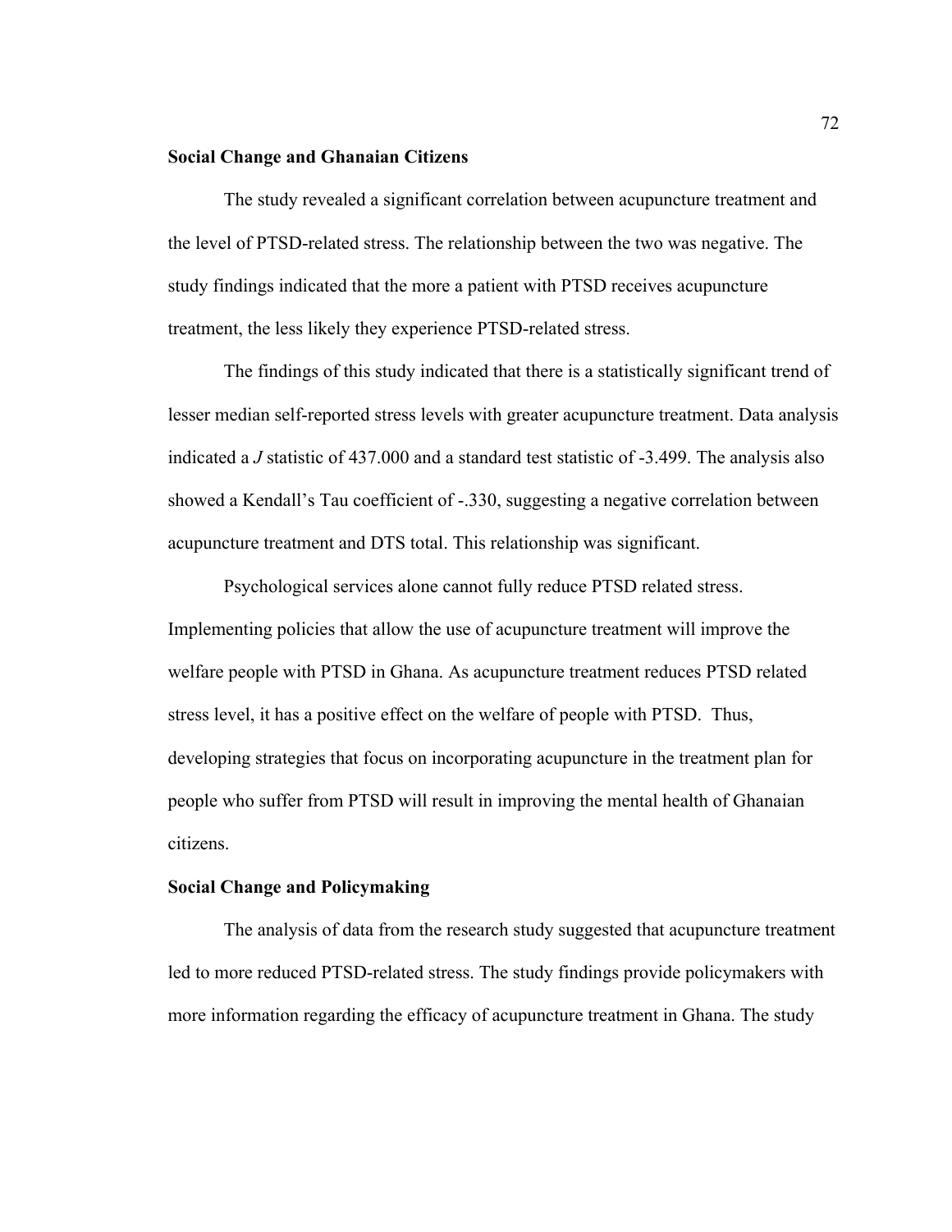### Social Change and Ghanaian Citizens

The study revealed a significant correlation between acupuncture treatment and the level of PTSD-related stress. The relationship between the two was negative. The study findings indicated that the more a patient with PTSD receives acupuncture treatment, the less likely they experience PTSD-related stress.

The findings of this study indicated that there is a statistically significant trend of lesser median self-reported stress levels with greater acupuncture treatment. Data analysis indicated a *J* statistic of 437.000 and a standard test statistic of -3.499. The analysis also showed a Kendall's Tau coefficient of -.330, suggesting a negative correlation between acupuncture treatment and DTS total. This relationship was significant.

Psychological services alone cannot fully reduce PTSD related stress. Implementing policies that allow the use of acupuncture treatment will improve the welfare people with PTSD in Ghana. As acupuncture treatment reduces PTSD related stress level, it has a positive effect on the welfare of people with PTSD. Thus, developing strategies that focus on incorporating acupuncture in the treatment plan for people who suffer from PTSD will result in improving the mental health of Ghanaian citizens.

### Social Change and Policymaking

The analysis of data from the research study suggested that acupuncture treatment led to more reduced PTSD-related stress. The study findings provide policymakers with more information regarding the efficacy of acupuncture treatment in Ghana. The study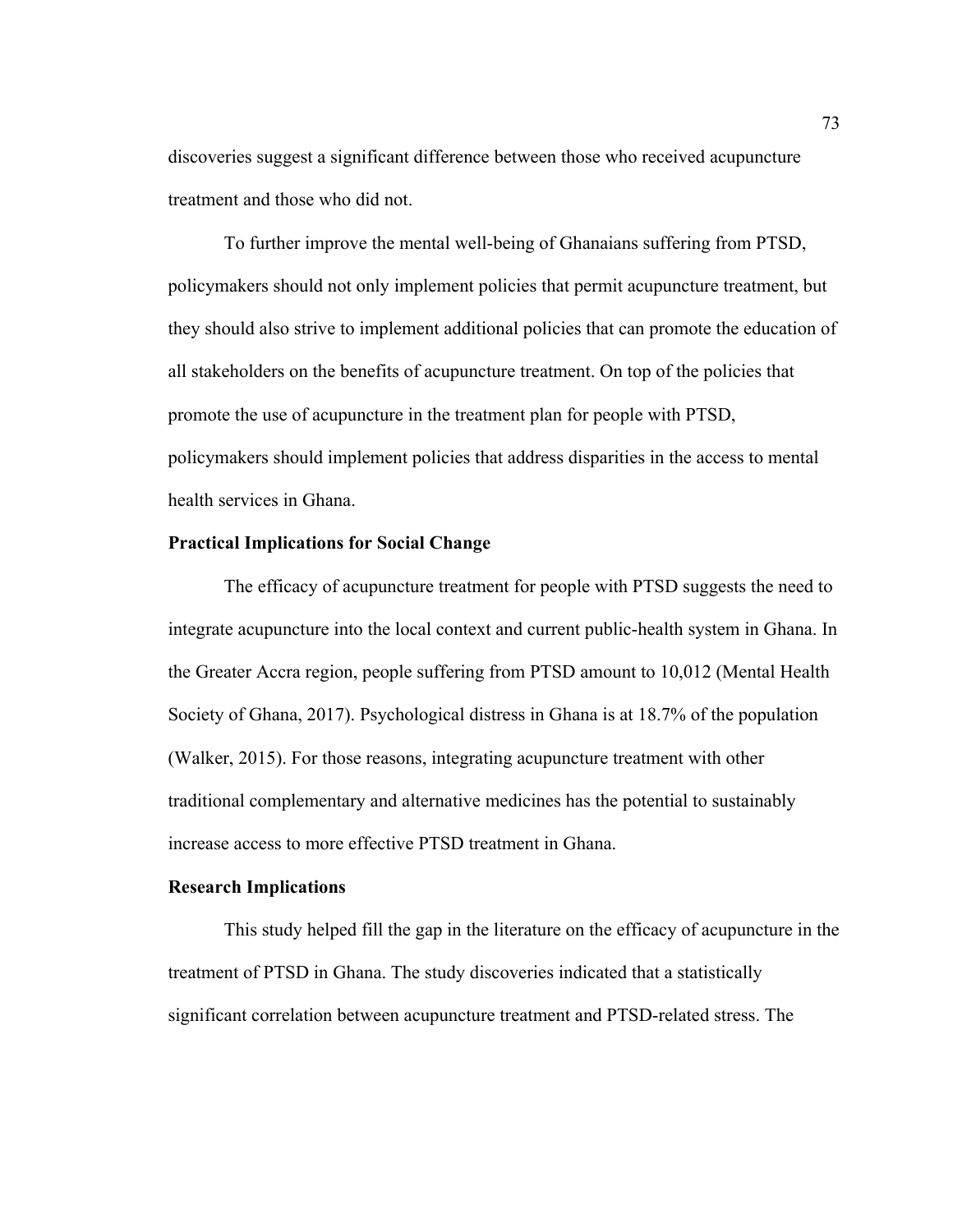discoveries suggest a significant difference between those who received acupuncture treatment and those who did not.

To further improve the mental well-being of Ghanaians suffering from PTSD, policymakers should not only implement policies that permit acupuncture treatment, but they should also strive to implement additional policies that can promote the education of all stakeholders on the benefits of acupuncture treatment. On top of the policies that promote the use of acupuncture in the treatment plan for people with PTSD, policymakers should implement policies that address disparities in the access to mental health services in Ghana.

### Practical Implications for Social Change

The efficacy of acupuncture treatment for people with PTSD suggests the need to integrate acupuncture into the local context and current public-health system in Ghana. In the Greater Accra region, people suffering from PTSD amount to 10,012 (Mental Health Society of Ghana, 2017). Psychological distress in Ghana is at 18.7% of the population (Walker, 2015). For those reasons, integrating acupuncture treatment with other traditional complementary and alternative medicines has the potential to sustainably increase access to more effective PTSD treatment in Ghana.

### Research Implications

This study helped fill the gap in the literature on the efficacy of acupuncture in the treatment of PTSD in Ghana. The study discoveries indicated that a statistically significant correlation between acupuncture treatment and PTSD-related stress. The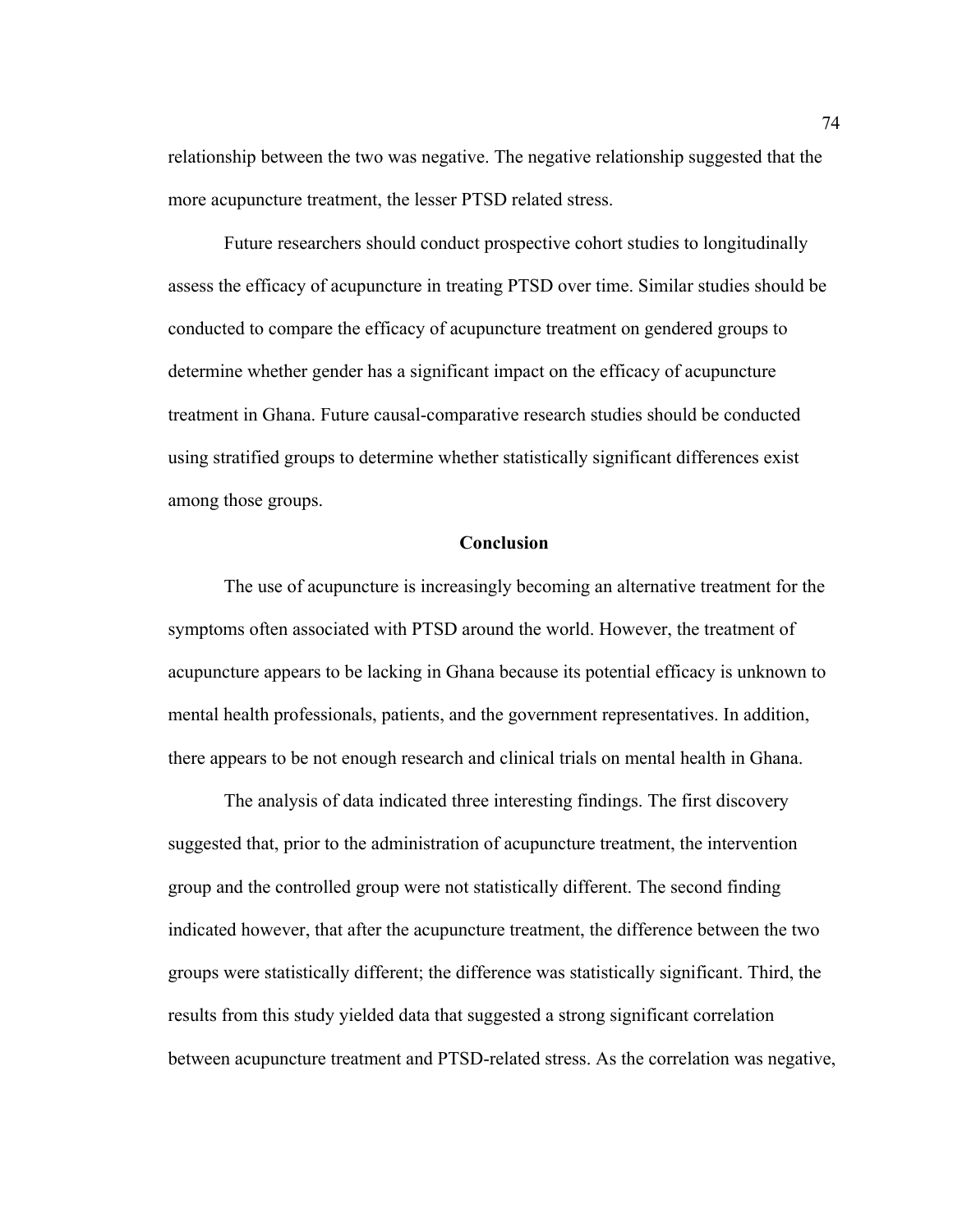relationship between the two was negative. The negative relationship suggested that the more acupuncture treatment, the lesser PTSD related stress.

Future researchers should conduct prospective cohort studies to longitudinally assess the efficacy of acupuncture in treating PTSD over time. Similar studies should be conducted to compare the efficacy of acupuncture treatment on gendered groups to determine whether gender has a significant impact on the efficacy of acupuncture treatment in Ghana. Future causal-comparative research studies should be conducted using stratified groups to determine whether statistically significant differences exist among those groups.

## Conclusion

The use of acupuncture is increasingly becoming an alternative treatment for the symptoms often associated with PTSD around the world. However, the treatment of acupuncture appears to be lacking in Ghana because its potential efficacy is unknown to mental health professionals, patients, and the government representatives. In addition, there appears to be not enough research and clinical trials on mental health in Ghana.

The analysis of data indicated three interesting findings. The first discovery suggested that, prior to the administration of acupuncture treatment, the intervention group and the controlled group were not statistically different. The second finding indicated however, that after the acupuncture treatment, the difference between the two groups were statistically different; the difference was statistically significant. Third, the results from this study yielded data that suggested a strong significant correlation between acupuncture treatment and PTSD-related stress. As the correlation was negative,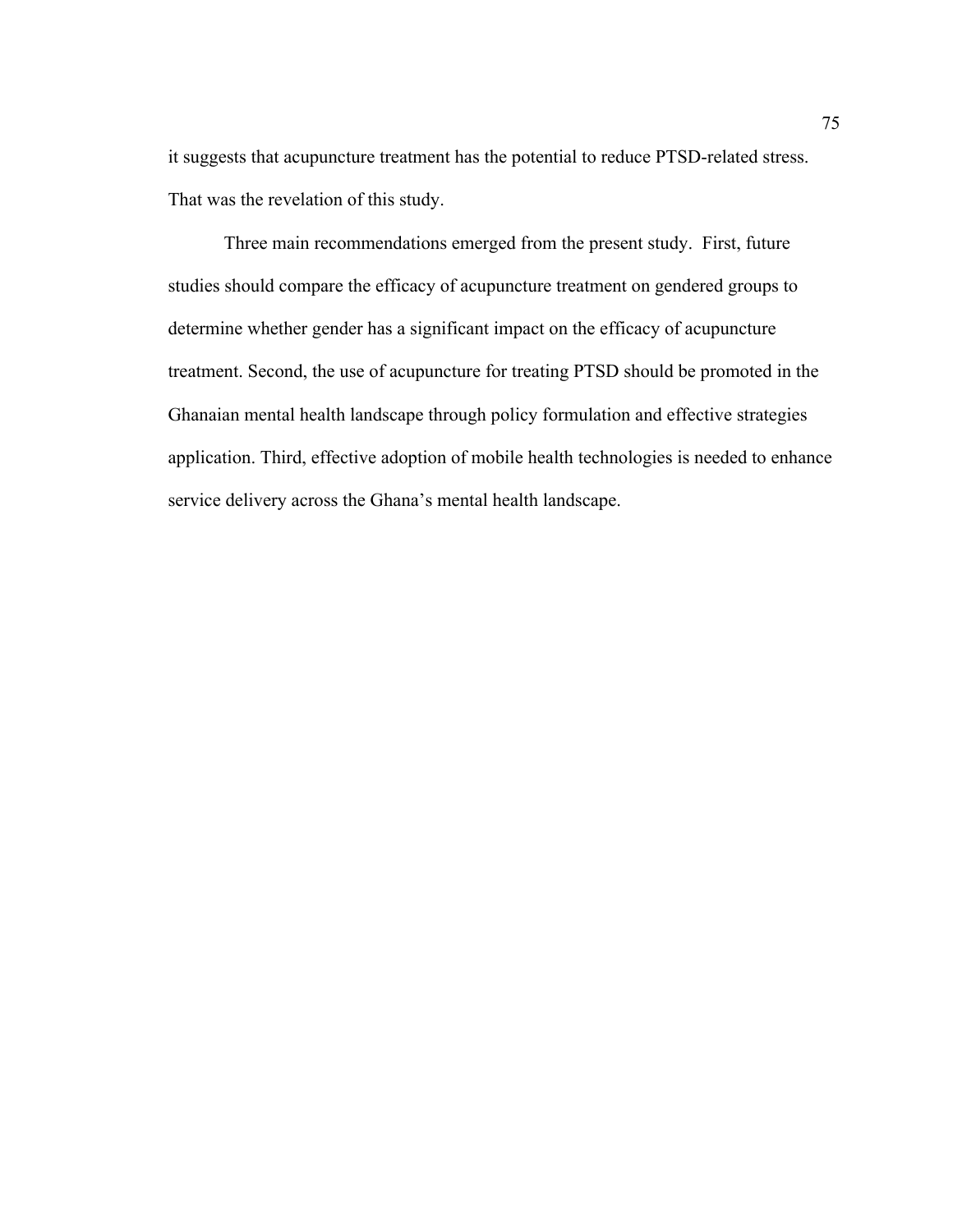it suggests that acupuncture treatment has the potential to reduce PTSD-related stress. That was the revelation of this study.

Three main recommendations emerged from the present study. First, future studies should compare the efficacy of acupuncture treatment on gendered groups to determine whether gender has a significant impact on the efficacy of acupuncture treatment. Second, the use of acupuncture for treating PTSD should be promoted in the Ghanaian mental health landscape through policy formulation and effective strategies application. Third, effective adoption of mobile health technologies is needed to enhance service delivery across the Ghana's mental health landscape.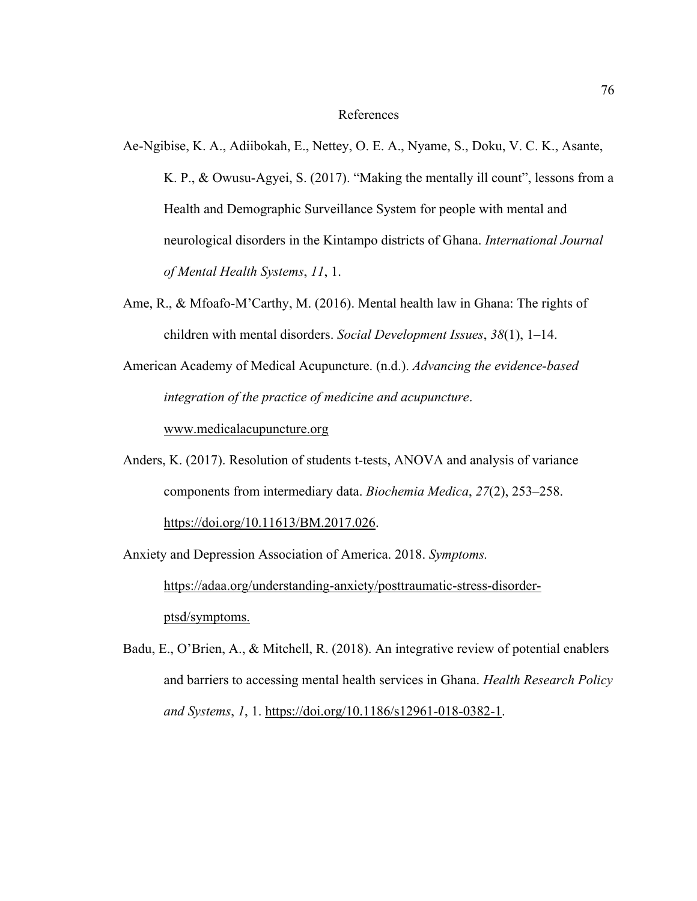# References

Ae-Ngibise, K. A., Adiibokah, E., Nettey, O. E. A., Nyame, S., Doku, V. C. K., Asante, K. P., & Owusu-Agyei, S. (2017). "Making the mentally ill count", lessons from a Health and Demographic Surveillance System for people with mental and neurological disorders in the Kintampo districts of Ghana. *International Journal of Mental Health Systems*, *11*, 1.

Ame, R., & Mfoafo-M'Carthy, M. (2016). Mental health law in Ghana: The rights of children with mental disorders. *Social Development Issues*, *38*(1), 1–14.

American Academy of Medical Acupuncture. (n.d.). *Advancing the evidence-based integration of the practice of medicine and acupuncture*. www.medicalacupuncture.org

Anders, K. (2017). Resolution of students t-tests, ANOVA and analysis of variance components from intermediary data. *Biochemia Medica*, *27*(2), 253–258. https://doi.org/10.11613/BM.2017.026.

Anxiety and Depression Association of America. 2018. *Symptoms.* https://adaa.org/understanding-anxiety/posttraumatic-stress-disorder-ptsd/symptoms.

Badu, E., O'Brien, A., & Mitchell, R. (2018). An integrative review of potential enablers and barriers to accessing mental health services in Ghana. *Health Research Policy and Systems*, *1*, 1. https://doi.org/10.1186/s12961-018-0382-1.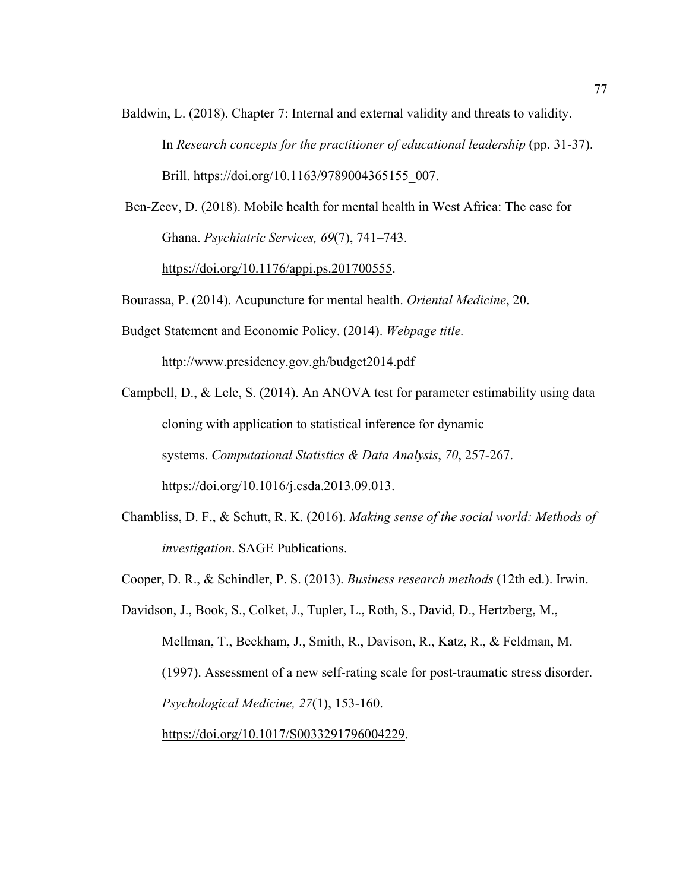Baldwin, L. (2018). Chapter 7: Internal and external validity and threats to validity. In *Research concepts for the practitioner of educational leadership* (pp. 31-37). Brill. https://doi.org/10.1163/9789004365155_007.

Ben-Zeev, D. (2018). Mobile health for mental health in West Africa: The case for Ghana. *Psychiatric Services, 69*(7), 741–743. https://doi.org/10.1176/appi.ps.201700555.

Bourassa, P. (2014). Acupuncture for mental health. *Oriental Medicine*, 20.

Budget Statement and Economic Policy. (2014). *Webpage title.* http://www.presidency.gov.gh/budget2014.pdf

Campbell, D., & Lele, S. (2014). An ANOVA test for parameter estimability using data cloning with application to statistical inference for dynamic systems. *Computational Statistics & Data Analysis*, *70*, 257-267. https://doi.org/10.1016/j.csda.2013.09.013.

Chambliss, D. F., & Schutt, R. K. (2016). *Making sense of the social world: Methods of investigation*. SAGE Publications.

Cooper, D. R., & Schindler, P. S. (2013). *Business research methods* (12th ed.). Irwin.

Davidson, J., Book, S., Colket, J., Tupler, L., Roth, S., David, D., Hertzberg, M., Mellman, T., Beckham, J., Smith, R., Davison, R., Katz, R., & Feldman, M. (1997). Assessment of a new self-rating scale for post-traumatic stress disorder. *Psychological Medicine, 27*(1), 153-160. https://doi.org/10.1017/S0033291796004229.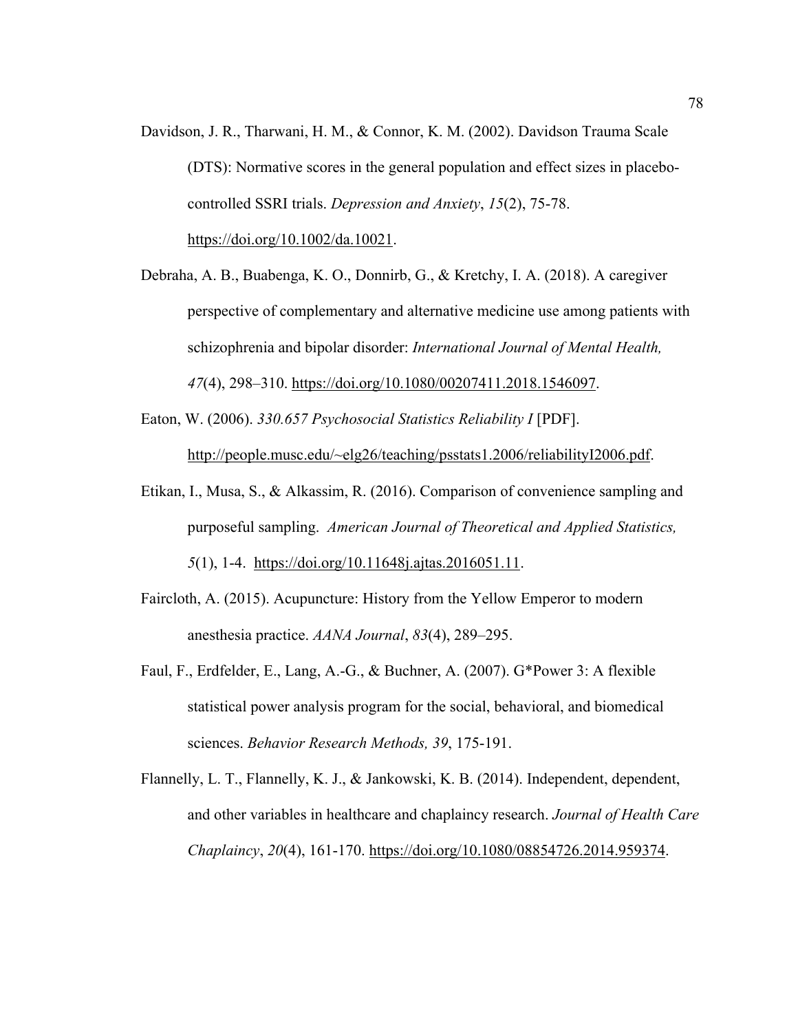Davidson, J. R., Tharwani, H. M., & Connor, K. M. (2002). Davidson Trauma Scale (DTS): Normative scores in the general population and effect sizes in placebo-controlled SSRI trials. *Depression and Anxiety*, *15*(2), 75-78. https://doi.org/10.1002/da.10021.

Debraha, A. B., Buabenga, K. O., Donnirb, G., & Kretchy, I. A. (2018). A caregiver perspective of complementary and alternative medicine use among patients with schizophrenia and bipolar disorder: *International Journal of Mental Health, 47*(4), 298–310. https://doi.org/10.1080/00207411.2018.1546097.

Eaton, W. (2006). *330.657 Psychosocial Statistics Reliability I* [PDF]. http://people.musc.edu/~elg26/teaching/psstats1.2006/reliabilityI2006.pdf.

Etikan, I., Musa, S., & Alkassim, R. (2016). Comparison of convenience sampling and purposeful sampling. *American Journal of Theoretical and Applied Statistics, 5*(1), 1-4. https://doi.org/10.11648j.ajtas.2016051.11.

Faircloth, A. (2015). Acupuncture: History from the Yellow Emperor to modern anesthesia practice. *AANA Journal*, *83*(4), 289–295.

Faul, F., Erdfelder, E., Lang, A.-G., & Buchner, A. (2007). G*Power 3: A flexible statistical power analysis program for the social, behavioral, and biomedical sciences. *Behavior Research Methods, 39*, 175-191.

Flannelly, L. T., Flannelly, K. J., & Jankowski, K. B. (2014). Independent, dependent, and other variables in healthcare and chaplaincy research. *Journal of Health Care Chaplaincy*, *20*(4), 161-170. https://doi.org/10.1080/08854726.2014.959374.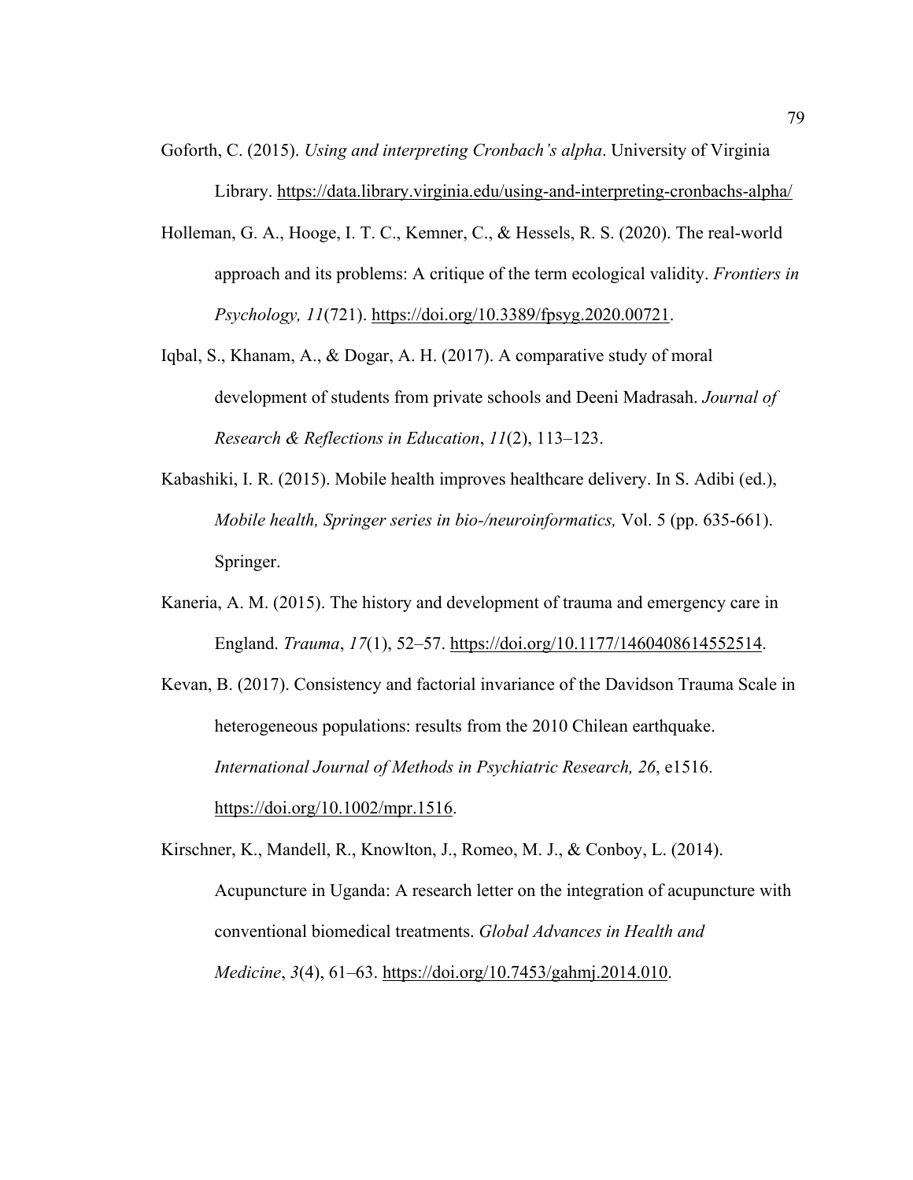Goforth, C. (2015). *Using and interpreting Cronbach's alpha*. University of Virginia Library. https://data.library.virginia.edu/using-and-interpreting-cronbachs-alpha/

Holleman, G. A., Hooge, I. T. C., Kemner, C., & Hessels, R. S. (2020). The real-world approach and its problems: A critique of the term ecological validity. *Frontiers in Psychology, 11*(721). https://doi.org/10.3389/fpsyg.2020.00721.

Iqbal, S., Khanam, A., & Dogar, A. H. (2017). A comparative study of moral development of students from private schools and Deeni Madrasah. *Journal of Research & Reflections in Education*, *11*(2), 113–123.

Kabashiki, I. R. (2015). Mobile health improves healthcare delivery. In S. Adibi (ed.), *Mobile health, Springer series in bio-/neuroinformatics,* Vol. 5 (pp. 635-661). Springer.

Kaneria, A. M. (2015). The history and development of trauma and emergency care in England. *Trauma*, *17*(1), 52–57. https://doi.org/10.1177/1460408614552514.

Kevan, B. (2017). Consistency and factorial invariance of the Davidson Trauma Scale in heterogeneous populations: results from the 2010 Chilean earthquake. *International Journal of Methods in Psychiatric Research, 26*, e1516. https://doi.org/10.1002/mpr.1516.

Kirschner, K., Mandell, R., Knowlton, J., Romeo, M. J., & Conboy, L. (2014). Acupuncture in Uganda: A research letter on the integration of acupuncture with conventional biomedical treatments. *Global Advances in Health and Medicine*, *3*(4), 61–63. https://doi.org/10.7453/gahmj.2014.010.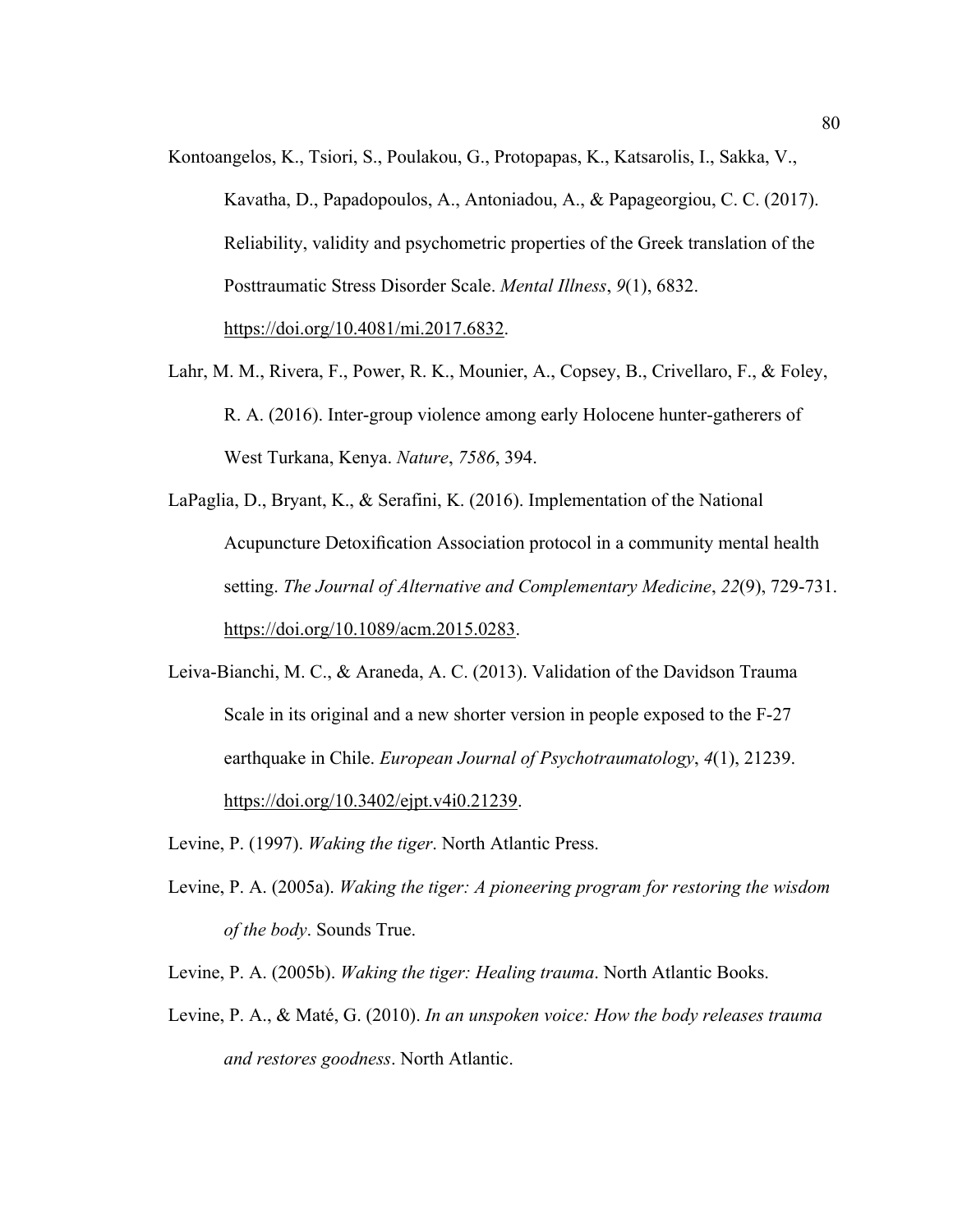Kontoangelos, K., Tsiori, S., Poulakou, G., Protopapas, K., Katsarolis, I., Sakka, V., Kavatha, D., Papadopoulos, A., Antoniadou, A., & Papageorgiou, C. C. (2017). Reliability, validity and psychometric properties of the Greek translation of the Posttraumatic Stress Disorder Scale. *Mental Illness*, *9*(1), 6832. https://doi.org/10.4081/mi.2017.6832.

Lahr, M. M., Rivera, F., Power, R. K., Mounier, A., Copsey, B., Crivellaro, F., & Foley, R. A. (2016). Inter-group violence among early Holocene hunter-gatherers of West Turkana, Kenya. *Nature*, *7586*, 394.

LaPaglia, D., Bryant, K., & Serafini, K. (2016). Implementation of the National Acupuncture Detoxification Association protocol in a community mental health setting. *The Journal of Alternative and Complementary Medicine*, *22*(9), 729-731. https://doi.org/10.1089/acm.2015.0283.

Leiva-Bianchi, M. C., & Araneda, A. C. (2013). Validation of the Davidson Trauma Scale in its original and a new shorter version in people exposed to the F-27 earthquake in Chile. *European Journal of Psychotraumatology*, *4*(1), 21239. https://doi.org/10.3402/ejpt.v4i0.21239.

Levine, P. (1997). *Waking the tiger*. North Atlantic Press.

Levine, P. A. (2005a). *Waking the tiger: A pioneering program for restoring the wisdom of the body*. Sounds True.

Levine, P. A. (2005b). *Waking the tiger: Healing trauma*. North Atlantic Books.

Levine, P. A., & Maté, G. (2010). *In an unspoken voice: How the body releases trauma and restores goodness*. North Atlantic.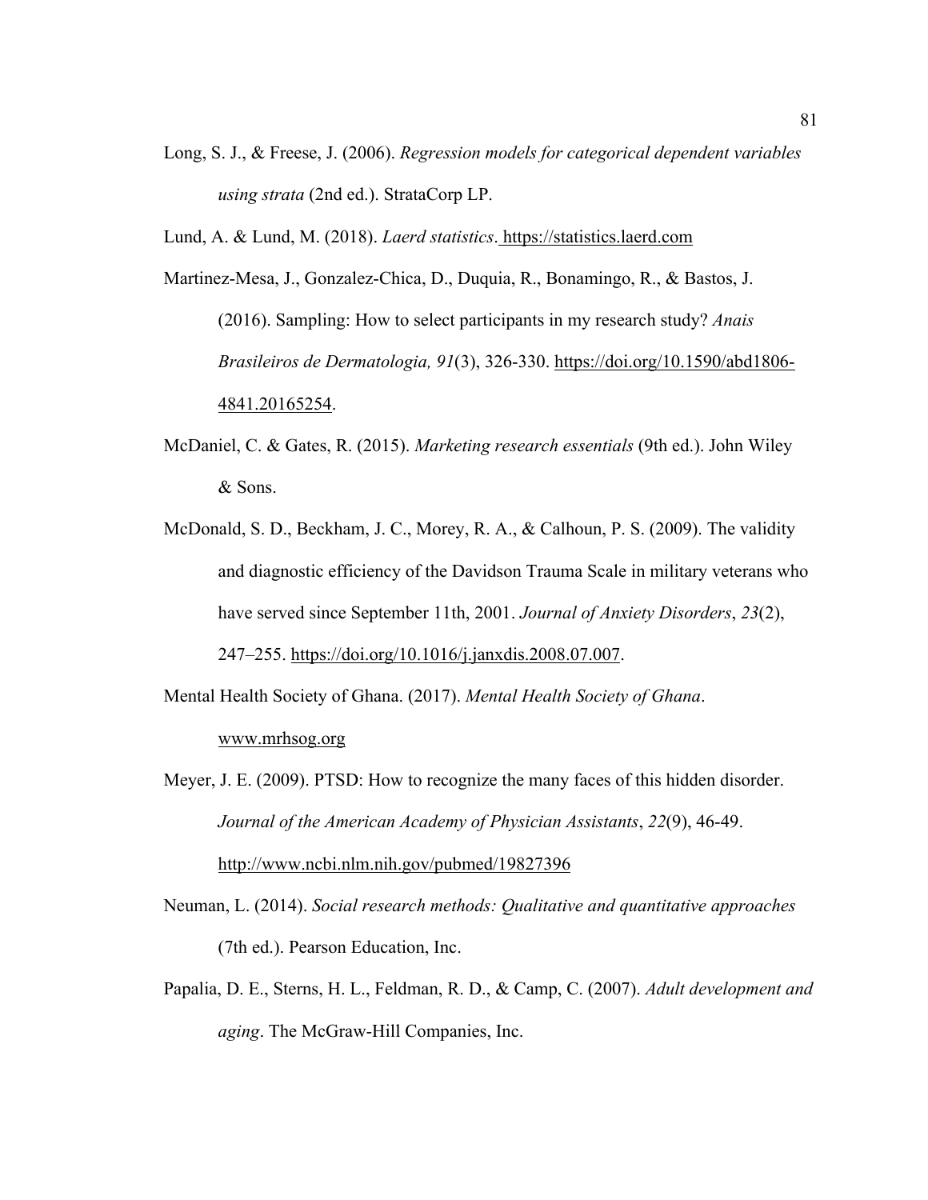Long, S. J., & Freese, J. (2006). *Regression models for categorical dependent variables using strata* (2nd ed.). StrataCorp LP.

Lund, A. & Lund, M. (2018). *Laerd statistics*. https://statistics.laerd.com

Martinez-Mesa, J., Gonzalez-Chica, D., Duquia, R., Bonamingo, R., & Bastos, J. (2016). Sampling: How to select participants in my research study? *Anais Brasileiros de Dermatologia, 91*(3), 326-330. https://doi.org/10.1590/abd1806-4841.20165254.

McDaniel, C. & Gates, R. (2015). *Marketing research essentials* (9th ed.). John Wiley & Sons.

McDonald, S. D., Beckham, J. C., Morey, R. A., & Calhoun, P. S. (2009). The validity and diagnostic efficiency of the Davidson Trauma Scale in military veterans who have served since September 11th, 2001. *Journal of Anxiety Disorders*, *23*(2), 247–255. https://doi.org/10.1016/j.janxdis.2008.07.007.

Mental Health Society of Ghana. (2017). *Mental Health Society of Ghana*. www.mrhsog.org

Meyer, J. E. (2009). PTSD: How to recognize the many faces of this hidden disorder. *Journal of the American Academy of Physician Assistants*, *22*(9), 46-49. http://www.ncbi.nlm.nih.gov/pubmed/19827396

Neuman, L. (2014). *Social research methods: Qualitative and quantitative approaches* (7th ed.). Pearson Education, Inc.

Papalia, D. E., Sterns, H. L., Feldman, R. D., & Camp, C. (2007). *Adult development and aging*. The McGraw-Hill Companies, Inc.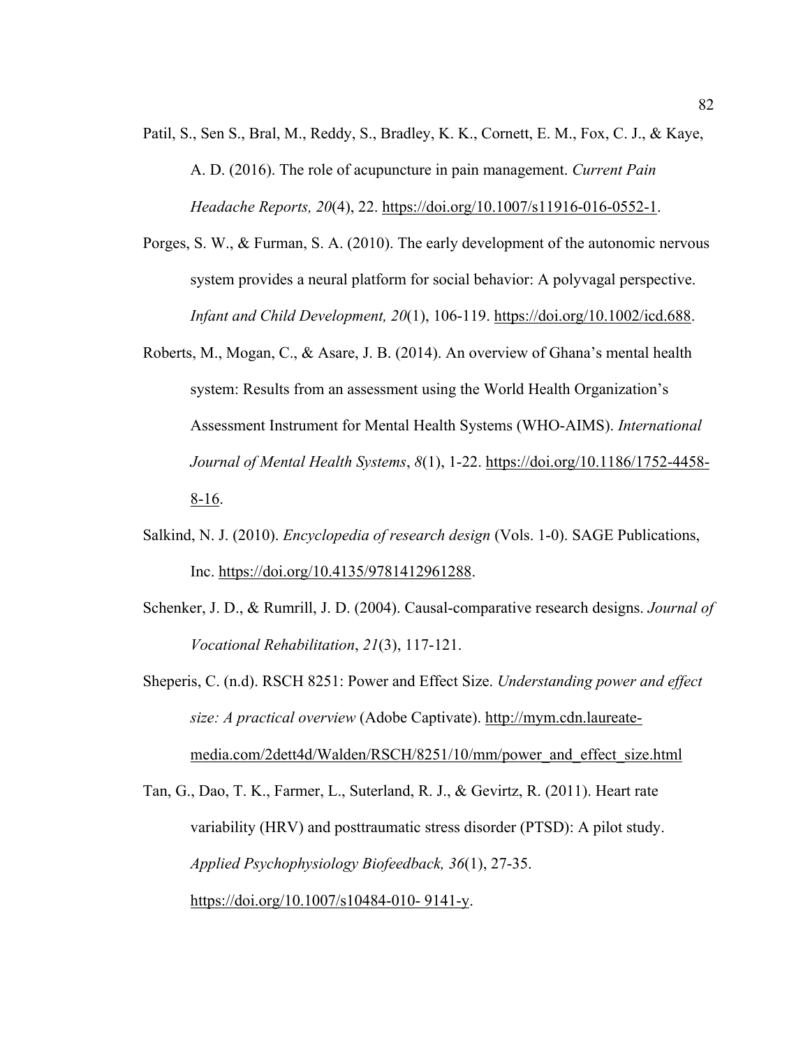Patil, S., Sen S., Bral, M., Reddy, S., Bradley, K. K., Cornett, E. M., Fox, C. J., & Kaye, A. D. (2016). The role of acupuncture in pain management. *Current Pain Headache Reports, 20*(4), 22. https://doi.org/10.1007/s11916-016-0552-1.

Porges, S. W., & Furman, S. A. (2010). The early development of the autonomic nervous system provides a neural platform for social behavior: A polyvagal perspective. *Infant and Child Development, 20*(1), 106-119. https://doi.org/10.1002/icd.688.

Roberts, M., Mogan, C., & Asare, J. B. (2014). An overview of Ghana's mental health system: Results from an assessment using the World Health Organization's Assessment Instrument for Mental Health Systems (WHO-AIMS). *International Journal of Mental Health Systems*, *8*(1), 1-22. https://doi.org/10.1186/1752-4458-8-16.

Salkind, N. J. (2010). *Encyclopedia of research design* (Vols. 1-0). SAGE Publications, Inc. https://doi.org/10.4135/9781412961288.

Schenker, J. D., & Rumrill, J. D. (2004). Causal-comparative research designs. *Journal of Vocational Rehabilitation*, *21*(3), 117-121.

Sheperis, C. (n.d). RSCH 8251: Power and Effect Size. *Understanding power and effect size: A practical overview* (Adobe Captivate). http://mym.cdn.laureate-media.com/2dett4d/Walden/RSCH/8251/10/mm/power_and_effect_size.html

Tan, G., Dao, T. K., Farmer, L., Suterland, R. J., & Gevirtz, R. (2011). Heart rate variability (HRV) and posttraumatic stress disorder (PTSD): A pilot study. *Applied Psychophysiology Biofeedback, 36*(1), 27-35. https://doi.org/10.1007/s10484-010- 9141-y.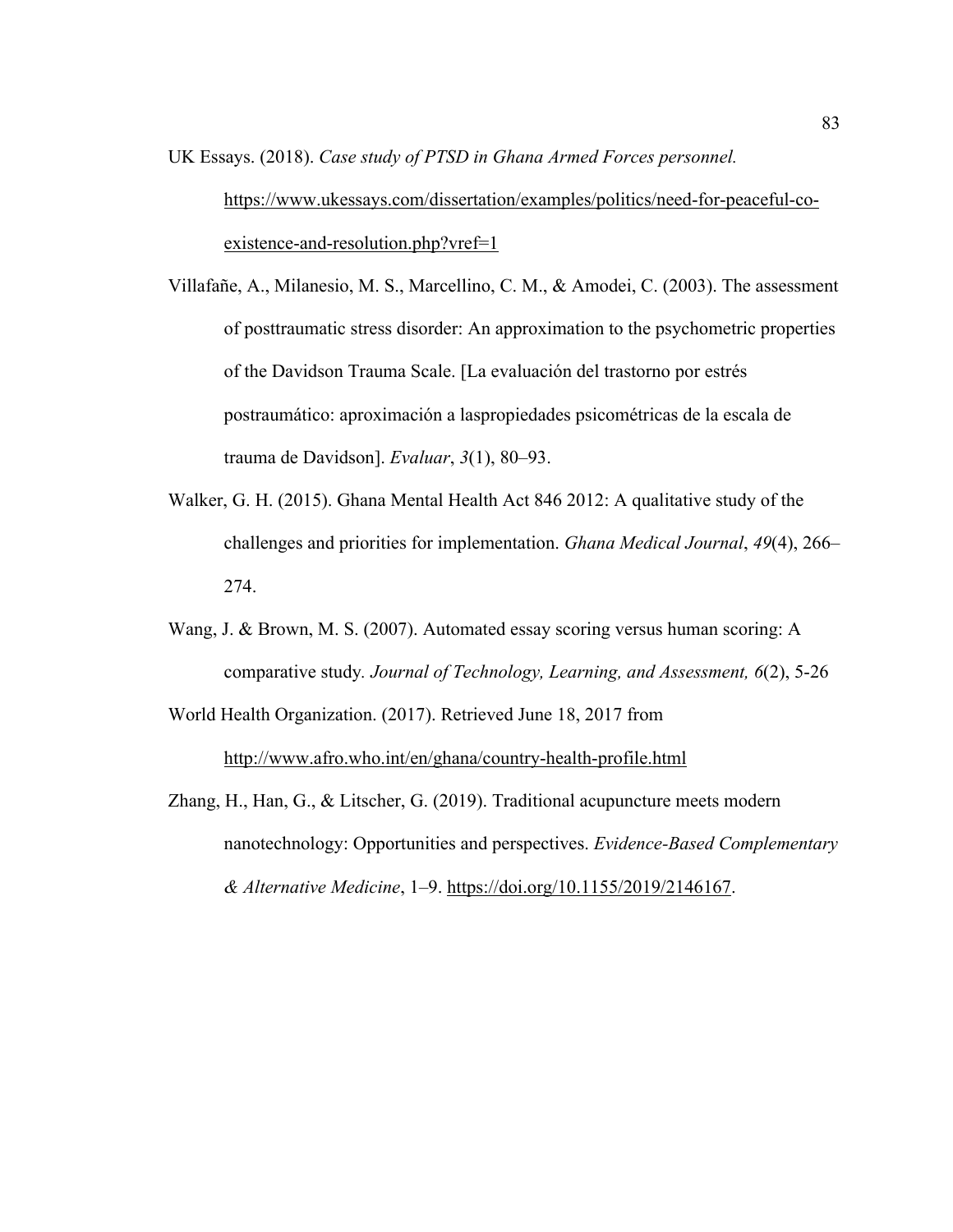UK Essays. (2018). *Case study of PTSD in Ghana Armed Forces personnel.* https://www.ukessays.com/dissertation/examples/politics/need-for-peaceful-co-existence-and-resolution.php?vref=1

Villafañe, A., Milanesio, M. S., Marcellino, C. M., & Amodei, C. (2003). The assessment of posttraumatic stress disorder: An approximation to the psychometric properties of the Davidson Trauma Scale. [La evaluación del trastorno por estrés postraumático: aproximación a laspropiedades psicométricas de la escala de trauma de Davidson]. *Evaluar*, *3*(1), 80–93.

Walker, G. H. (2015). Ghana Mental Health Act 846 2012: A qualitative study of the challenges and priorities for implementation. *Ghana Medical Journal*, *49*(4), 266–274.

Wang, J. & Brown, M. S. (2007). Automated essay scoring versus human scoring: A comparative study*. Journal of Technology, Learning, and Assessment, 6*(2), 5-26

World Health Organization. (2017). Retrieved June 18, 2017 from http://www.afro.who.int/en/ghana/country-health-profile.html

Zhang, H., Han, G., & Litscher, G. (2019). Traditional acupuncture meets modern nanotechnology: Opportunities and perspectives. *Evidence-Based Complementary & Alternative Medicine*, 1–9. https://doi.org/10.1155/2019/2146167.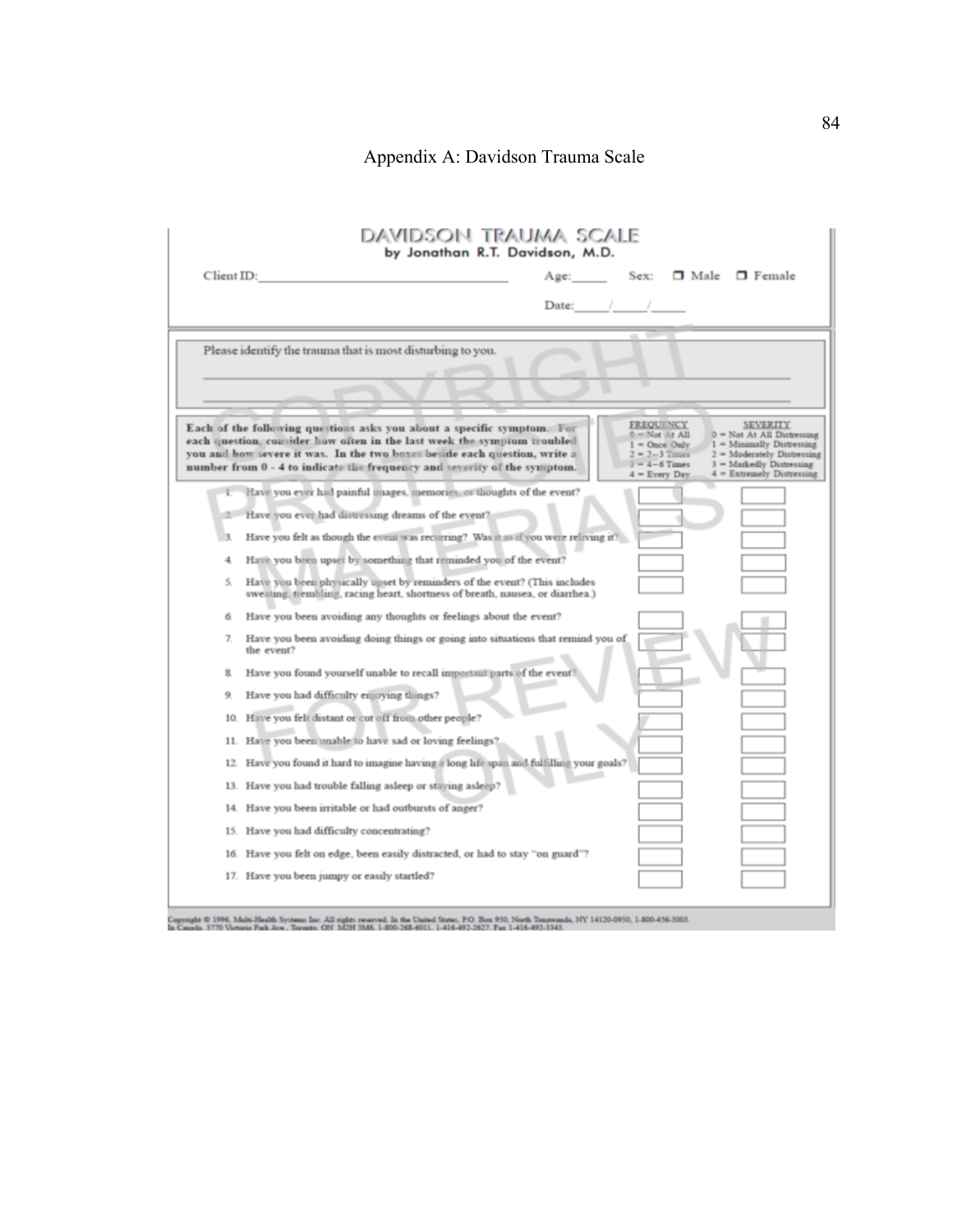# Appendix A: Davidson Trauma Scale

## DAVIDSON TRAUMA SCALE

**by Jonathan R.T. Davidson, M.D.**

Client ID:_______________________ Age:_____ Sex: ☐ Male ☐ Female

Date:_____/_____/_____

Please identify the trauma that is most disturbing to you.

_______________________________________________

_______________________________________________

**Each of the following questions asks you about a specific symptom. For each question, consider how often in the last week the symptom troubled you and how severe it was. In the two boxes beside each question, write a number from 0 - 4 to indicate the frequency and severity of the symptom.**

| FREQUENCY | SEVERITY |
|---|---|
| 0 = Not At All | 0 = Not At All Distressing |
| 1 = Once Only | 1 = Minimally Distressing |
| 2 = 2 – 3 Times | 2 = Moderately Distressing |
| 3 = 4 – 6 Times | 3 = Markedly Distressing |
| 4 = Every Day | 4 = Extremely Distressing |

| Question | Frequency | Severity |
|---|---|---|
| 1. Have you ever had painful images, memories, or thoughts of the event? | | |
| 2. Have you ever had distressing dreams of the event? | | |
| 3. Have you felt as though the event was recurring? Was it as if you were reliving it? | | |
| 4. Have you been upset by something that reminded you of the event? | | |
| 5. Have you been physically upset by reminders of the event? (This includes sweating, trembling, racing heart, shortness of breath, nausea, or diarrhea.) | | |
| 6. Have you been avoiding any thoughts or feelings about the event? | | |
| 7. Have you been avoiding doing things or going into situations that remind you of the event? | | |
| 8. Have you found yourself unable to recall important parts of the event? | | |
| 9. Have you had difficulty enjoying things? | | |
| 10. Have you felt distant or cut off from other people? | | |
| 11. Have you been unable to have sad or loving feelings? | | |
| 12. Have you found it hard to imagine having a long life span and fulfilling your goals? | | |
| 13. Have you had trouble falling asleep or staying asleep? | | |
| 14. Have you been irritable or had outbursts of anger? | | |
| 15. Have you had difficulty concentrating? | | |
| 16. Have you felt on edge, been easily distracted, or had to stay "on guard"? | | |
| 17. Have you been jumpy or easily startled? | | |

COPYRIGHT PROTECTED MATERIALS FOR REVIEW ONLY

Copyright © 1996, Multi-Health Systems Inc. All rights reserved. In the United States, P.O. Box 950, North Tonawanda, NY 14120-0950, 1-800-456-3003. In Canada, 3770 Victoria Park Ave., Toronto, ON M2H 3M6, 1-800-268-6011, 1-416-492-2627, Fax 1-416-492-3343.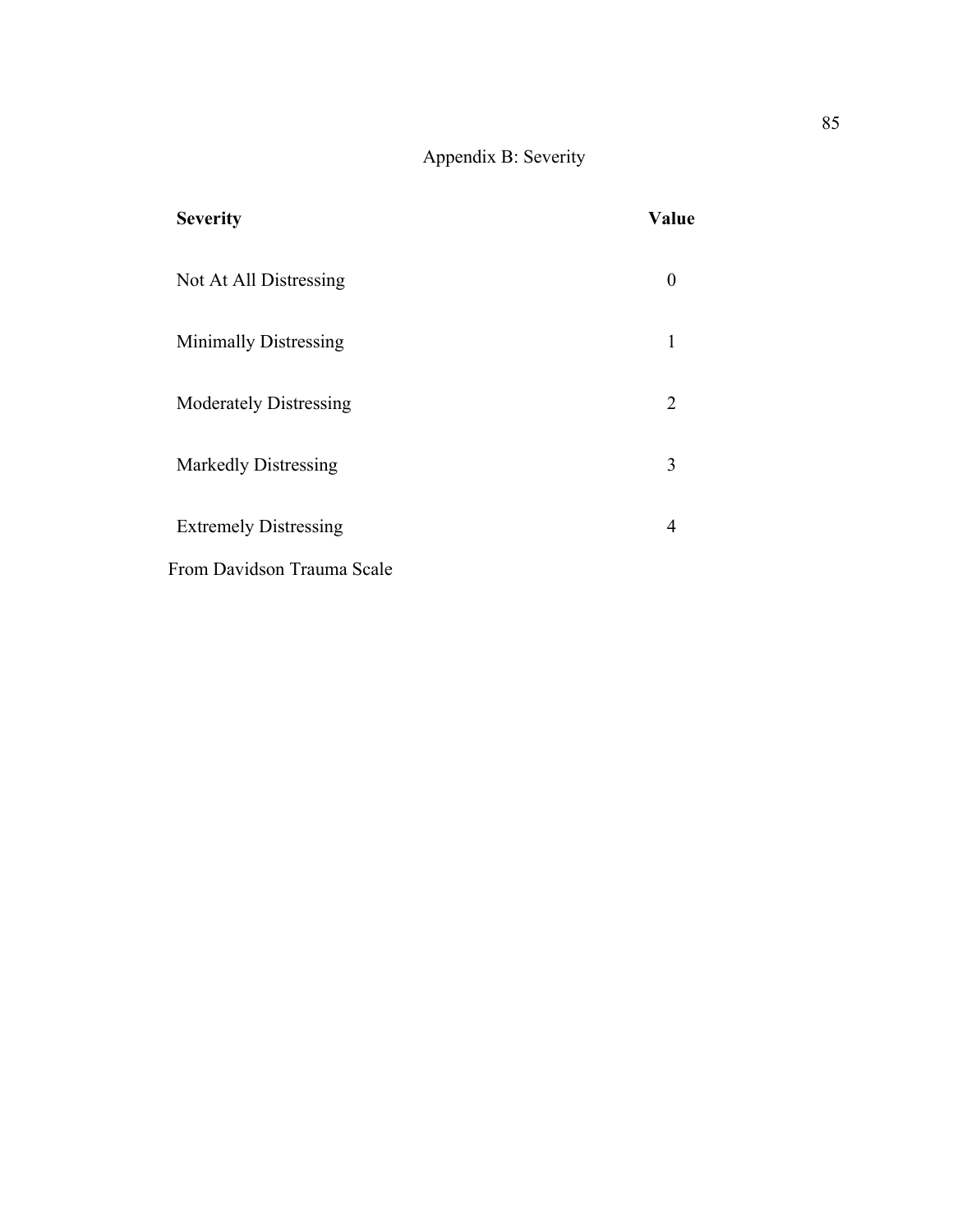# Appendix B: Severity

| **Severity** | **Value** |
|---|---|
| Not At All Distressing | 0 |
| Minimally Distressing | 1 |
| Moderately Distressing | 2 |
| Markedly Distressing | 3 |
| Extremely Distressing | 4 |

From Davidson Trauma Scale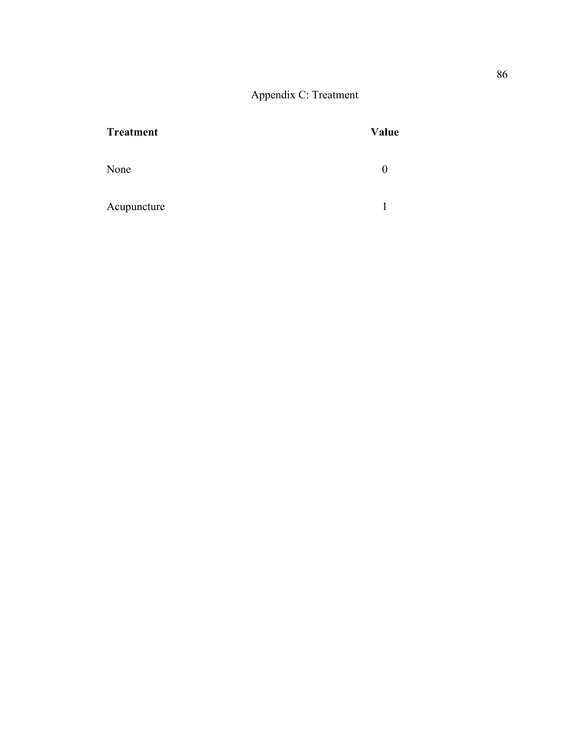# Appendix C: Treatment

| **Treatment** | **Value** |
|---|---|
| None | 0 |
| Acupuncture | 1 |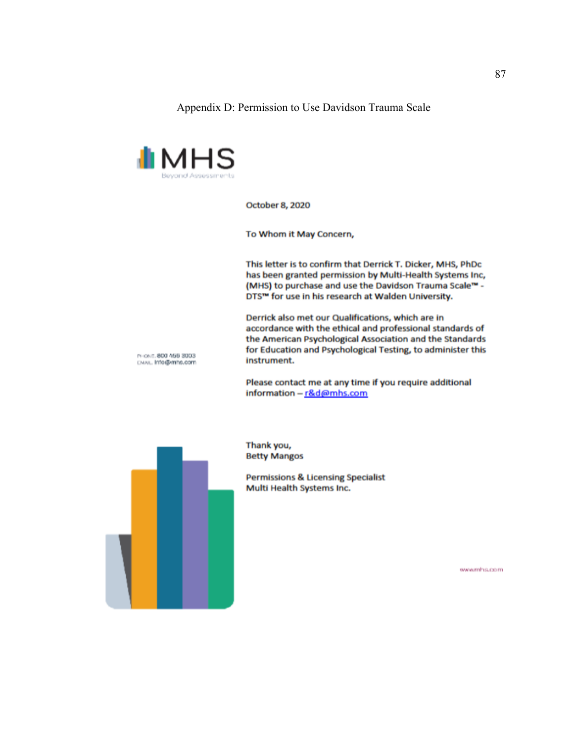# Appendix D: Permission to Use Davidson Trauma Scale

MHS

Beyond Assessments

October 8, 2020

To Whom it May Concern,

This letter is to confirm that Derrick T. Dicker, MHS, PhDc has been granted permission by Multi-Health Systems Inc, (MHS) to purchase and use the Davidson Trauma Scale™ - DTS™ for use in his research at Walden University.

Derrick also met our Qualifications, which are in accordance with the ethical and professional standards of the American Psychological Association and the Standards for Education and Psychological Testing, to administer this instrument.

PHONE 800 456 3003
EMAIL info@mhs.com

Please contact me at any time if you require additional information – r&d@mhs.com

Thank you,
Betty Mangos

Permissions & Licensing Specialist
Multi Health Systems Inc.

www.mhs.com